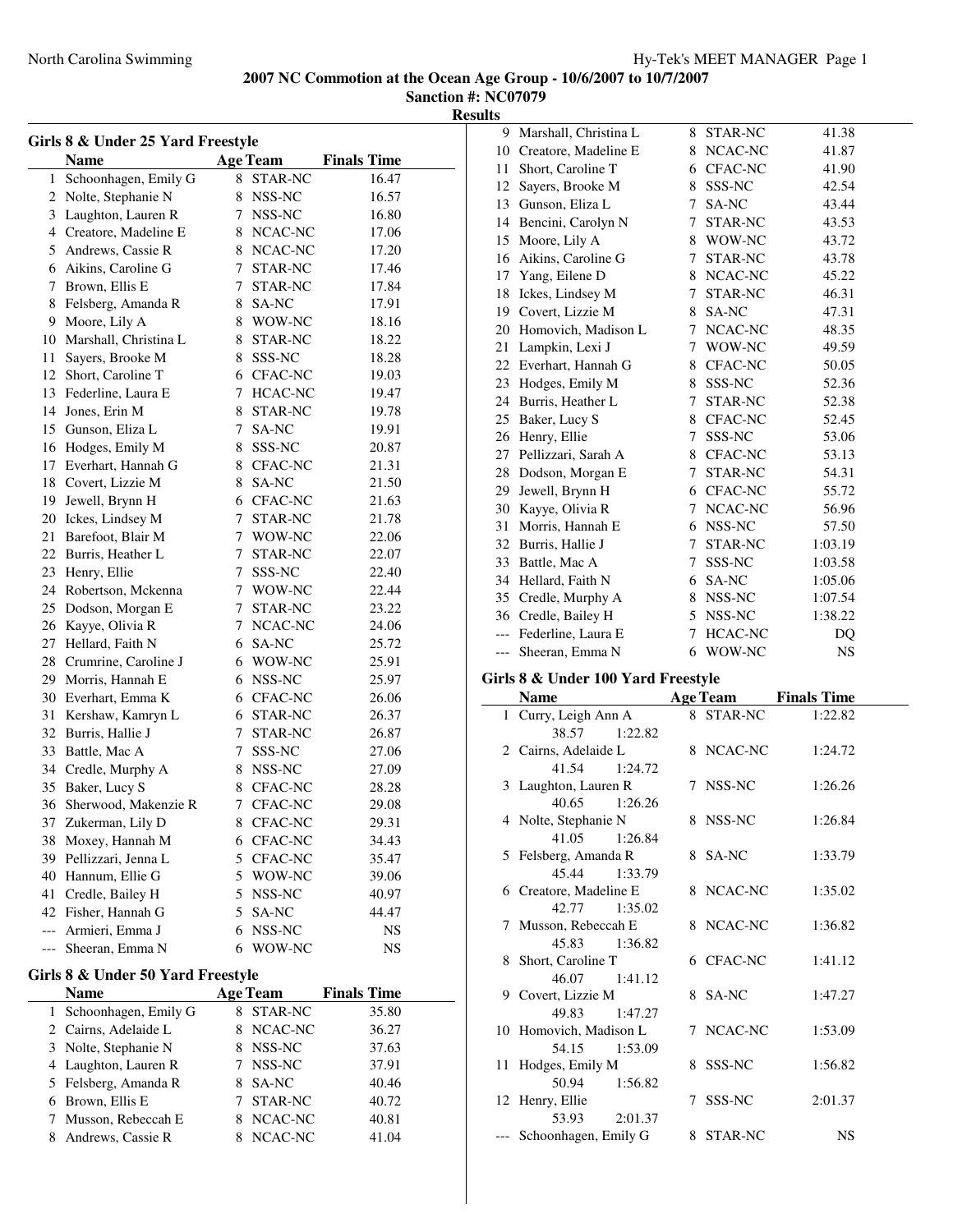**2007 NC Commotion at the Ocean Age Group - 10/6/2007 to 10/7/2007**

**Sanction #: NC07079**

**Results**

### Girls 8 & Under 25 Yard Freestyle

| | Name | Age | Team | Finals Time |
|---|---|---|---|---|
| 1 | Schoonhagen, Emily G | 8 | STAR-NC | 16.47 |
| 2 | Nolte, Stephanie N | 8 | NSS-NC | 16.57 |
| 3 | Laughton, Lauren R | 7 | NSS-NC | 16.80 |
| 4 | Creatore, Madeline E | 8 | NCAC-NC | 17.06 |
| 5 | Andrews, Cassie R | 8 | NCAC-NC | 17.20 |
| 6 | Aikins, Caroline G | 7 | STAR-NC | 17.46 |
| 7 | Brown, Ellis E | 7 | STAR-NC | 17.84 |
| 8 | Felsberg, Amanda R | 8 | SA-NC | 17.91 |
| 9 | Moore, Lily A | 8 | WOW-NC | 18.16 |
| 10 | Marshall, Christina L | 8 | STAR-NC | 18.22 |
| 11 | Sayers, Brooke M | 8 | SSS-NC | 18.28 |
| 12 | Short, Caroline T | 6 | CFAC-NC | 19.03 |
| 13 | Federline, Laura E | 7 | HCAC-NC | 19.47 |
| 14 | Jones, Erin M | 8 | STAR-NC | 19.78 |
| 15 | Gunson, Eliza L | 7 | SA-NC | 19.91 |
| 16 | Hodges, Emily M | 8 | SSS-NC | 20.87 |
| 17 | Everhart, Hannah G | 8 | CFAC-NC | 21.31 |
| 18 | Covert, Lizzie M | 8 | SA-NC | 21.50 |
| 19 | Jewell, Brynn H | 6 | CFAC-NC | 21.63 |
| 20 | Ickes, Lindsey M | 7 | STAR-NC | 21.78 |
| 21 | Barefoot, Blair M | 7 | WOW-NC | 22.06 |
| 22 | Burris, Heather L | 7 | STAR-NC | 22.07 |
| 23 | Henry, Ellie | 7 | SSS-NC | 22.40 |
| 24 | Robertson, Mckenna | 7 | WOW-NC | 22.44 |
| 25 | Dodson, Morgan E | 7 | STAR-NC | 23.22 |
| 26 | Kayye, Olivia R | 7 | NCAC-NC | 24.06 |
| 27 | Hellard, Faith N | 6 | SA-NC | 25.72 |
| 28 | Crumrine, Caroline J | 6 | WOW-NC | 25.91 |
| 29 | Morris, Hannah E | 6 | NSS-NC | 25.97 |
| 30 | Everhart, Emma K | 6 | CFAC-NC | 26.06 |
| 31 | Kershaw, Kamryn L | 6 | STAR-NC | 26.37 |
| 32 | Burris, Hallie J | 7 | STAR-NC | 26.87 |
| 33 | Battle, Mac A | 7 | SSS-NC | 27.06 |
| 34 | Credle, Murphy A | 8 | NSS-NC | 27.09 |
| 35 | Baker, Lucy S | 8 | CFAC-NC | 28.28 |
| 36 | Sherwood, Makenzie R | 7 | CFAC-NC | 29.08 |
| 37 | Zukerman, Lily D | 8 | CFAC-NC | 29.31 |
| 38 | Moxey, Hannah M | 6 | CFAC-NC | 34.43 |
| 39 | Pellizzari, Jenna L | 5 | CFAC-NC | 35.47 |
| 40 | Hannum, Ellie G | 5 | WOW-NC | 39.06 |
| 41 | Credle, Bailey H | 5 | NSS-NC | 40.97 |
| 42 | Fisher, Hannah G | 5 | SA-NC | 44.47 |
| --- | Armieri, Emma J | 6 | NSS-NC | NS |
| --- | Sheeran, Emma N | 6 | WOW-NC | NS |

### Girls 8 & Under 50 Yard Freestyle

| | Name | Age | Team | Finals Time |
|---|---|---|---|---|
| 1 | Schoonhagen, Emily G | 8 | STAR-NC | 35.80 |
| 2 | Cairns, Adelaide L | 8 | NCAC-NC | 36.27 |
| 3 | Nolte, Stephanie N | 8 | NSS-NC | 37.63 |
| 4 | Laughton, Lauren R | 7 | NSS-NC | 37.91 |
| 5 | Felsberg, Amanda R | 8 | SA-NC | 40.46 |
| 6 | Brown, Ellis E | 7 | STAR-NC | 40.72 |
| 7 | Musson, Rebeccah E | 8 | NCAC-NC | 40.81 |
| 8 | Andrews, Cassie R | 8 | NCAC-NC | 41.04 |
| 9 | Marshall, Christina L | 8 | STAR-NC | 41.38 |
| 10 | Creatore, Madeline E | 8 | NCAC-NC | 41.87 |
| 11 | Short, Caroline T | 6 | CFAC-NC | 41.90 |
| 12 | Sayers, Brooke M | 8 | SSS-NC | 42.54 |
| 13 | Gunson, Eliza L | 7 | SA-NC | 43.44 |
| 14 | Bencini, Carolyn N | 7 | STAR-NC | 43.53 |
| 15 | Moore, Lily A | 8 | WOW-NC | 43.72 |
| 16 | Aikins, Caroline G | 7 | STAR-NC | 43.78 |
| 17 | Yang, Eilene D | 8 | NCAC-NC | 45.22 |
| 18 | Ickes, Lindsey M | 7 | STAR-NC | 46.31 |
| 19 | Covert, Lizzie M | 8 | SA-NC | 47.31 |
| 20 | Homovich, Madison L | 7 | NCAC-NC | 48.35 |
| 21 | Lampkin, Lexi J | 7 | WOW-NC | 49.59 |
| 22 | Everhart, Hannah G | 8 | CFAC-NC | 50.05 |
| 23 | Hodges, Emily M | 8 | SSS-NC | 52.36 |
| 24 | Burris, Heather L | 7 | STAR-NC | 52.38 |
| 25 | Baker, Lucy S | 8 | CFAC-NC | 52.45 |
| 26 | Henry, Ellie | 7 | SSS-NC | 53.06 |
| 27 | Pellizzari, Sarah A | 8 | CFAC-NC | 53.13 |
| 28 | Dodson, Morgan E | 7 | STAR-NC | 54.31 |
| 29 | Jewell, Brynn H | 6 | CFAC-NC | 55.72 |
| 30 | Kayye, Olivia R | 7 | NCAC-NC | 56.96 |
| 31 | Morris, Hannah E | 6 | NSS-NC | 57.50 |
| 32 | Burris, Hallie J | 7 | STAR-NC | 1:03.19 |
| 33 | Battle, Mac A | 7 | SSS-NC | 1:03.58 |
| 34 | Hellard, Faith N | 6 | SA-NC | 1:05.06 |
| 35 | Credle, Murphy A | 8 | NSS-NC | 1:07.54 |
| 36 | Credle, Bailey H | 5 | NSS-NC | 1:38.22 |
| --- | Federline, Laura E | 7 | HCAC-NC | DQ |
| --- | Sheeran, Emma N | 6 | WOW-NC | NS |

### Girls 8 & Under 100 Yard Freestyle

| | Name | Age | Team | Finals Time |
|---|---|---|---|---|
| 1 | Curry, Leigh Ann A | 8 | STAR-NC | 1:22.82 |
| | 38.57 &nbsp; 1:22.82 | | | |
| 2 | Cairns, Adelaide L | 8 | NCAC-NC | 1:24.72 |
| | 41.54 &nbsp; 1:24.72 | | | |
| 3 | Laughton, Lauren R | 7 | NSS-NC | 1:26.26 |
| | 40.65 &nbsp; 1:26.26 | | | |
| 4 | Nolte, Stephanie N | 8 | NSS-NC | 1:26.84 |
| | 41.05 &nbsp; 1:26.84 | | | |
| 5 | Felsberg, Amanda R | 8 | SA-NC | 1:33.79 |
| | 45.44 &nbsp; 1:33.79 | | | |
| 6 | Creatore, Madeline E | 8 | NCAC-NC | 1:35.02 |
| | 42.77 &nbsp; 1:35.02 | | | |
| 7 | Musson, Rebeccah E | 8 | NCAC-NC | 1:36.82 |
| | 45.83 &nbsp; 1:36.82 | | | |
| 8 | Short, Caroline T | 6 | CFAC-NC | 1:41.12 |
| | 46.07 &nbsp; 1:41.12 | | | |
| 9 | Covert, Lizzie M | 8 | SA-NC | 1:47.27 |
| | 49.83 &nbsp; 1:47.27 | | | |
| 10 | Homovich, Madison L | 7 | NCAC-NC | 1:53.09 |
| | 54.15 &nbsp; 1:53.09 | | | |
| 11 | Hodges, Emily M | 8 | SSS-NC | 1:56.82 |
| | 50.94 &nbsp; 1:56.82 | | | |
| 12 | Henry, Ellie | 7 | SSS-NC | 2:01.37 |
| | 53.93 &nbsp; 2:01.37 | | | |
| --- | Schoonhagen, Emily G | 8 | STAR-NC | NS |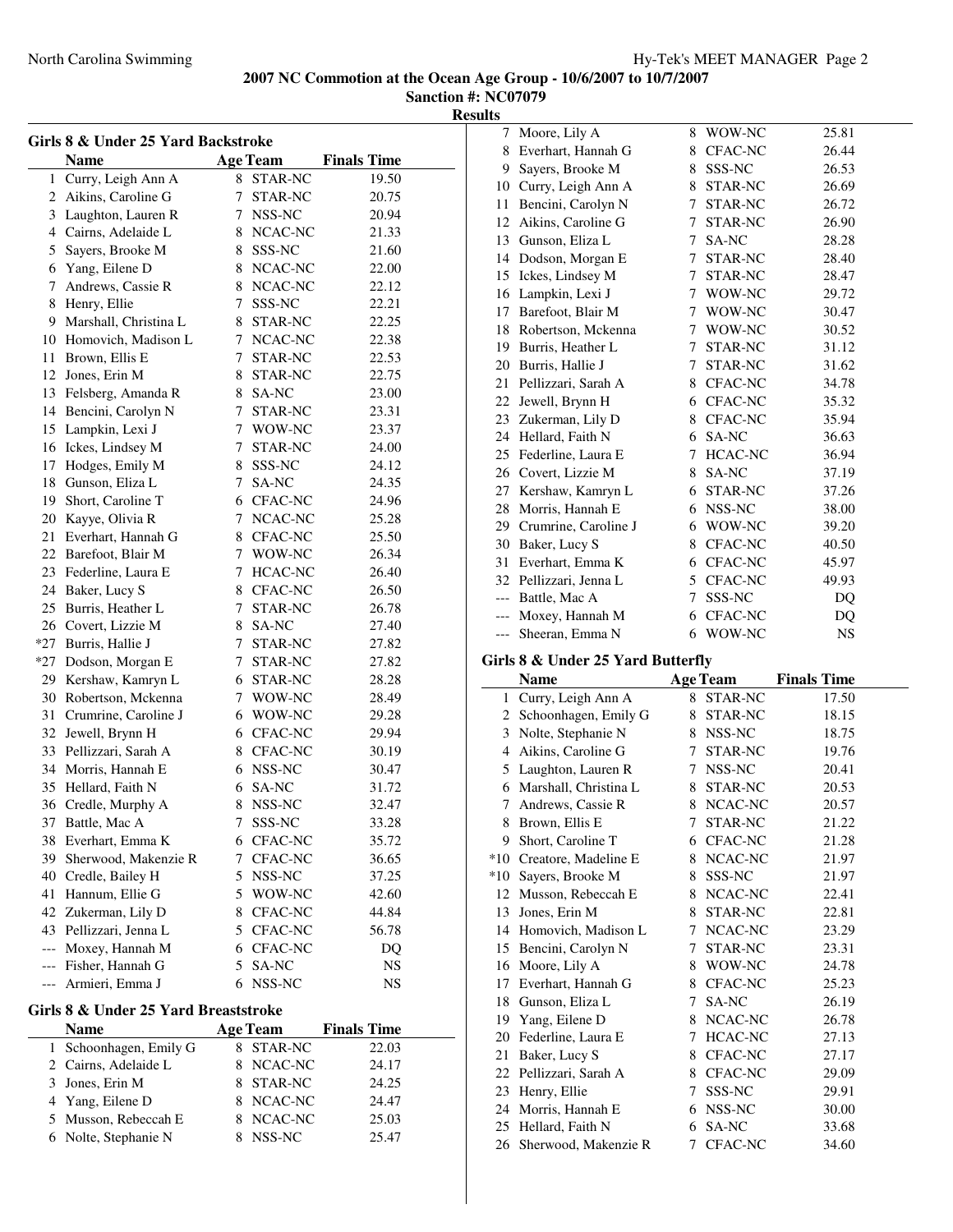**2007 NC Commotion at the Ocean Age Group - 10/6/2007 to 10/7/2007**
**Sanction #: NC07079**
**Results**

### Girls 8 & Under 25 Yard Backstroke

| | Name | Age | Team | Finals Time |
|---|---|---|---|---|
| 1 | Curry, Leigh Ann A | 8 | STAR-NC | 19.50 |
| 2 | Aikins, Caroline G | 7 | STAR-NC | 20.75 |
| 3 | Laughton, Lauren R | 7 | NSS-NC | 20.94 |
| 4 | Cairns, Adelaide L | 8 | NCAC-NC | 21.33 |
| 5 | Sayers, Brooke M | 8 | SSS-NC | 21.60 |
| 6 | Yang, Eilene D | 8 | NCAC-NC | 22.00 |
| 7 | Andrews, Cassie R | 8 | NCAC-NC | 22.12 |
| 8 | Henry, Ellie | 7 | SSS-NC | 22.21 |
| 9 | Marshall, Christina L | 8 | STAR-NC | 22.25 |
| 10 | Homovich, Madison L | 7 | NCAC-NC | 22.38 |
| 11 | Brown, Ellis E | 7 | STAR-NC | 22.53 |
| 12 | Jones, Erin M | 8 | STAR-NC | 22.75 |
| 13 | Felsberg, Amanda R | 8 | SA-NC | 23.00 |
| 14 | Bencini, Carolyn N | 7 | STAR-NC | 23.31 |
| 15 | Lampkin, Lexi J | 7 | WOW-NC | 23.37 |
| 16 | Ickes, Lindsey M | 7 | STAR-NC | 24.00 |
| 17 | Hodges, Emily M | 8 | SSS-NC | 24.12 |
| 18 | Gunson, Eliza L | 7 | SA-NC | 24.35 |
| 19 | Short, Caroline T | 6 | CFAC-NC | 24.96 |
| 20 | Kayye, Olivia R | 7 | NCAC-NC | 25.28 |
| 21 | Everhart, Hannah G | 8 | CFAC-NC | 25.50 |
| 22 | Barefoot, Blair M | 7 | WOW-NC | 26.34 |
| 23 | Federline, Laura E | 7 | HCAC-NC | 26.40 |
| 24 | Baker, Lucy S | 8 | CFAC-NC | 26.50 |
| 25 | Burris, Heather L | 7 | STAR-NC | 26.78 |
| 26 | Covert, Lizzie M | 8 | SA-NC | 27.40 |
| *27 | Burris, Hallie J | 7 | STAR-NC | 27.82 |
| *27 | Dodson, Morgan E | 7 | STAR-NC | 27.82 |
| 29 | Kershaw, Kamryn L | 6 | STAR-NC | 28.28 |
| 30 | Robertson, Mckenna | 7 | WOW-NC | 28.49 |
| 31 | Crumrine, Caroline J | 6 | WOW-NC | 29.28 |
| 32 | Jewell, Brynn H | 6 | CFAC-NC | 29.94 |
| 33 | Pellizzari, Sarah A | 8 | CFAC-NC | 30.19 |
| 34 | Morris, Hannah E | 6 | NSS-NC | 30.47 |
| 35 | Hellard, Faith N | 6 | SA-NC | 31.72 |
| 36 | Credle, Murphy A | 8 | NSS-NC | 32.47 |
| 37 | Battle, Mac A | 7 | SSS-NC | 33.28 |
| 38 | Everhart, Emma K | 6 | CFAC-NC | 35.72 |
| 39 | Sherwood, Makenzie R | 7 | CFAC-NC | 36.65 |
| 40 | Credle, Bailey H | 5 | NSS-NC | 37.25 |
| 41 | Hannum, Ellie G | 5 | WOW-NC | 42.60 |
| 42 | Zukerman, Lily D | 8 | CFAC-NC | 44.84 |
| 43 | Pellizzari, Jenna L | 5 | CFAC-NC | 56.78 |
| --- | Moxey, Hannah M | 6 | CFAC-NC | DQ |
| --- | Fisher, Hannah G | 5 | SA-NC | NS |
| --- | Armieri, Emma J | 6 | NSS-NC | NS |

### Girls 8 & Under 25 Yard Breaststroke

| | Name | Age | Team | Finals Time |
|---|---|---|---|---|
| 1 | Schoonhagen, Emily G | 8 | STAR-NC | 22.03 |
| 2 | Cairns, Adelaide L | 8 | NCAC-NC | 24.17 |
| 3 | Jones, Erin M | 8 | STAR-NC | 24.25 |
| 4 | Yang, Eilene D | 8 | NCAC-NC | 24.47 |
| 5 | Musson, Rebeccah E | 8 | NCAC-NC | 25.03 |
| 6 | Nolte, Stephanie N | 8 | NSS-NC | 25.47 |
| 7 | Moore, Lily A | 8 | WOW-NC | 25.81 |
| 8 | Everhart, Hannah G | 8 | CFAC-NC | 26.44 |
| 9 | Sayers, Brooke M | 8 | SSS-NC | 26.53 |
| 10 | Curry, Leigh Ann A | 8 | STAR-NC | 26.69 |
| 11 | Bencini, Carolyn N | 7 | STAR-NC | 26.72 |
| 12 | Aikins, Caroline G | 7 | STAR-NC | 26.90 |
| 13 | Gunson, Eliza L | 7 | SA-NC | 28.28 |
| 14 | Dodson, Morgan E | 7 | STAR-NC | 28.40 |
| 15 | Ickes, Lindsey M | 7 | STAR-NC | 28.47 |
| 16 | Lampkin, Lexi J | 7 | WOW-NC | 29.72 |
| 17 | Barefoot, Blair M | 7 | WOW-NC | 30.47 |
| 18 | Robertson, Mckenna | 7 | WOW-NC | 30.52 |
| 19 | Burris, Heather L | 7 | STAR-NC | 31.12 |
| 20 | Burris, Hallie J | 7 | STAR-NC | 31.62 |
| 21 | Pellizzari, Sarah A | 8 | CFAC-NC | 34.78 |
| 22 | Jewell, Brynn H | 6 | CFAC-NC | 35.32 |
| 23 | Zukerman, Lily D | 8 | CFAC-NC | 35.94 |
| 24 | Hellard, Faith N | 6 | SA-NC | 36.63 |
| 25 | Federline, Laura E | 7 | HCAC-NC | 36.94 |
| 26 | Covert, Lizzie M | 8 | SA-NC | 37.19 |
| 27 | Kershaw, Kamryn L | 6 | STAR-NC | 37.26 |
| 28 | Morris, Hannah E | 6 | NSS-NC | 38.00 |
| 29 | Crumrine, Caroline J | 6 | WOW-NC | 39.20 |
| 30 | Baker, Lucy S | 8 | CFAC-NC | 40.50 |
| 31 | Everhart, Emma K | 6 | CFAC-NC | 45.97 |
| 32 | Pellizzari, Jenna L | 5 | CFAC-NC | 49.93 |
| --- | Battle, Mac A | 7 | SSS-NC | DQ |
| --- | Moxey, Hannah M | 6 | CFAC-NC | DQ |
| --- | Sheeran, Emma N | 6 | WOW-NC | NS |

### Girls 8 & Under 25 Yard Butterfly

| | Name | Age | Team | Finals Time |
|---|---|---|---|---|
| 1 | Curry, Leigh Ann A | 8 | STAR-NC | 17.50 |
| 2 | Schoonhagen, Emily G | 8 | STAR-NC | 18.15 |
| 3 | Nolte, Stephanie N | 8 | NSS-NC | 18.75 |
| 4 | Aikins, Caroline G | 7 | STAR-NC | 19.76 |
| 5 | Laughton, Lauren R | 7 | NSS-NC | 20.41 |
| 6 | Marshall, Christina L | 8 | STAR-NC | 20.53 |
| 7 | Andrews, Cassie R | 8 | NCAC-NC | 20.57 |
| 8 | Brown, Ellis E | 7 | STAR-NC | 21.22 |
| 9 | Short, Caroline T | 6 | CFAC-NC | 21.28 |
| *10 | Creatore, Madeline E | 8 | NCAC-NC | 21.97 |
| *10 | Sayers, Brooke M | 8 | SSS-NC | 21.97 |
| 12 | Musson, Rebeccah E | 8 | NCAC-NC | 22.41 |
| 13 | Jones, Erin M | 8 | STAR-NC | 22.81 |
| 14 | Homovich, Madison L | 7 | NCAC-NC | 23.29 |
| 15 | Bencini, Carolyn N | 7 | STAR-NC | 23.31 |
| 16 | Moore, Lily A | 8 | WOW-NC | 24.78 |
| 17 | Everhart, Hannah G | 8 | CFAC-NC | 25.23 |
| 18 | Gunson, Eliza L | 7 | SA-NC | 26.19 |
| 19 | Yang, Eilene D | 8 | NCAC-NC | 26.78 |
| 20 | Federline, Laura E | 7 | HCAC-NC | 27.13 |
| 21 | Baker, Lucy S | 8 | CFAC-NC | 27.17 |
| 22 | Pellizzari, Sarah A | 8 | CFAC-NC | 29.09 |
| 23 | Henry, Ellie | 7 | SSS-NC | 29.91 |
| 24 | Morris, Hannah E | 6 | NSS-NC | 30.00 |
| 25 | Hellard, Faith N | 6 | SA-NC | 33.68 |
| 26 | Sherwood, Makenzie R | 7 | CFAC-NC | 34.60 |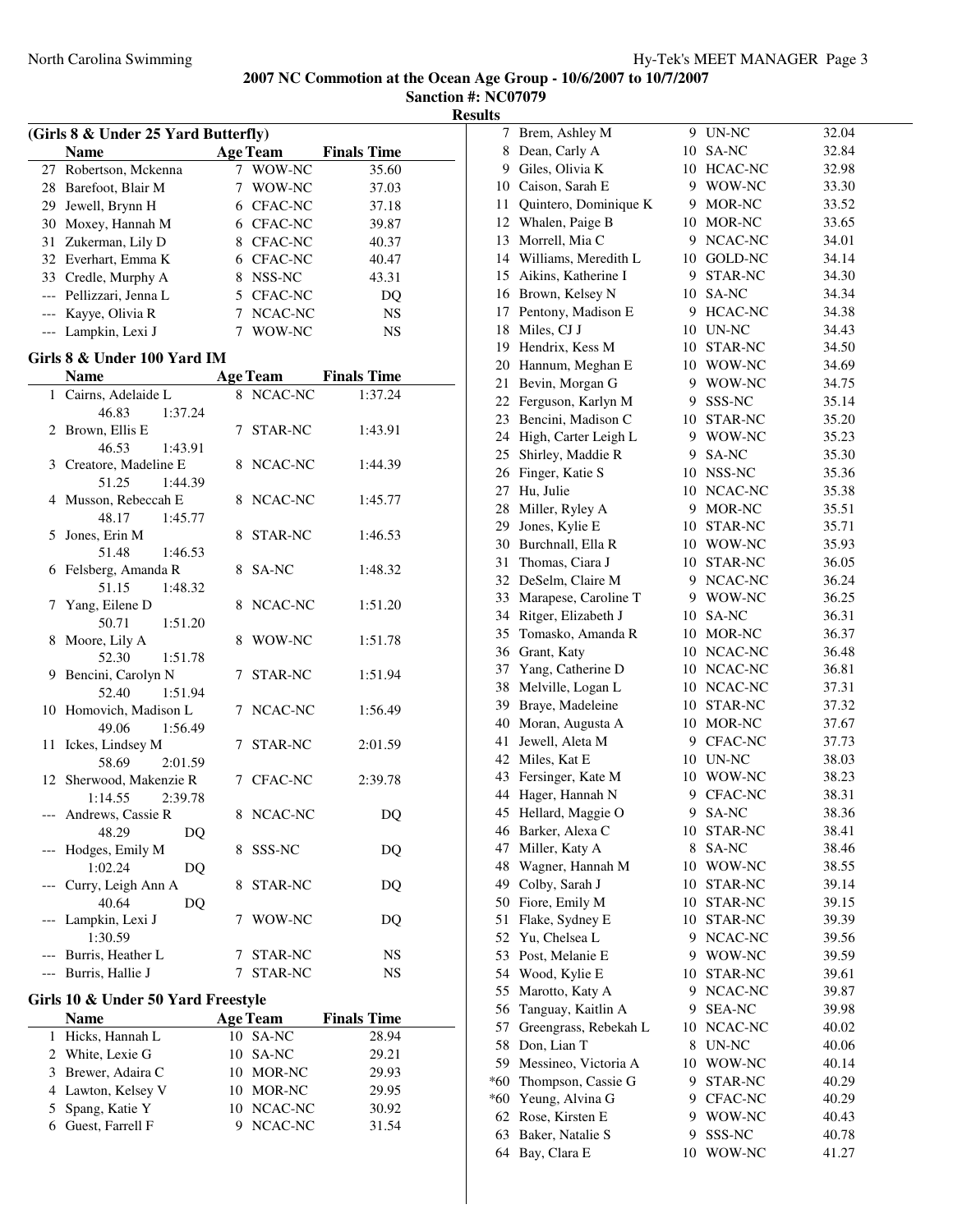## 2007 NC Commotion at the Ocean Age Group - 10/6/2007 to 10/7/2007

**Sanction #: NC07079**

**Results**

### (Girls 8 & Under 25 Yard Butterfly)

| | Name | Age | Team | Finals Time |
|---|---|---|---|---|
| 27 | Robertson, Mckenna | 7 | WOW-NC | 35.60 |
| 28 | Barefoot, Blair M | 7 | WOW-NC | 37.03 |
| 29 | Jewell, Brynn H | 6 | CFAC-NC | 37.18 |
| 30 | Moxey, Hannah M | 6 | CFAC-NC | 39.87 |
| 31 | Zukerman, Lily D | 8 | CFAC-NC | 40.37 |
| 32 | Everhart, Emma K | 6 | CFAC-NC | 40.47 |
| 33 | Credle, Murphy A | 8 | NSS-NC | 43.31 |
| --- | Pellizzari, Jenna L | 5 | CFAC-NC | DQ |
| --- | Kayye, Olivia R | 7 | NCAC-NC | NS |
| --- | Lampkin, Lexi J | 7 | WOW-NC | NS |

### Girls 8 & Under 100 Yard IM

| | Name | Age | Team | Finals Time |
|---|---|---|---|---|
| 1 | Cairns, Adelaide L | 8 | NCAC-NC | 1:37.24 |
| | 46.83 1:37.24 | | | |
| 2 | Brown, Ellis E | 7 | STAR-NC | 1:43.91 |
| | 46.53 1:43.91 | | | |
| 3 | Creatore, Madeline E | 8 | NCAC-NC | 1:44.39 |
| | 51.25 1:44.39 | | | |
| 4 | Musson, Rebeccah E | 8 | NCAC-NC | 1:45.77 |
| | 48.17 1:45.77 | | | |
| 5 | Jones, Erin M | 8 | STAR-NC | 1:46.53 |
| | 51.48 1:46.53 | | | |
| 6 | Felsberg, Amanda R | 8 | SA-NC | 1:48.32 |
| | 51.15 1:48.32 | | | |
| 7 | Yang, Eilene D | 8 | NCAC-NC | 1:51.20 |
| | 50.71 1:51.20 | | | |
| 8 | Moore, Lily A | 8 | WOW-NC | 1:51.78 |
| | 52.30 1:51.78 | | | |
| 9 | Bencini, Carolyn N | 7 | STAR-NC | 1:51.94 |
| | 52.40 1:51.94 | | | |
| 10 | Homovich, Madison L | 7 | NCAC-NC | 1:56.49 |
| | 49.06 1:56.49 | | | |
| 11 | Ickes, Lindsey M | 7 | STAR-NC | 2:01.59 |
| | 58.69 2:01.59 | | | |
| 12 | Sherwood, Makenzie R | 7 | CFAC-NC | 2:39.78 |
| | 1:14.55 2:39.78 | | | |
| --- | Andrews, Cassie R | 8 | NCAC-NC | DQ |
| | 48.29 DQ | | | |
| --- | Hodges, Emily M | 8 | SSS-NC | DQ |
| | 1:02.24 DQ | | | |
| --- | Curry, Leigh Ann A | 8 | STAR-NC | DQ |
| | 40.64 DQ | | | |
| --- | Lampkin, Lexi J | 7 | WOW-NC | DQ |
| | 1:30.59 | | | |
| --- | Burris, Heather L | 7 | STAR-NC | NS |
| --- | Burris, Hallie J | 7 | STAR-NC | NS |

### Girls 10 & Under 50 Yard Freestyle

| | Name | Age | Team | Finals Time |
|---|---|---|---|---|
| 1 | Hicks, Hannah L | 10 | SA-NC | 28.94 |
| 2 | White, Lexie G | 10 | SA-NC | 29.21 |
| 3 | Brewer, Adaira C | 10 | MOR-NC | 29.93 |
| 4 | Lawton, Kelsey V | 10 | MOR-NC | 29.95 |
| 5 | Spang, Katie Y | 10 | NCAC-NC | 30.92 |
| 6 | Guest, Farrell F | 9 | NCAC-NC | 31.54 |
| 7 | Brem, Ashley M | 9 | UN-NC | 32.04 |
| 8 | Dean, Carly A | 10 | SA-NC | 32.84 |
| 9 | Giles, Olivia K | 10 | HCAC-NC | 32.98 |
| 10 | Caison, Sarah E | 9 | WOW-NC | 33.30 |
| 11 | Quintero, Dominique K | 9 | MOR-NC | 33.52 |
| 12 | Whalen, Paige B | 10 | MOR-NC | 33.65 |
| 13 | Morrell, Mia C | 9 | NCAC-NC | 34.01 |
| 14 | Williams, Meredith L | 10 | GOLD-NC | 34.14 |
| 15 | Aikins, Katherine I | 9 | STAR-NC | 34.30 |
| 16 | Brown, Kelsey N | 10 | SA-NC | 34.34 |
| 17 | Pentony, Madison E | 9 | HCAC-NC | 34.38 |
| 18 | Miles, CJ J | 10 | UN-NC | 34.43 |
| 19 | Hendrix, Kess M | 10 | STAR-NC | 34.50 |
| 20 | Hannum, Meghan E | 10 | WOW-NC | 34.69 |
| 21 | Bevin, Morgan G | 9 | WOW-NC | 34.75 |
| 22 | Ferguson, Karlyn M | 9 | SSS-NC | 35.14 |
| 23 | Bencini, Madison C | 10 | STAR-NC | 35.20 |
| 24 | High, Carter Leigh L | 9 | WOW-NC | 35.23 |
| 25 | Shirley, Maddie R | 9 | SA-NC | 35.30 |
| 26 | Finger, Katie S | 10 | NSS-NC | 35.36 |
| 27 | Hu, Julie | 10 | NCAC-NC | 35.38 |
| 28 | Miller, Ryley A | 9 | MOR-NC | 35.51 |
| 29 | Jones, Kylie E | 10 | STAR-NC | 35.71 |
| 30 | Burchnall, Ella R | 10 | WOW-NC | 35.93 |
| 31 | Thomas, Ciara J | 10 | STAR-NC | 36.05 |
| 32 | DeSelm, Claire M | 9 | NCAC-NC | 36.24 |
| 33 | Marapese, Caroline T | 9 | WOW-NC | 36.25 |
| 34 | Ritger, Elizabeth J | 10 | SA-NC | 36.31 |
| 35 | Tomasko, Amanda R | 10 | MOR-NC | 36.37 |
| 36 | Grant, Katy | 10 | NCAC-NC | 36.48 |
| 37 | Yang, Catherine D | 10 | NCAC-NC | 36.81 |
| 38 | Melville, Logan L | 10 | NCAC-NC | 37.31 |
| 39 | Braye, Madeleine | 10 | STAR-NC | 37.32 |
| 40 | Moran, Augusta A | 10 | MOR-NC | 37.67 |
| 41 | Jewell, Aleta M | 9 | CFAC-NC | 37.73 |
| 42 | Miles, Kat E | 10 | UN-NC | 38.03 |
| 43 | Fersinger, Kate M | 10 | WOW-NC | 38.23 |
| 44 | Hager, Hannah N | 9 | CFAC-NC | 38.31 |
| 45 | Hellard, Maggie O | 9 | SA-NC | 38.36 |
| 46 | Barker, Alexa C | 10 | STAR-NC | 38.41 |
| 47 | Miller, Katy A | 8 | SA-NC | 38.46 |
| 48 | Wagner, Hannah M | 10 | WOW-NC | 38.55 |
| 49 | Colby, Sarah J | 10 | STAR-NC | 39.14 |
| 50 | Fiore, Emily M | 10 | STAR-NC | 39.15 |
| 51 | Flake, Sydney E | 10 | STAR-NC | 39.39 |
| 52 | Yu, Chelsea L | 9 | NCAC-NC | 39.56 |
| 53 | Post, Melanie E | 9 | WOW-NC | 39.59 |
| 54 | Wood, Kylie E | 10 | STAR-NC | 39.61 |
| 55 | Marotto, Katy A | 9 | NCAC-NC | 39.87 |
| 56 | Tanguay, Kaitlin A | 9 | SEA-NC | 39.98 |
| 57 | Greengrass, Rebekah L | 10 | NCAC-NC | 40.02 |
| 58 | Don, Lian T | 8 | UN-NC | 40.06 |
| 59 | Messineo, Victoria A | 10 | WOW-NC | 40.14 |
| *60 | Thompson, Cassie G | 9 | STAR-NC | 40.29 |
| *60 | Yeung, Alvina G | 9 | CFAC-NC | 40.29 |
| 62 | Rose, Kirsten E | 9 | WOW-NC | 40.43 |
| 63 | Baker, Natalie S | 9 | SSS-NC | 40.78 |
| 64 | Bay, Clara E | 10 | WOW-NC | 41.27 |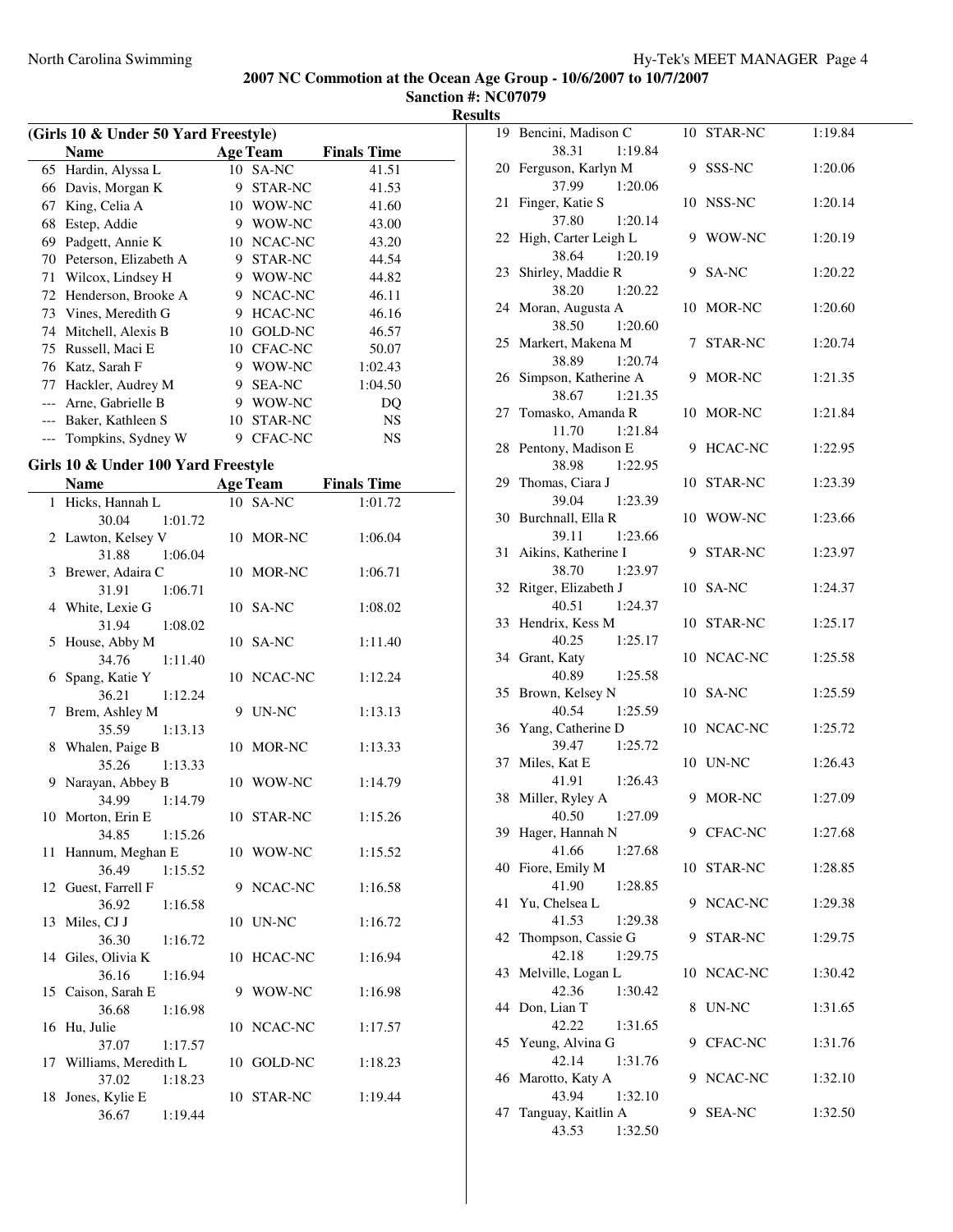**2007 NC Commotion at the Ocean Age Group - 10/6/2007 to 10/7/2007**
**Sanction #: NC07079**
**Results**

### (Girls 10 & Under 50 Yard Freestyle)

| | Name | Age | Team | Finals Time |
|---|---|---|---|---|
| 65 | Hardin, Alyssa L | 10 | SA-NC | 41.51 |
| 66 | Davis, Morgan K | 9 | STAR-NC | 41.53 |
| 67 | King, Celia A | 10 | WOW-NC | 41.60 |
| 68 | Estep, Addie | 9 | WOW-NC | 43.00 |
| 69 | Padgett, Annie K | 10 | NCAC-NC | 43.20 |
| 70 | Peterson, Elizabeth A | 9 | STAR-NC | 44.54 |
| 71 | Wilcox, Lindsey H | 9 | WOW-NC | 44.82 |
| 72 | Henderson, Brooke A | 9 | NCAC-NC | 46.11 |
| 73 | Vines, Meredith G | 9 | HCAC-NC | 46.16 |
| 74 | Mitchell, Alexis B | 10 | GOLD-NC | 46.57 |
| 75 | Russell, Maci E | 10 | CFAC-NC | 50.07 |
| 76 | Katz, Sarah F | 9 | WOW-NC | 1:02.43 |
| 77 | Hackler, Audrey M | 9 | SEA-NC | 1:04.50 |
| --- | Arne, Gabrielle B | 9 | WOW-NC | DQ |
| --- | Baker, Kathleen S | 10 | STAR-NC | NS |
| --- | Tompkins, Sydney W | 9 | CFAC-NC | NS |

### Girls 10 & Under 100 Yard Freestyle

| | Name | Age | Team | Finals Time | Splits |
|---|---|---|---|---|---|
| 1 | Hicks, Hannah L | 10 | SA-NC | 1:01.72 | 30.04 1:01.72 |
| 2 | Lawton, Kelsey V | 10 | MOR-NC | 1:06.04 | 31.88 1:06.04 |
| 3 | Brewer, Adaira C | 10 | MOR-NC | 1:06.71 | 31.91 1:06.71 |
| 4 | White, Lexie G | 10 | SA-NC | 1:08.02 | 31.94 1:08.02 |
| 5 | House, Abby M | 10 | SA-NC | 1:11.40 | 34.76 1:11.40 |
| 6 | Spang, Katie Y | 10 | NCAC-NC | 1:12.24 | 36.21 1:12.24 |
| 7 | Brem, Ashley M | 9 | UN-NC | 1:13.13 | 35.59 1:13.13 |
| 8 | Whalen, Paige B | 10 | MOR-NC | 1:13.33 | 35.26 1:13.33 |
| 9 | Narayan, Abbey B | 10 | WOW-NC | 1:14.79 | 34.99 1:14.79 |
| 10 | Morton, Erin E | 10 | STAR-NC | 1:15.26 | 34.85 1:15.26 |
| 11 | Hannum, Meghan E | 10 | WOW-NC | 1:15.52 | 36.49 1:15.52 |
| 12 | Guest, Farrell F | 9 | NCAC-NC | 1:16.58 | 36.92 1:16.58 |
| 13 | Miles, CJ J | 10 | UN-NC | 1:16.72 | 36.30 1:16.72 |
| 14 | Giles, Olivia K | 10 | HCAC-NC | 1:16.94 | 36.16 1:16.94 |
| 15 | Caison, Sarah E | 9 | WOW-NC | 1:16.98 | 36.68 1:16.98 |
| 16 | Hu, Julie | 10 | NCAC-NC | 1:17.57 | 37.07 1:17.57 |
| 17 | Williams, Meredith L | 10 | GOLD-NC | 1:18.23 | 37.02 1:18.23 |
| 18 | Jones, Kylie E | 10 | STAR-NC | 1:19.44 | 36.67 1:19.44 |
| 19 | Bencini, Madison C | 10 | STAR-NC | 1:19.84 | 38.31 1:19.84 |
| 20 | Ferguson, Karlyn M | 9 | SSS-NC | 1:20.06 | 37.99 1:20.06 |
| 21 | Finger, Katie S | 10 | NSS-NC | 1:20.14 | 37.80 1:20.14 |
| 22 | High, Carter Leigh L | 9 | WOW-NC | 1:20.19 | 38.64 1:20.19 |
| 23 | Shirley, Maddie R | 9 | SA-NC | 1:20.22 | 38.20 1:20.22 |
| 24 | Moran, Augusta A | 10 | MOR-NC | 1:20.60 | 38.50 1:20.60 |
| 25 | Markert, Makena M | 7 | STAR-NC | 1:20.74 | 38.89 1:20.74 |
| 26 | Simpson, Katherine A | 9 | MOR-NC | 1:21.35 | 38.67 1:21.35 |
| 27 | Tomasko, Amanda R | 10 | MOR-NC | 1:21.84 | 11.70 1:21.84 |
| 28 | Pentony, Madison E | 9 | HCAC-NC | 1:22.95 | 38.98 1:22.95 |
| 29 | Thomas, Ciara J | 10 | STAR-NC | 1:23.39 | 39.04 1:23.39 |
| 30 | Burchnall, Ella R | 10 | WOW-NC | 1:23.66 | 39.11 1:23.66 |
| 31 | Aikins, Katherine I | 9 | STAR-NC | 1:23.97 | 38.70 1:23.97 |
| 32 | Ritger, Elizabeth J | 10 | SA-NC | 1:24.37 | 40.51 1:24.37 |
| 33 | Hendrix, Kess M | 10 | STAR-NC | 1:25.17 | 40.25 1:25.17 |
| 34 | Grant, Katy | 10 | NCAC-NC | 1:25.58 | 40.89 1:25.58 |
| 35 | Brown, Kelsey N | 10 | SA-NC | 1:25.59 | 40.54 1:25.59 |
| 36 | Yang, Catherine D | 10 | NCAC-NC | 1:25.72 | 39.47 1:25.72 |
| 37 | Miles, Kat E | 10 | UN-NC | 1:26.43 | 41.91 1:26.43 |
| 38 | Miller, Ryley A | 9 | MOR-NC | 1:27.09 | 40.50 1:27.09 |
| 39 | Hager, Hannah N | 9 | CFAC-NC | 1:27.68 | 41.66 1:27.68 |
| 40 | Fiore, Emily M | 10 | STAR-NC | 1:28.85 | 41.90 1:28.85 |
| 41 | Yu, Chelsea L | 9 | NCAC-NC | 1:29.38 | 41.53 1:29.38 |
| 42 | Thompson, Cassie G | 9 | STAR-NC | 1:29.75 | 42.18 1:29.75 |
| 43 | Melville, Logan L | 10 | NCAC-NC | 1:30.42 | 42.36 1:30.42 |
| 44 | Don, Lian T | 8 | UN-NC | 1:31.65 | 42.22 1:31.65 |
| 45 | Yeung, Alvina G | 9 | CFAC-NC | 1:31.76 | 42.14 1:31.76 |
| 46 | Marotto, Katy A | 9 | NCAC-NC | 1:32.10 | 43.94 1:32.10 |
| 47 | Tanguay, Kaitlin A | 9 | SEA-NC | 1:32.50 | 43.53 1:32.50 |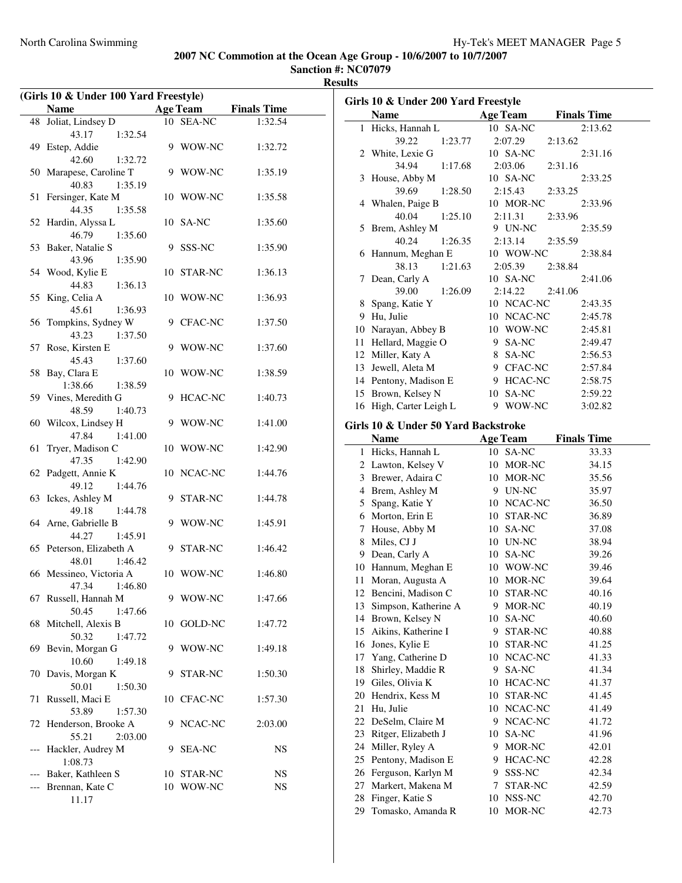## 2007 NC Commotion at the Ocean Age Group - 10/6/2007 to 10/7/2007

**Sanction #: NC07079**

**Results**

### (Girls 10 & Under 100 Yard Freestyle)

| | Name | Age | Team | Finals Time |
|---|---|---|---|---|
| 48 | Joliat, Lindsey D | 10 | SEA-NC | 1:32.54 |
| | 43.17 1:32.54 | | | |
| 49 | Estep, Addie | 9 | WOW-NC | 1:32.72 |
| | 42.60 1:32.72 | | | |
| 50 | Marapese, Caroline T | 9 | WOW-NC | 1:35.19 |
| | 40.83 1:35.19 | | | |
| 51 | Fersinger, Kate M | 10 | WOW-NC | 1:35.58 |
| | 44.35 1:35.58 | | | |
| 52 | Hardin, Alyssa L | 10 | SA-NC | 1:35.60 |
| | 46.79 1:35.60 | | | |
| 53 | Baker, Natalie S | 9 | SSS-NC | 1:35.90 |
| | 43.96 1:35.90 | | | |
| 54 | Wood, Kylie E | 10 | STAR-NC | 1:36.13 |
| | 44.83 1:36.13 | | | |
| 55 | King, Celia A | 10 | WOW-NC | 1:36.93 |
| | 45.61 1:36.93 | | | |
| 56 | Tompkins, Sydney W | 9 | CFAC-NC | 1:37.50 |
| | 43.23 1:37.50 | | | |
| 57 | Rose, Kirsten E | 9 | WOW-NC | 1:37.60 |
| | 45.43 1:37.60 | | | |
| 58 | Bay, Clara E | 10 | WOW-NC | 1:38.59 |
| | 1:38.66 1:38.59 | | | |
| 59 | Vines, Meredith G | 9 | HCAC-NC | 1:40.73 |
| | 48.59 1:40.73 | | | |
| 60 | Wilcox, Lindsey H | 9 | WOW-NC | 1:41.00 |
| | 47.84 1:41.00 | | | |
| 61 | Tryer, Madison C | 10 | WOW-NC | 1:42.90 |
| | 47.35 1:42.90 | | | |
| 62 | Padgett, Annie K | 10 | NCAC-NC | 1:44.76 |
| | 49.12 1:44.76 | | | |
| 63 | Ickes, Ashley M | 9 | STAR-NC | 1:44.78 |
| | 49.18 1:44.78 | | | |
| 64 | Arne, Gabrielle B | 9 | WOW-NC | 1:45.91 |
| | 44.27 1:45.91 | | | |
| 65 | Peterson, Elizabeth A | 9 | STAR-NC | 1:46.42 |
| | 48.01 1:46.42 | | | |
| 66 | Messineo, Victoria A | 10 | WOW-NC | 1:46.80 |
| | 47.34 1:46.80 | | | |
| 67 | Russell, Hannah M | 9 | WOW-NC | 1:47.66 |
| | 50.45 1:47.66 | | | |
| 68 | Mitchell, Alexis B | 10 | GOLD-NC | 1:47.72 |
| | 50.32 1:47.72 | | | |
| 69 | Bevin, Morgan G | 9 | WOW-NC | 1:49.18 |
| | 10.60 1:49.18 | | | |
| 70 | Davis, Morgan K | 9 | STAR-NC | 1:50.30 |
| | 50.01 1:50.30 | | | |
| 71 | Russell, Maci E | 10 | CFAC-NC | 1:57.30 |
| | 53.89 1:57.30 | | | |
| 72 | Henderson, Brooke A | 9 | NCAC-NC | 2:03.00 |
| | 55.21 2:03.00 | | | |
| --- | Hackler, Audrey M | 9 | SEA-NC | NS |
| | 1:08.73 | | | |
| --- | Baker, Kathleen S | 10 | STAR-NC | NS |
| --- | Brennan, Kate C | 10 | WOW-NC | NS |
| | 11.17 | | | |

### Girls 10 & Under 200 Yard Freestyle

| | Name | Age | Team | Finals Time |
|---|---|---|---|---|
| 1 | Hicks, Hannah L | 10 | SA-NC | 2:13.62 |
| | 39.22 1:23.77 2:07.29 2:13.62 | | | |
| 2 | White, Lexie G | 10 | SA-NC | 2:31.16 |
| | 34.94 1:17.68 2:03.06 2:31.16 | | | |
| 3 | House, Abby M | 10 | SA-NC | 2:33.25 |
| | 39.69 1:28.50 2:15.43 2:33.25 | | | |
| 4 | Whalen, Paige B | 10 | MOR-NC | 2:33.96 |
| | 40.04 1:25.10 2:11.31 2:33.96 | | | |
| 5 | Brem, Ashley M | 9 | UN-NC | 2:35.59 |
| | 40.24 1:26.35 2:13.14 2:35.59 | | | |
| 6 | Hannum, Meghan E | 10 | WOW-NC | 2:38.84 |
| | 38.13 1:21.63 2:05.39 2:38.84 | | | |
| 7 | Dean, Carly A | 10 | SA-NC | 2:41.06 |
| | 39.00 1:26.09 2:14.22 2:41.06 | | | |
| 8 | Spang, Katie Y | 10 | NCAC-NC | 2:43.35 |
| 9 | Hu, Julie | 10 | NCAC-NC | 2:45.78 |
| 10 | Narayan, Abbey B | 10 | WOW-NC | 2:45.81 |
| 11 | Hellard, Maggie O | 9 | SA-NC | 2:49.47 |
| 12 | Miller, Katy A | 8 | SA-NC | 2:56.53 |
| 13 | Jewell, Aleta M | 9 | CFAC-NC | 2:57.84 |
| 14 | Pentony, Madison E | 9 | HCAC-NC | 2:58.75 |
| 15 | Brown, Kelsey N | 10 | SA-NC | 2:59.22 |
| 16 | High, Carter Leigh L | 9 | WOW-NC | 3:02.82 |

### Girls 10 & Under 50 Yard Backstroke

| | Name | Age | Team | Finals Time |
|---|---|---|---|---|
| 1 | Hicks, Hannah L | 10 | SA-NC | 33.33 |
| 2 | Lawton, Kelsey V | 10 | MOR-NC | 34.15 |
| 3 | Brewer, Adaira C | 10 | MOR-NC | 35.56 |
| 4 | Brem, Ashley M | 9 | UN-NC | 35.97 |
| 5 | Spang, Katie Y | 10 | NCAC-NC | 36.50 |
| 6 | Morton, Erin E | 10 | STAR-NC | 36.89 |
| 7 | House, Abby M | 10 | SA-NC | 37.08 |
| 8 | Miles, CJ J | 10 | UN-NC | 38.94 |
| 9 | Dean, Carly A | 10 | SA-NC | 39.26 |
| 10 | Hannum, Meghan E | 10 | WOW-NC | 39.46 |
| 11 | Moran, Augusta A | 10 | MOR-NC | 39.64 |
| 12 | Bencini, Madison C | 10 | STAR-NC | 40.16 |
| 13 | Simpson, Katherine A | 9 | MOR-NC | 40.19 |
| 14 | Brown, Kelsey N | 10 | SA-NC | 40.60 |
| 15 | Aikins, Katherine I | 9 | STAR-NC | 40.88 |
| 16 | Jones, Kylie E | 10 | STAR-NC | 41.25 |
| 17 | Yang, Catherine D | 10 | NCAC-NC | 41.33 |
| 18 | Shirley, Maddie R | 9 | SA-NC | 41.34 |
| 19 | Giles, Olivia K | 10 | HCAC-NC | 41.37 |
| 20 | Hendrix, Kess M | 10 | STAR-NC | 41.45 |
| 21 | Hu, Julie | 10 | NCAC-NC | 41.49 |
| 22 | DeSelm, Claire M | 9 | NCAC-NC | 41.72 |
| 23 | Ritger, Elizabeth J | 10 | SA-NC | 41.96 |
| 24 | Miller, Ryley A | 9 | MOR-NC | 42.01 |
| 25 | Pentony, Madison E | 9 | HCAC-NC | 42.28 |
| 26 | Ferguson, Karlyn M | 9 | SSS-NC | 42.34 |
| 27 | Markert, Makena M | 7 | STAR-NC | 42.59 |
| 28 | Finger, Katie S | 10 | NSS-NC | 42.70 |
| 29 | Tomasko, Amanda R | 10 | MOR-NC | 42.73 |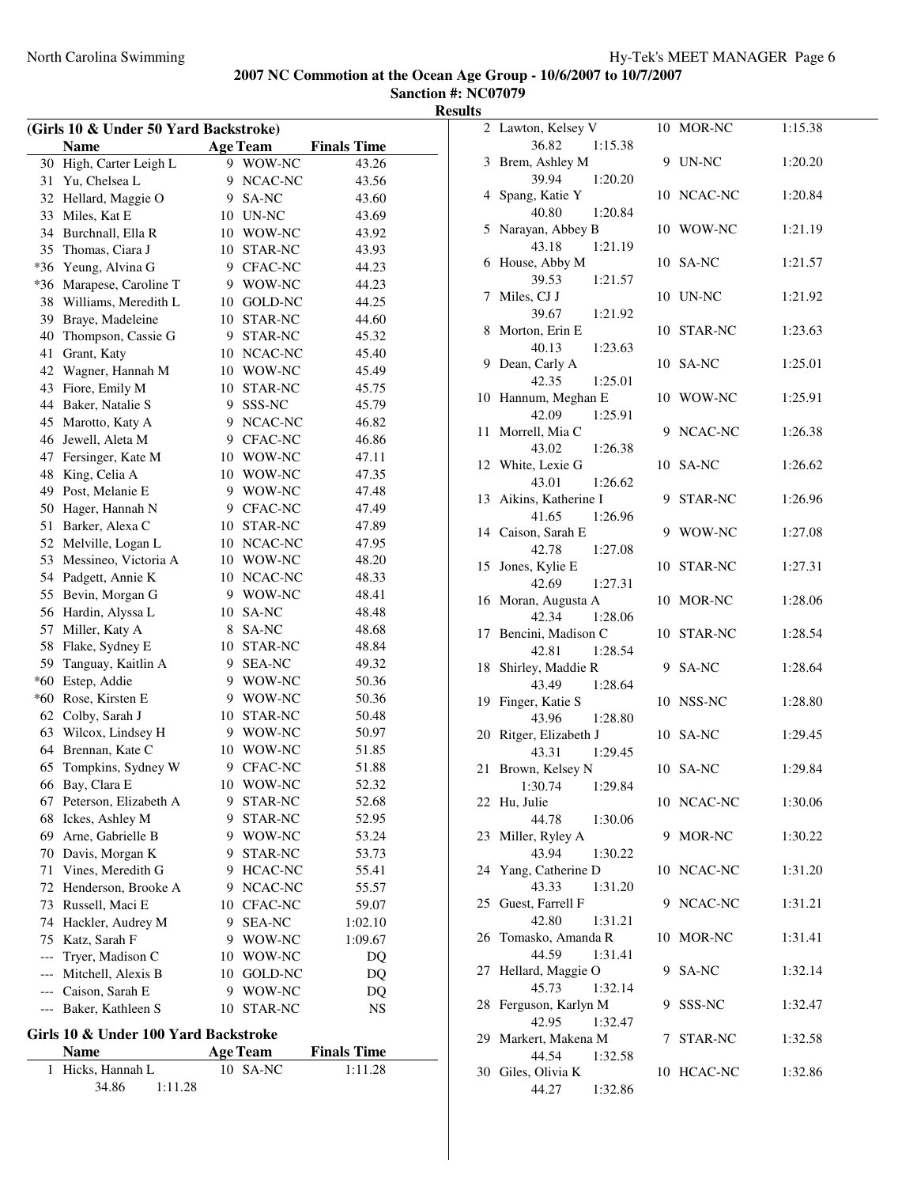**2007 NC Commotion at the Ocean Age Group - 10/6/2007 to 10/7/2007**

**Sanction #: NC07079**

**Results**

### (Girls 10 & Under 50 Yard Backstroke)

| | Name | Age | Team | Finals Time |
|---|---|---|---|---|
| 30 | High, Carter Leigh L | 9 | WOW-NC | 43.26 |
| 31 | Yu, Chelsea L | 9 | NCAC-NC | 43.56 |
| 32 | Hellard, Maggie O | 9 | SA-NC | 43.60 |
| 33 | Miles, Kat E | 10 | UN-NC | 43.69 |
| 34 | Burchnall, Ella R | 10 | WOW-NC | 43.92 |
| 35 | Thomas, Ciara J | 10 | STAR-NC | 43.93 |
| *36 | Yeung, Alvina G | 9 | CFAC-NC | 44.23 |
| *36 | Marapese, Caroline T | 9 | WOW-NC | 44.23 |
| 38 | Williams, Meredith L | 10 | GOLD-NC | 44.25 |
| 39 | Braye, Madeleine | 10 | STAR-NC | 44.60 |
| 40 | Thompson, Cassie G | 9 | STAR-NC | 45.32 |
| 41 | Grant, Katy | 10 | NCAC-NC | 45.40 |
| 42 | Wagner, Hannah M | 10 | WOW-NC | 45.49 |
| 43 | Fiore, Emily M | 10 | STAR-NC | 45.75 |
| 44 | Baker, Natalie S | 9 | SSS-NC | 45.79 |
| 45 | Marotto, Katy A | 9 | NCAC-NC | 46.82 |
| 46 | Jewell, Aleta M | 9 | CFAC-NC | 46.86 |
| 47 | Fersinger, Kate M | 10 | WOW-NC | 47.11 |
| 48 | King, Celia A | 10 | WOW-NC | 47.35 |
| 49 | Post, Melanie E | 9 | WOW-NC | 47.48 |
| 50 | Hager, Hannah N | 9 | CFAC-NC | 47.49 |
| 51 | Barker, Alexa C | 10 | STAR-NC | 47.89 |
| 52 | Melville, Logan L | 10 | NCAC-NC | 47.95 |
| 53 | Messineo, Victoria A | 10 | WOW-NC | 48.20 |
| 54 | Padgett, Annie K | 10 | NCAC-NC | 48.33 |
| 55 | Bevin, Morgan G | 9 | WOW-NC | 48.41 |
| 56 | Hardin, Alyssa L | 10 | SA-NC | 48.48 |
| 57 | Miller, Katy A | 8 | SA-NC | 48.68 |
| 58 | Flake, Sydney E | 10 | STAR-NC | 48.84 |
| 59 | Tanguay, Kaitlin A | 9 | SEA-NC | 49.32 |
| *60 | Estep, Addie | 9 | WOW-NC | 50.36 |
| *60 | Rose, Kirsten E | 9 | WOW-NC | 50.36 |
| 62 | Colby, Sarah J | 10 | STAR-NC | 50.48 |
| 63 | Wilcox, Lindsey H | 9 | WOW-NC | 50.97 |
| 64 | Brennan, Kate C | 10 | WOW-NC | 51.85 |
| 65 | Tompkins, Sydney W | 9 | CFAC-NC | 51.88 |
| 66 | Bay, Clara E | 10 | WOW-NC | 52.32 |
| 67 | Peterson, Elizabeth A | 9 | STAR-NC | 52.68 |
| 68 | Ickes, Ashley M | 9 | STAR-NC | 52.95 |
| 69 | Arne, Gabrielle B | 9 | WOW-NC | 53.24 |
| 70 | Davis, Morgan K | 9 | STAR-NC | 53.73 |
| 71 | Vines, Meredith G | 9 | HCAC-NC | 55.41 |
| 72 | Henderson, Brooke A | 9 | NCAC-NC | 55.57 |
| 73 | Russell, Maci E | 10 | CFAC-NC | 59.07 |
| 74 | Hackler, Audrey M | 9 | SEA-NC | 1:02.10 |
| 75 | Katz, Sarah F | 9 | WOW-NC | 1:09.67 |
| --- | Tryer, Madison C | 10 | WOW-NC | DQ |
| --- | Mitchell, Alexis B | 10 | GOLD-NC | DQ |
| --- | Caison, Sarah E | 9 | WOW-NC | DQ |
| --- | Baker, Kathleen S | 10 | STAR-NC | NS |

### Girls 10 & Under 100 Yard Backstroke

| | Name | Age | Team | Finals Time | Splits |
|---|---|---|---|---|---|
| 1 | Hicks, Hannah L | 10 | SA-NC | 1:11.28 | 34.86 1:11.28 |
| 2 | Lawton, Kelsey V | 10 | MOR-NC | 1:15.38 | 36.82 1:15.38 |
| 3 | Brem, Ashley M | 9 | UN-NC | 1:20.20 | 39.94 1:20.20 |
| 4 | Spang, Katie Y | 10 | NCAC-NC | 1:20.84 | 40.80 1:20.84 |
| 5 | Narayan, Abbey B | 10 | WOW-NC | 1:21.19 | 43.18 1:21.19 |
| 6 | House, Abby M | 10 | SA-NC | 1:21.57 | 39.53 1:21.57 |
| 7 | Miles, CJ J | 10 | UN-NC | 1:21.92 | 39.67 1:21.92 |
| 8 | Morton, Erin E | 10 | STAR-NC | 1:23.63 | 40.13 1:23.63 |
| 9 | Dean, Carly A | 10 | SA-NC | 1:25.01 | 42.35 1:25.01 |
| 10 | Hannum, Meghan E | 10 | WOW-NC | 1:25.91 | 42.09 1:25.91 |
| 11 | Morrell, Mia C | 9 | NCAC-NC | 1:26.38 | 43.02 1:26.38 |
| 12 | White, Lexie G | 10 | SA-NC | 1:26.62 | 43.01 1:26.62 |
| 13 | Aikins, Katherine I | 9 | STAR-NC | 1:26.96 | 41.65 1:26.96 |
| 14 | Caison, Sarah E | 9 | WOW-NC | 1:27.08 | 42.78 1:27.08 |
| 15 | Jones, Kylie E | 10 | STAR-NC | 1:27.31 | 42.69 1:27.31 |
| 16 | Moran, Augusta A | 10 | MOR-NC | 1:28.06 | 42.34 1:28.06 |
| 17 | Bencini, Madison C | 10 | STAR-NC | 1:28.54 | 42.81 1:28.54 |
| 18 | Shirley, Maddie R | 9 | SA-NC | 1:28.64 | 43.49 1:28.64 |
| 19 | Finger, Katie S | 10 | NSS-NC | 1:28.80 | 43.96 1:28.80 |
| 20 | Ritger, Elizabeth J | 10 | SA-NC | 1:29.45 | 43.31 1:29.45 |
| 21 | Brown, Kelsey N | 10 | SA-NC | 1:29.84 | 1:30.74 1:29.84 |
| 22 | Hu, Julie | 10 | NCAC-NC | 1:30.06 | 44.78 1:30.06 |
| 23 | Miller, Ryley A | 9 | MOR-NC | 1:30.22 | 43.94 1:30.22 |
| 24 | Yang, Catherine D | 10 | NCAC-NC | 1:31.20 | 43.33 1:31.20 |
| 25 | Guest, Farrell F | 9 | NCAC-NC | 1:31.21 | 42.80 1:31.21 |
| 26 | Tomasko, Amanda R | 10 | MOR-NC | 1:31.41 | 44.59 1:31.41 |
| 27 | Hellard, Maggie O | 9 | SA-NC | 1:32.14 | 45.73 1:32.14 |
| 28 | Ferguson, Karlyn M | 9 | SSS-NC | 1:32.47 | 42.95 1:32.47 |
| 29 | Markert, Makena M | 7 | STAR-NC | 1:32.58 | 44.54 1:32.58 |
| 30 | Giles, Olivia K | 10 | HCAC-NC | 1:32.86 | 44.27 1:32.86 |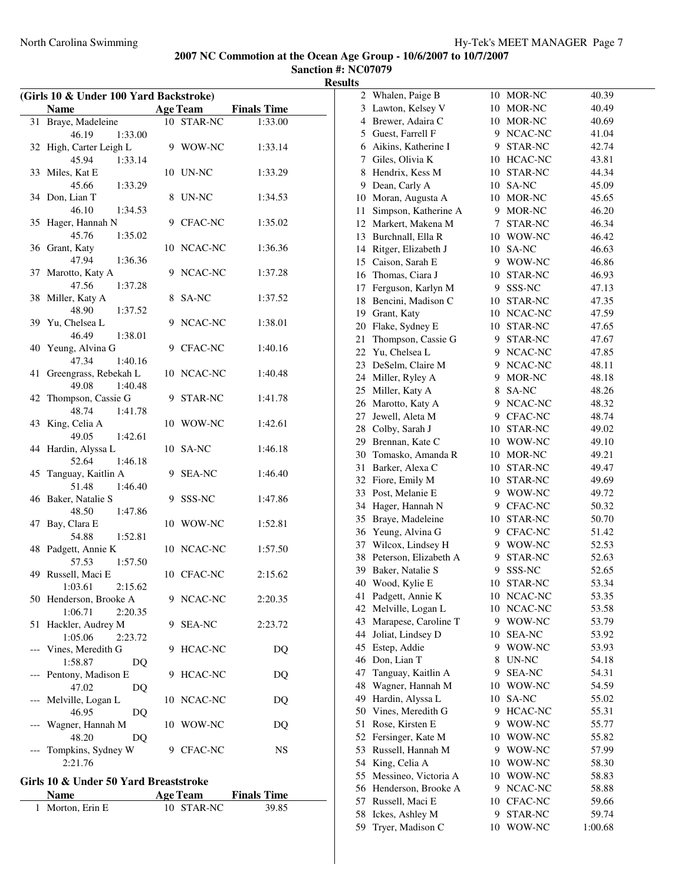**2007 NC Commotion at the Ocean Age Group - 10/6/2007 to 10/7/2007**
**Sanction #: NC07079**
**Results**

### (Girls 10 & Under 100 Yard Backstroke)

| | Name | Age | Team | Finals Time |
|---|---|---|---|---|
| 31 | Braye, Madeleine | 10 | STAR-NC | 1:33.00 |
| | 46.19 1:33.00 | | | |
| 32 | High, Carter Leigh L | 9 | WOW-NC | 1:33.14 |
| | 45.94 1:33.14 | | | |
| 33 | Miles, Kat E | 10 | UN-NC | 1:33.29 |
| | 45.66 1:33.29 | | | |
| 34 | Don, Lian T | 8 | UN-NC | 1:34.53 |
| | 46.10 1:34.53 | | | |
| 35 | Hager, Hannah N | 9 | CFAC-NC | 1:35.02 |
| | 45.76 1:35.02 | | | |
| 36 | Grant, Katy | 10 | NCAC-NC | 1:36.36 |
| | 47.94 1:36.36 | | | |
| 37 | Marotto, Katy A | 9 | NCAC-NC | 1:37.28 |
| | 47.56 1:37.28 | | | |
| 38 | Miller, Katy A | 8 | SA-NC | 1:37.52 |
| | 48.90 1:37.52 | | | |
| 39 | Yu, Chelsea L | 9 | NCAC-NC | 1:38.01 |
| | 46.49 1:38.01 | | | |
| 40 | Yeung, Alvina G | 9 | CFAC-NC | 1:40.16 |
| | 47.34 1:40.16 | | | |
| 41 | Greengrass, Rebekah L | 10 | NCAC-NC | 1:40.48 |
| | 49.08 1:40.48 | | | |
| 42 | Thompson, Cassie G | 9 | STAR-NC | 1:41.78 |
| | 48.74 1:41.78 | | | |
| 43 | King, Celia A | 10 | WOW-NC | 1:42.61 |
| | 49.05 1:42.61 | | | |
| 44 | Hardin, Alyssa L | 10 | SA-NC | 1:46.18 |
| | 52.64 1:46.18 | | | |
| 45 | Tanguay, Kaitlin A | 9 | SEA-NC | 1:46.40 |
| | 51.48 1:46.40 | | | |
| 46 | Baker, Natalie S | 9 | SSS-NC | 1:47.86 |
| | 48.50 1:47.86 | | | |
| 47 | Bay, Clara E | 10 | WOW-NC | 1:52.81 |
| | 54.88 1:52.81 | | | |
| 48 | Padgett, Annie K | 10 | NCAC-NC | 1:57.50 |
| | 57.53 1:57.50 | | | |
| 49 | Russell, Maci E | 10 | CFAC-NC | 2:15.62 |
| | 1:03.61 2:15.62 | | | |
| 50 | Henderson, Brooke A | 9 | NCAC-NC | 2:20.35 |
| | 1:06.71 2:20.35 | | | |
| 51 | Hackler, Audrey M | 9 | SEA-NC | 2:23.72 |
| | 1:05.06 2:23.72 | | | |
| --- | Vines, Meredith G | 9 | HCAC-NC | DQ |
| | 1:58.87 DQ | | | |
| --- | Pentony, Madison E | 9 | HCAC-NC | DQ |
| | 47.02 DQ | | | |
| --- | Melville, Logan L | 10 | NCAC-NC | DQ |
| | 46.95 DQ | | | |
| --- | Wagner, Hannah M | 10 | WOW-NC | DQ |
| | 48.20 DQ | | | |
| --- | Tompkins, Sydney W | 9 | CFAC-NC | NS |
| | 2:21.76 | | | |

### Girls 10 & Under 50 Yard Breaststroke

| | Name | Age | Team | Finals Time |
|---|---|---|---|---|
| 1 | Morton, Erin E | 10 | STAR-NC | 39.85 |
| 2 | Whalen, Paige B | 10 | MOR-NC | 40.39 |
| 3 | Lawton, Kelsey V | 10 | MOR-NC | 40.49 |
| 4 | Brewer, Adaira C | 10 | MOR-NC | 40.69 |
| 5 | Guest, Farrell F | 9 | NCAC-NC | 41.04 |
| 6 | Aikins, Katherine I | 9 | STAR-NC | 42.74 |
| 7 | Giles, Olivia K | 10 | HCAC-NC | 43.81 |
| 8 | Hendrix, Kess M | 10 | STAR-NC | 44.34 |
| 9 | Dean, Carly A | 10 | SA-NC | 45.09 |
| 10 | Moran, Augusta A | 10 | MOR-NC | 45.65 |
| 11 | Simpson, Katherine A | 9 | MOR-NC | 46.20 |
| 12 | Markert, Makena M | 7 | STAR-NC | 46.34 |
| 13 | Burchnall, Ella R | 10 | WOW-NC | 46.42 |
| 14 | Ritger, Elizabeth J | 10 | SA-NC | 46.63 |
| 15 | Caison, Sarah E | 9 | WOW-NC | 46.86 |
| 16 | Thomas, Ciara J | 10 | STAR-NC | 46.93 |
| 17 | Ferguson, Karlyn M | 9 | SSS-NC | 47.13 |
| 18 | Bencini, Madison C | 10 | STAR-NC | 47.35 |
| 19 | Grant, Katy | 10 | NCAC-NC | 47.59 |
| 20 | Flake, Sydney E | 10 | STAR-NC | 47.65 |
| 21 | Thompson, Cassie G | 9 | STAR-NC | 47.67 |
| 22 | Yu, Chelsea L | 9 | NCAC-NC | 47.85 |
| 23 | DeSelm, Claire M | 9 | NCAC-NC | 48.11 |
| 24 | Miller, Ryley A | 9 | MOR-NC | 48.18 |
| 25 | Miller, Katy A | 8 | SA-NC | 48.26 |
| 26 | Marotto, Katy A | 9 | NCAC-NC | 48.32 |
| 27 | Jewell, Aleta M | 9 | CFAC-NC | 48.74 |
| 28 | Colby, Sarah J | 10 | STAR-NC | 49.02 |
| 29 | Brennan, Kate C | 10 | WOW-NC | 49.10 |
| 30 | Tomasko, Amanda R | 10 | MOR-NC | 49.21 |
| 31 | Barker, Alexa C | 10 | STAR-NC | 49.47 |
| 32 | Fiore, Emily M | 10 | STAR-NC | 49.69 |
| 33 | Post, Melanie E | 9 | WOW-NC | 49.72 |
| 34 | Hager, Hannah N | 9 | CFAC-NC | 50.32 |
| 35 | Braye, Madeleine | 10 | STAR-NC | 50.70 |
| 36 | Yeung, Alvina G | 9 | CFAC-NC | 51.42 |
| 37 | Wilcox, Lindsey H | 9 | WOW-NC | 52.53 |
| 38 | Peterson, Elizabeth A | 9 | STAR-NC | 52.63 |
| 39 | Baker, Natalie S | 9 | SSS-NC | 52.65 |
| 40 | Wood, Kylie E | 10 | STAR-NC | 53.34 |
| 41 | Padgett, Annie K | 10 | NCAC-NC | 53.35 |
| 42 | Melville, Logan L | 10 | NCAC-NC | 53.58 |
| 43 | Marapese, Caroline T | 9 | WOW-NC | 53.79 |
| 44 | Joliat, Lindsey D | 10 | SEA-NC | 53.92 |
| 45 | Estep, Addie | 9 | WOW-NC | 53.93 |
| 46 | Don, Lian T | 8 | UN-NC | 54.18 |
| 47 | Tanguay, Kaitlin A | 9 | SEA-NC | 54.31 |
| 48 | Wagner, Hannah M | 10 | WOW-NC | 54.59 |
| 49 | Hardin, Alyssa L | 10 | SA-NC | 55.02 |
| 50 | Vines, Meredith G | 9 | HCAC-NC | 55.31 |
| 51 | Rose, Kirsten E | 9 | WOW-NC | 55.77 |
| 52 | Fersinger, Kate M | 10 | WOW-NC | 55.82 |
| 53 | Russell, Hannah M | 9 | WOW-NC | 57.99 |
| 54 | King, Celia A | 10 | WOW-NC | 58.30 |
| 55 | Messineo, Victoria A | 10 | WOW-NC | 58.83 |
| 56 | Henderson, Brooke A | 9 | NCAC-NC | 58.88 |
| 57 | Russell, Maci E | 10 | CFAC-NC | 59.66 |
| 58 | Ickes, Ashley M | 9 | STAR-NC | 59.74 |
| 59 | Tryer, Madison C | 10 | WOW-NC | 1:00.68 |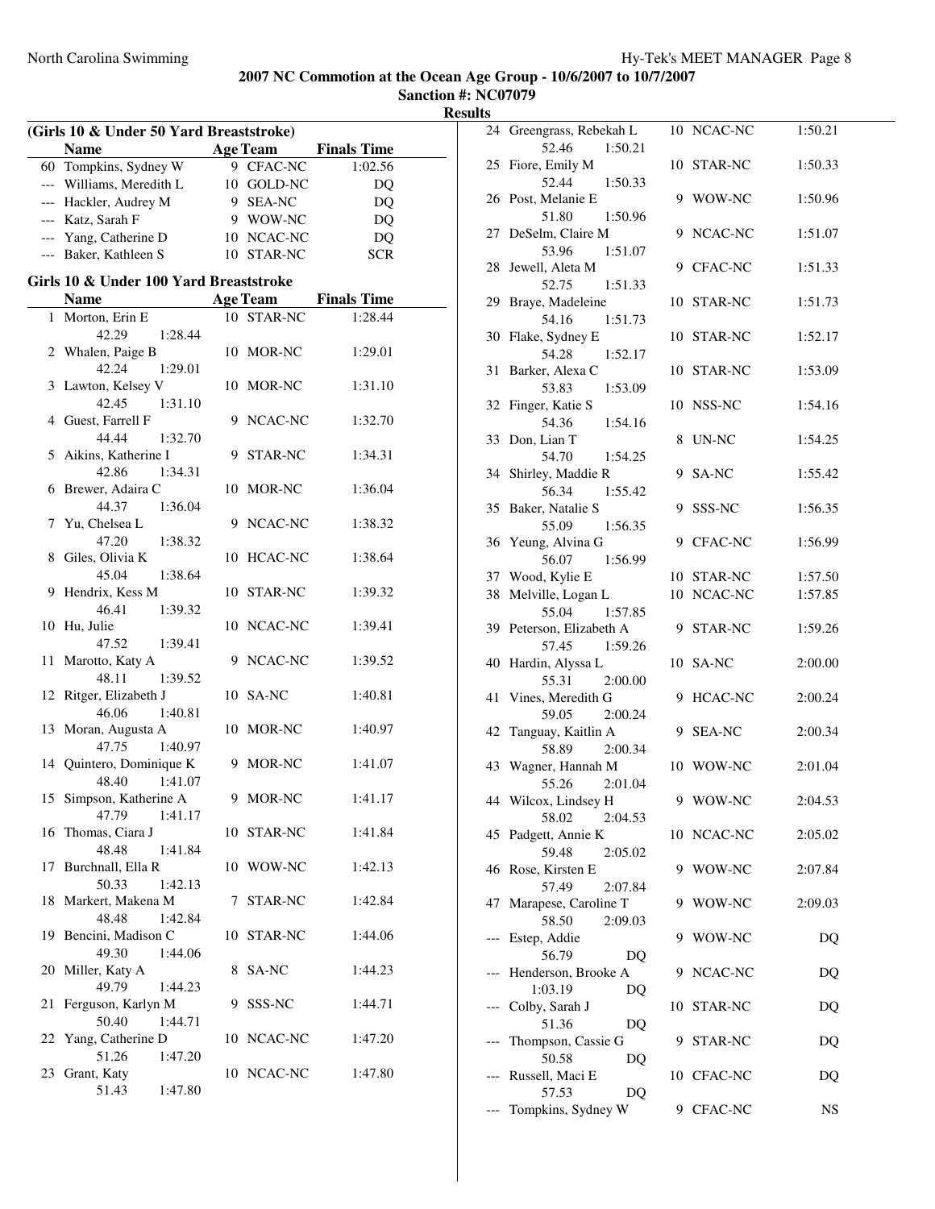# 2007 NC Commotion at the Ocean Age Group - 10/6/2007 to 10/7/2007

**Sanction #: NC07079**

**Results**

### (Girls 10 & Under 50 Yard Breaststroke)

| | Name | Age | Team | Finals Time |
|---|---|---|---|---|
| 60 | Tompkins, Sydney W | 9 | CFAC-NC | 1:02.56 |
| --- | Williams, Meredith L | 10 | GOLD-NC | DQ |
| --- | Hackler, Audrey M | 9 | SEA-NC | DQ |
| --- | Katz, Sarah F | 9 | WOW-NC | DQ |
| --- | Yang, Catherine D | 10 | NCAC-NC | DQ |
| --- | Baker, Kathleen S | 10 | STAR-NC | SCR |

### Girls 10 & Under 100 Yard Breaststroke

| | Name | Age | Team | Finals Time | Splits |
|---|---|---|---|---|---|
| 1 | Morton, Erin E | 10 | STAR-NC | 1:28.44 | 42.29 1:28.44 |
| 2 | Whalen, Paige B | 10 | MOR-NC | 1:29.01 | 42.24 1:29.01 |
| 3 | Lawton, Kelsey V | 10 | MOR-NC | 1:31.10 | 42.45 1:31.10 |
| 4 | Guest, Farrell F | 9 | NCAC-NC | 1:32.70 | 44.44 1:32.70 |
| 5 | Aikins, Katherine I | 9 | STAR-NC | 1:34.31 | 42.86 1:34.31 |
| 6 | Brewer, Adaira C | 10 | MOR-NC | 1:36.04 | 44.37 1:36.04 |
| 7 | Yu, Chelsea L | 9 | NCAC-NC | 1:38.32 | 47.20 1:38.32 |
| 8 | Giles, Olivia K | 10 | HCAC-NC | 1:38.64 | 45.04 1:38.64 |
| 9 | Hendrix, Kess M | 10 | STAR-NC | 1:39.32 | 46.41 1:39.32 |
| 10 | Hu, Julie | 10 | NCAC-NC | 1:39.41 | 47.52 1:39.41 |
| 11 | Marotto, Katy A | 9 | NCAC-NC | 1:39.52 | 48.11 1:39.52 |
| 12 | Ritger, Elizabeth J | 10 | SA-NC | 1:40.81 | 46.06 1:40.81 |
| 13 | Moran, Augusta A | 10 | MOR-NC | 1:40.97 | 47.75 1:40.97 |
| 14 | Quintero, Dominique K | 9 | MOR-NC | 1:41.07 | 48.40 1:41.07 |
| 15 | Simpson, Katherine A | 9 | MOR-NC | 1:41.17 | 47.79 1:41.17 |
| 16 | Thomas, Ciara J | 10 | STAR-NC | 1:41.84 | 48.48 1:41.84 |
| 17 | Burchnall, Ella R | 10 | WOW-NC | 1:42.13 | 50.33 1:42.13 |
| 18 | Markert, Makena M | 7 | STAR-NC | 1:42.84 | 48.48 1:42.84 |
| 19 | Bencini, Madison C | 10 | STAR-NC | 1:44.06 | 49.30 1:44.06 |
| 20 | Miller, Katy A | 8 | SA-NC | 1:44.23 | 49.79 1:44.23 |
| 21 | Ferguson, Karlyn M | 9 | SSS-NC | 1:44.71 | 50.40 1:44.71 |
| 22 | Yang, Catherine D | 10 | NCAC-NC | 1:47.20 | 51.26 1:47.20 |
| 23 | Grant, Katy | 10 | NCAC-NC | 1:47.80 | 51.43 1:47.80 |
| 24 | Greengrass, Rebekah L | 10 | NCAC-NC | 1:50.21 | 52.46 1:50.21 |
| 25 | Fiore, Emily M | 10 | STAR-NC | 1:50.33 | 52.44 1:50.33 |
| 26 | Post, Melanie E | 9 | WOW-NC | 1:50.96 | 51.80 1:50.96 |
| 27 | DeSelm, Claire M | 9 | NCAC-NC | 1:51.07 | 53.96 1:51.07 |
| 28 | Jewell, Aleta M | 9 | CFAC-NC | 1:51.33 | 52.75 1:51.33 |
| 29 | Braye, Madeleine | 10 | STAR-NC | 1:51.73 | 54.16 1:51.73 |
| 30 | Flake, Sydney E | 10 | STAR-NC | 1:52.17 | 54.28 1:52.17 |
| 31 | Barker, Alexa C | 10 | STAR-NC | 1:53.09 | 53.83 1:53.09 |
| 32 | Finger, Katie S | 10 | NSS-NC | 1:54.16 | 54.36 1:54.16 |
| 33 | Don, Lian T | 8 | UN-NC | 1:54.25 | 54.70 1:54.25 |
| 34 | Shirley, Maddie R | 9 | SA-NC | 1:55.42 | 56.34 1:55.42 |
| 35 | Baker, Natalie S | 9 | SSS-NC | 1:56.35 | 55.09 1:56.35 |
| 36 | Yeung, Alvina G | 9 | CFAC-NC | 1:56.99 | 56.07 1:56.99 |
| 37 | Wood, Kylie E | 10 | STAR-NC | 1:57.50 | |
| 38 | Melville, Logan L | 10 | NCAC-NC | 1:57.85 | 55.04 1:57.85 |
| 39 | Peterson, Elizabeth A | 9 | STAR-NC | 1:59.26 | 57.45 1:59.26 |
| 40 | Hardin, Alyssa L | 10 | SA-NC | 2:00.00 | 55.31 2:00.00 |
| 41 | Vines, Meredith G | 9 | HCAC-NC | 2:00.24 | 59.05 2:00.24 |
| 42 | Tanguay, Kaitlin A | 9 | SEA-NC | 2:00.34 | 58.89 2:00.34 |
| 43 | Wagner, Hannah M | 10 | WOW-NC | 2:01.04 | 55.26 2:01.04 |
| 44 | Wilcox, Lindsey H | 9 | WOW-NC | 2:04.53 | 58.02 2:04.53 |
| 45 | Padgett, Annie K | 10 | NCAC-NC | 2:05.02 | 59.48 2:05.02 |
| 46 | Rose, Kirsten E | 9 | WOW-NC | 2:07.84 | 57.49 2:07.84 |
| 47 | Marapese, Caroline T | 9 | WOW-NC | 2:09.03 | 58.50 2:09.03 |
| --- | Estep, Addie | 9 | WOW-NC | DQ | 56.79 DQ |
| --- | Henderson, Brooke A | 9 | NCAC-NC | DQ | 1:03.19 DQ |
| --- | Colby, Sarah J | 10 | STAR-NC | DQ | 51.36 DQ |
| --- | Thompson, Cassie G | 9 | STAR-NC | DQ | 50.58 DQ |
| --- | Russell, Maci E | 10 | CFAC-NC | DQ | 57.53 DQ |
| --- | Tompkins, Sydney W | 9 | CFAC-NC | NS | |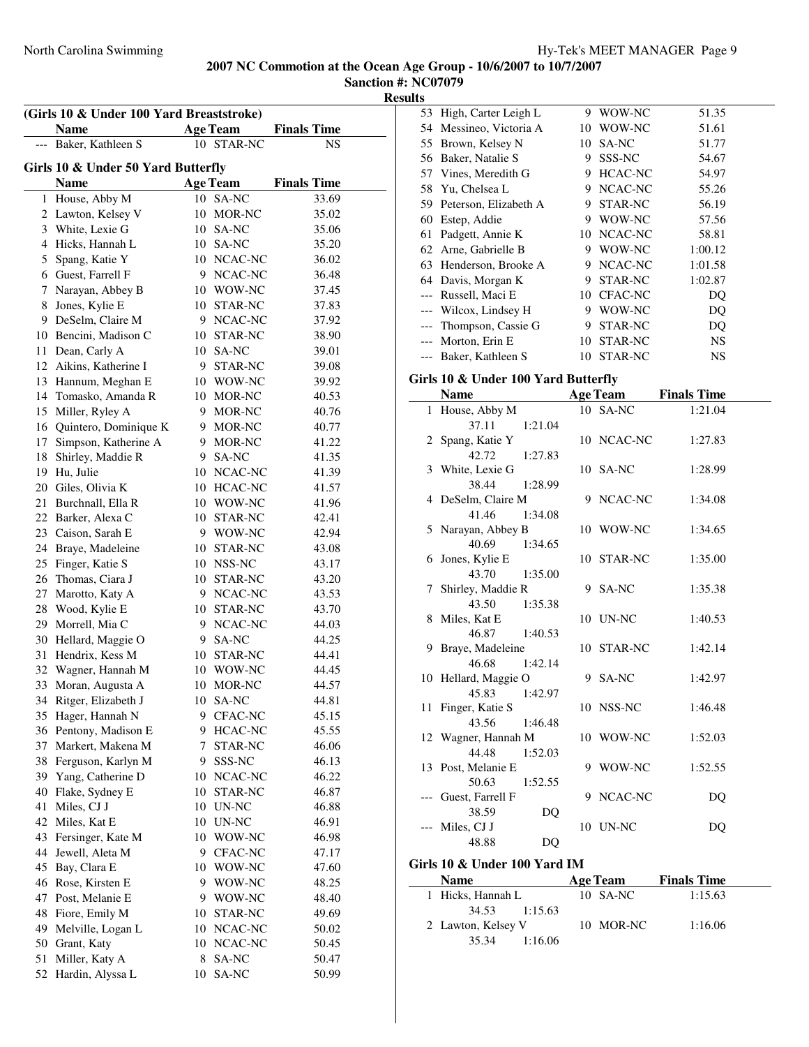**2007 NC Commotion at the Ocean Age Group - 10/6/2007 to 10/7/2007**

**Sanction #: NC07079**

**Results**

### (Girls 10 & Under 100 Yard Breaststroke)

| | Name | Age | Team | Finals Time |
|---|---|---|---|---|
| --- | Baker, Kathleen S | 10 | STAR-NC | NS |

### Girls 10 & Under 50 Yard Butterfly

| | Name | Age | Team | Finals Time |
|---|---|---|---|---|
| 1 | House, Abby M | 10 | SA-NC | 33.69 |
| 2 | Lawton, Kelsey V | 10 | MOR-NC | 35.02 |
| 3 | White, Lexie G | 10 | SA-NC | 35.06 |
| 4 | Hicks, Hannah L | 10 | SA-NC | 35.20 |
| 5 | Spang, Katie Y | 10 | NCAC-NC | 36.02 |
| 6 | Guest, Farrell F | 9 | NCAC-NC | 36.48 |
| 7 | Narayan, Abbey B | 10 | WOW-NC | 37.45 |
| 8 | Jones, Kylie E | 10 | STAR-NC | 37.83 |
| 9 | DeSelm, Claire M | 9 | NCAC-NC | 37.92 |
| 10 | Bencini, Madison C | 10 | STAR-NC | 38.90 |
| 11 | Dean, Carly A | 10 | SA-NC | 39.01 |
| 12 | Aikins, Katherine I | 9 | STAR-NC | 39.08 |
| 13 | Hannum, Meghan E | 10 | WOW-NC | 39.92 |
| 14 | Tomasko, Amanda R | 10 | MOR-NC | 40.53 |
| 15 | Miller, Ryley A | 9 | MOR-NC | 40.76 |
| 16 | Quintero, Dominique K | 9 | MOR-NC | 40.77 |
| 17 | Simpson, Katherine A | 9 | MOR-NC | 41.22 |
| 18 | Shirley, Maddie R | 9 | SA-NC | 41.35 |
| 19 | Hu, Julie | 10 | NCAC-NC | 41.39 |
| 20 | Giles, Olivia K | 10 | HCAC-NC | 41.57 |
| 21 | Burchnall, Ella R | 10 | WOW-NC | 41.96 |
| 22 | Barker, Alexa C | 10 | STAR-NC | 42.41 |
| 23 | Caison, Sarah E | 9 | WOW-NC | 42.94 |
| 24 | Braye, Madeleine | 10 | STAR-NC | 43.08 |
| 25 | Finger, Katie S | 10 | NSS-NC | 43.17 |
| 26 | Thomas, Ciara J | 10 | STAR-NC | 43.20 |
| 27 | Marotto, Katy A | 9 | NCAC-NC | 43.53 |
| 28 | Wood, Kylie E | 10 | STAR-NC | 43.70 |
| 29 | Morrell, Mia C | 9 | NCAC-NC | 44.03 |
| 30 | Hellard, Maggie O | 9 | SA-NC | 44.25 |
| 31 | Hendrix, Kess M | 10 | STAR-NC | 44.41 |
| 32 | Wagner, Hannah M | 10 | WOW-NC | 44.45 |
| 33 | Moran, Augusta A | 10 | MOR-NC | 44.57 |
| 34 | Ritger, Elizabeth J | 10 | SA-NC | 44.81 |
| 35 | Hager, Hannah N | 9 | CFAC-NC | 45.15 |
| 36 | Pentony, Madison E | 9 | HCAC-NC | 45.55 |
| 37 | Markert, Makena M | 7 | STAR-NC | 46.06 |
| 38 | Ferguson, Karlyn M | 9 | SSS-NC | 46.13 |
| 39 | Yang, Catherine D | 10 | NCAC-NC | 46.22 |
| 40 | Flake, Sydney E | 10 | STAR-NC | 46.87 |
| 41 | Miles, CJ J | 10 | UN-NC | 46.88 |
| 42 | Miles, Kat E | 10 | UN-NC | 46.91 |
| 43 | Fersinger, Kate M | 10 | WOW-NC | 46.98 |
| 44 | Jewell, Aleta M | 9 | CFAC-NC | 47.17 |
| 45 | Bay, Clara E | 10 | WOW-NC | 47.60 |
| 46 | Rose, Kirsten E | 9 | WOW-NC | 48.25 |
| 47 | Post, Melanie E | 9 | WOW-NC | 48.40 |
| 48 | Fiore, Emily M | 10 | STAR-NC | 49.69 |
| 49 | Melville, Logan L | 10 | NCAC-NC | 50.02 |
| 50 | Grant, Katy | 10 | NCAC-NC | 50.45 |
| 51 | Miller, Katy A | 8 | SA-NC | 50.47 |
| 52 | Hardin, Alyssa L | 10 | SA-NC | 50.99 |
| 53 | High, Carter Leigh L | 9 | WOW-NC | 51.35 |
| 54 | Messineo, Victoria A | 10 | WOW-NC | 51.61 |
| 55 | Brown, Kelsey N | 10 | SA-NC | 51.77 |
| 56 | Baker, Natalie S | 9 | SSS-NC | 54.67 |
| 57 | Vines, Meredith G | 9 | HCAC-NC | 54.97 |
| 58 | Yu, Chelsea L | 9 | NCAC-NC | 55.26 |
| 59 | Peterson, Elizabeth A | 9 | STAR-NC | 56.19 |
| 60 | Estep, Addie | 9 | WOW-NC | 57.56 |
| 61 | Padgett, Annie K | 10 | NCAC-NC | 58.81 |
| 62 | Arne, Gabrielle B | 9 | WOW-NC | 1:00.12 |
| 63 | Henderson, Brooke A | 9 | NCAC-NC | 1:01.58 |
| 64 | Davis, Morgan K | 9 | STAR-NC | 1:02.87 |
| --- | Russell, Maci E | 10 | CFAC-NC | DQ |
| --- | Wilcox, Lindsey H | 9 | WOW-NC | DQ |
| --- | Thompson, Cassie G | 9 | STAR-NC | DQ |
| --- | Morton, Erin E | 10 | STAR-NC | NS |
| --- | Baker, Kathleen S | 10 | STAR-NC | NS |

### Girls 10 & Under 100 Yard Butterfly

| | Name | Age | Team | Finals Time |
|---|---|---|---|---|
| 1 | House, Abby M | 10 | SA-NC | 1:21.04 |
| | 37.11 1:21.04 | | | |
| 2 | Spang, Katie Y | 10 | NCAC-NC | 1:27.83 |
| | 42.72 1:27.83 | | | |
| 3 | White, Lexie G | 10 | SA-NC | 1:28.99 |
| | 38.44 1:28.99 | | | |
| 4 | DeSelm, Claire M | 9 | NCAC-NC | 1:34.08 |
| | 41.46 1:34.08 | | | |
| 5 | Narayan, Abbey B | 10 | WOW-NC | 1:34.65 |
| | 40.69 1:34.65 | | | |
| 6 | Jones, Kylie E | 10 | STAR-NC | 1:35.00 |
| | 43.70 1:35.00 | | | |
| 7 | Shirley, Maddie R | 9 | SA-NC | 1:35.38 |
| | 43.50 1:35.38 | | | |
| 8 | Miles, Kat E | 10 | UN-NC | 1:40.53 |
| | 46.87 1:40.53 | | | |
| 9 | Braye, Madeleine | 10 | STAR-NC | 1:42.14 |
| | 46.68 1:42.14 | | | |
| 10 | Hellard, Maggie O | 9 | SA-NC | 1:42.97 |
| | 45.83 1:42.97 | | | |
| 11 | Finger, Katie S | 10 | NSS-NC | 1:46.48 |
| | 43.56 1:46.48 | | | |
| 12 | Wagner, Hannah M | 10 | WOW-NC | 1:52.03 |
| | 44.48 1:52.03 | | | |
| 13 | Post, Melanie E | 9 | WOW-NC | 1:52.55 |
| | 50.63 1:52.55 | | | |
| --- | Guest, Farrell F | 9 | NCAC-NC | DQ |
| | 38.59 DQ | | | |
| --- | Miles, CJ J | 10 | UN-NC | DQ |
| | 48.88 DQ | | | |

### Girls 10 & Under 100 Yard IM

| | Name | Age | Team | Finals Time |
|---|---|---|---|---|
| 1 | Hicks, Hannah L | 10 | SA-NC | 1:15.63 |
| | 34.53 1:15.63 | | | |
| 2 | Lawton, Kelsey V | 10 | MOR-NC | 1:16.06 |
| | 35.34 1:16.06 | | | |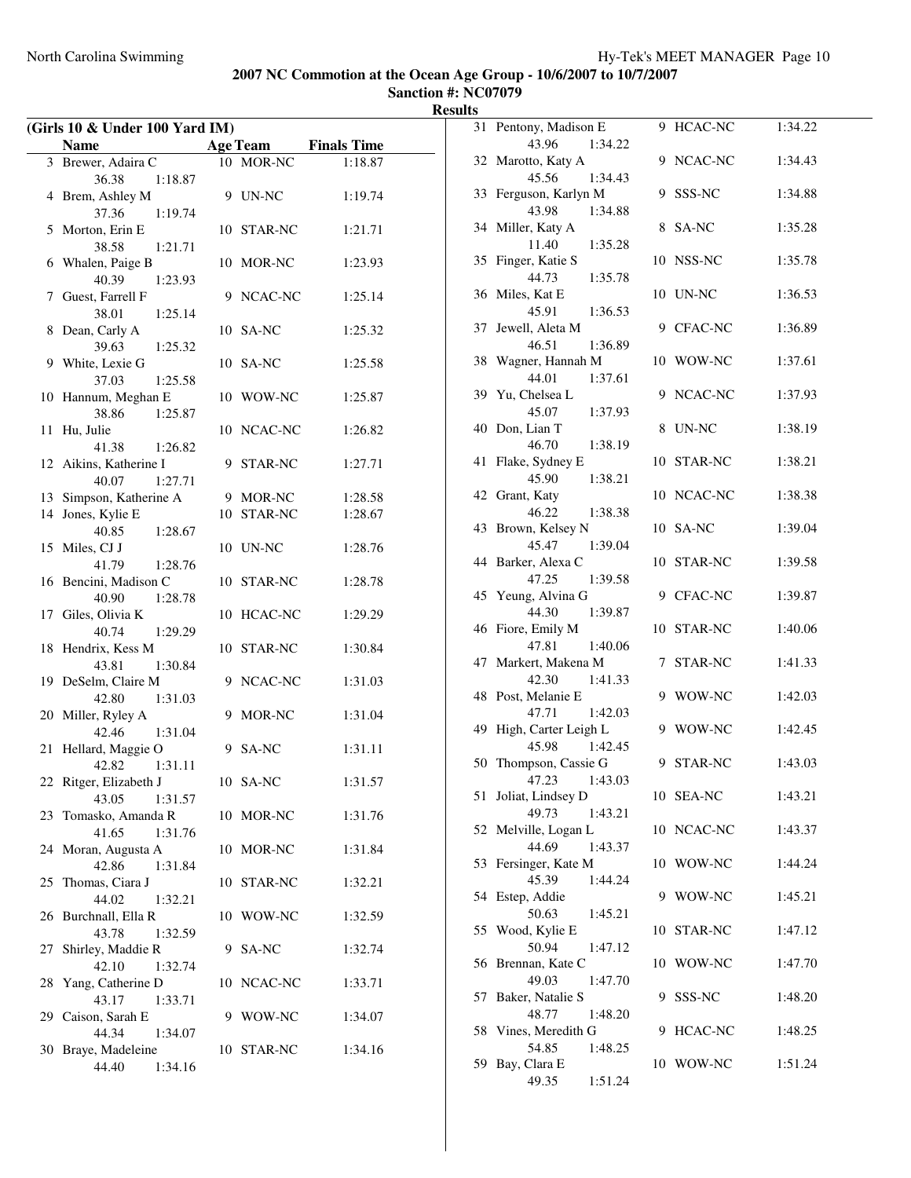**2007 NC Commotion at the Ocean Age Group - 10/6/2007 to 10/7/2007**
**Sanction #: NC07079**
**Results**

### (Girls 10 & Under 100 Yard IM)

| Place | Name | Age | Team | Finals Time | Splits |
|---|---|---|---|---|---|
| 3 | Brewer, Adaira C | 10 | MOR-NC | 1:18.87 | 36.38 1:18.87 |
| 4 | Brem, Ashley M | 9 | UN-NC | 1:19.74 | 37.36 1:19.74 |
| 5 | Morton, Erin E | 10 | STAR-NC | 1:21.71 | 38.58 1:21.71 |
| 6 | Whalen, Paige B | 10 | MOR-NC | 1:23.93 | 40.39 1:23.93 |
| 7 | Guest, Farrell F | 9 | NCAC-NC | 1:25.14 | 38.01 1:25.14 |
| 8 | Dean, Carly A | 10 | SA-NC | 1:25.32 | 39.63 1:25.32 |
| 9 | White, Lexie G | 10 | SA-NC | 1:25.58 | 37.03 1:25.58 |
| 10 | Hannum, Meghan E | 10 | WOW-NC | 1:25.87 | 38.86 1:25.87 |
| 11 | Hu, Julie | 10 | NCAC-NC | 1:26.82 | 41.38 1:26.82 |
| 12 | Aikins, Katherine I | 9 | STAR-NC | 1:27.71 | 40.07 1:27.71 |
| 13 | Simpson, Katherine A | 9 | MOR-NC | 1:28.58 | |
| 14 | Jones, Kylie E | 10 | STAR-NC | 1:28.67 | 40.85 1:28.67 |
| 15 | Miles, CJ J | 10 | UN-NC | 1:28.76 | 41.79 1:28.76 |
| 16 | Bencini, Madison C | 10 | STAR-NC | 1:28.78 | 40.90 1:28.78 |
| 17 | Giles, Olivia K | 10 | HCAC-NC | 1:29.29 | 40.74 1:29.29 |
| 18 | Hendrix, Kess M | 10 | STAR-NC | 1:30.84 | 43.81 1:30.84 |
| 19 | DeSelm, Claire M | 9 | NCAC-NC | 1:31.03 | 42.80 1:31.03 |
| 20 | Miller, Ryley A | 9 | MOR-NC | 1:31.04 | 42.46 1:31.04 |
| 21 | Hellard, Maggie O | 9 | SA-NC | 1:31.11 | 42.82 1:31.11 |
| 22 | Ritger, Elizabeth J | 10 | SA-NC | 1:31.57 | 43.05 1:31.57 |
| 23 | Tomasko, Amanda R | 10 | MOR-NC | 1:31.76 | 41.65 1:31.76 |
| 24 | Moran, Augusta A | 10 | MOR-NC | 1:31.84 | 42.86 1:31.84 |
| 25 | Thomas, Ciara J | 10 | STAR-NC | 1:32.21 | 44.02 1:32.21 |
| 26 | Burchnall, Ella R | 10 | WOW-NC | 1:32.59 | 43.78 1:32.59 |
| 27 | Shirley, Maddie R | 9 | SA-NC | 1:32.74 | 42.10 1:32.74 |
| 28 | Yang, Catherine D | 10 | NCAC-NC | 1:33.71 | 43.17 1:33.71 |
| 29 | Caison, Sarah E | 9 | WOW-NC | 1:34.07 | 44.34 1:34.07 |
| 30 | Braye, Madeleine | 10 | STAR-NC | 1:34.16 | 44.40 1:34.16 |
| 31 | Pentony, Madison E | 9 | HCAC-NC | 1:34.22 | 43.96 1:34.22 |
| 32 | Marotto, Katy A | 9 | NCAC-NC | 1:34.43 | 45.56 1:34.43 |
| 33 | Ferguson, Karlyn M | 9 | SSS-NC | 1:34.88 | 43.98 1:34.88 |
| 34 | Miller, Katy A | 8 | SA-NC | 1:35.28 | 11.40 1:35.28 |
| 35 | Finger, Katie S | 10 | NSS-NC | 1:35.78 | 44.73 1:35.78 |
| 36 | Miles, Kat E | 10 | UN-NC | 1:36.53 | 45.91 1:36.53 |
| 37 | Jewell, Aleta M | 9 | CFAC-NC | 1:36.89 | 46.51 1:36.89 |
| 38 | Wagner, Hannah M | 10 | WOW-NC | 1:37.61 | 44.01 1:37.61 |
| 39 | Yu, Chelsea L | 9 | NCAC-NC | 1:37.93 | 45.07 1:37.93 |
| 40 | Don, Lian T | 8 | UN-NC | 1:38.19 | 46.70 1:38.19 |
| 41 | Flake, Sydney E | 10 | STAR-NC | 1:38.21 | 45.90 1:38.21 |
| 42 | Grant, Katy | 10 | NCAC-NC | 1:38.38 | 46.22 1:38.38 |
| 43 | Brown, Kelsey N | 10 | SA-NC | 1:39.04 | 45.47 1:39.04 |
| 44 | Barker, Alexa C | 10 | STAR-NC | 1:39.58 | 47.25 1:39.58 |
| 45 | Yeung, Alvina G | 9 | CFAC-NC | 1:39.87 | 44.30 1:39.87 |
| 46 | Fiore, Emily M | 10 | STAR-NC | 1:40.06 | 47.81 1:40.06 |
| 47 | Markert, Makena M | 7 | STAR-NC | 1:41.33 | 42.30 1:41.33 |
| 48 | Post, Melanie E | 9 | WOW-NC | 1:42.03 | 47.71 1:42.03 |
| 49 | High, Carter Leigh L | 9 | WOW-NC | 1:42.45 | 45.98 1:42.45 |
| 50 | Thompson, Cassie G | 9 | STAR-NC | 1:43.03 | 47.23 1:43.03 |
| 51 | Joliat, Lindsey D | 10 | SEA-NC | 1:43.21 | 49.73 1:43.21 |
| 52 | Melville, Logan L | 10 | NCAC-NC | 1:43.37 | 44.69 1:43.37 |
| 53 | Fersinger, Kate M | 10 | WOW-NC | 1:44.24 | 45.39 1:44.24 |
| 54 | Estep, Addie | 9 | WOW-NC | 1:45.21 | 50.63 1:45.21 |
| 55 | Wood, Kylie E | 10 | STAR-NC | 1:47.12 | 50.94 1:47.12 |
| 56 | Brennan, Kate C | 10 | WOW-NC | 1:47.70 | 49.03 1:47.70 |
| 57 | Baker, Natalie S | 9 | SSS-NC | 1:48.20 | 48.77 1:48.20 |
| 58 | Vines, Meredith G | 9 | HCAC-NC | 1:48.25 | 54.85 1:48.25 |
| 59 | Bay, Clara E | 10 | WOW-NC | 1:51.24 | 49.35 1:51.24 |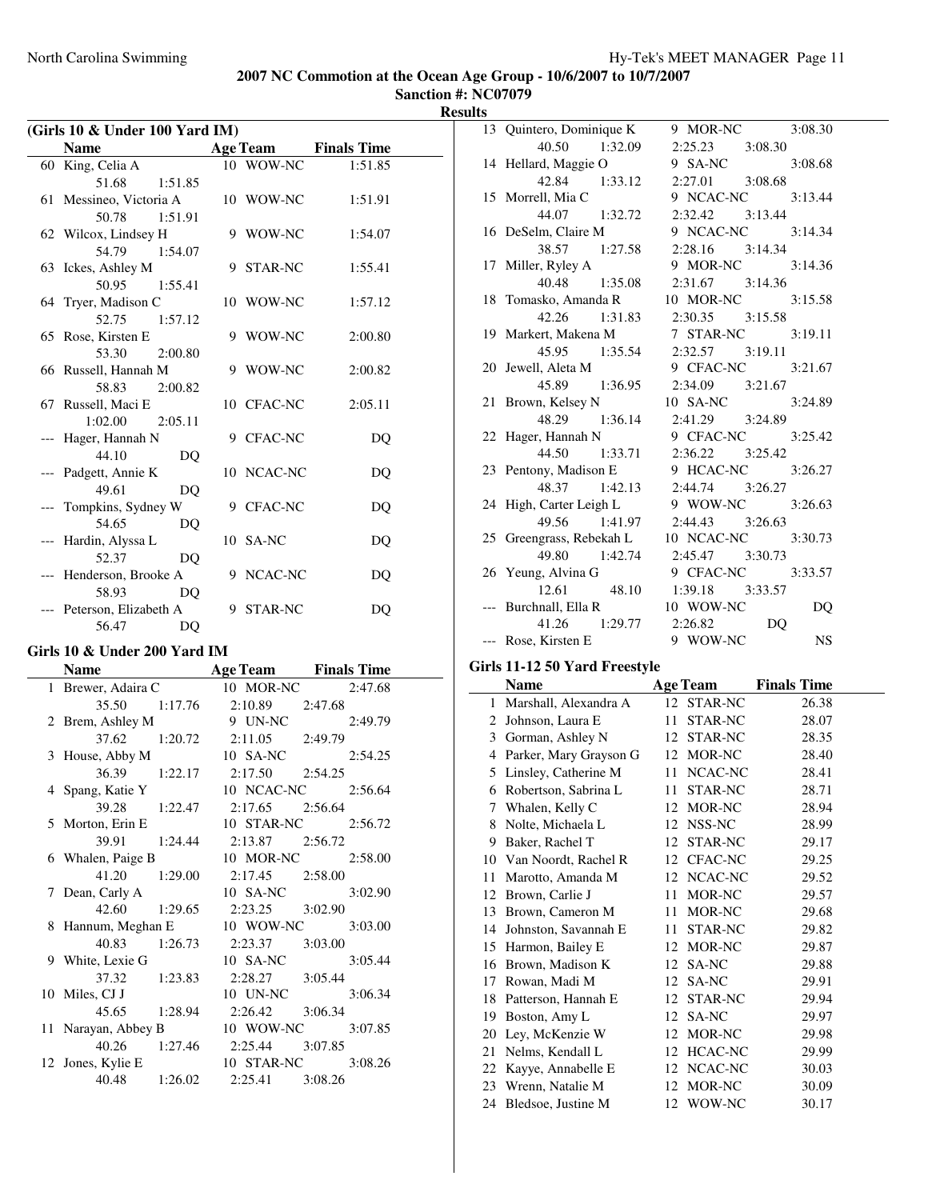**2007 NC Commotion at the Ocean Age Group - 10/6/2007 to 10/7/2007**

**Sanction #: NC07079**

**Results**

### (Girls 10 & Under 100 Yard IM)

| | Name | Age | Team | Finals Time |
|---|---|---|---|---|
| 60 | King, Celia A | 10 | WOW-NC | 1:51.85 |
| | 51.68 1:51.85 | | | |
| 61 | Messineo, Victoria A | 10 | WOW-NC | 1:51.91 |
| | 50.78 1:51.91 | | | |
| 62 | Wilcox, Lindsey H | 9 | WOW-NC | 1:54.07 |
| | 54.79 1:54.07 | | | |
| 63 | Ickes, Ashley M | 9 | STAR-NC | 1:55.41 |
| | 50.95 1:55.41 | | | |
| 64 | Tryer, Madison C | 10 | WOW-NC | 1:57.12 |
| | 52.75 1:57.12 | | | |
| 65 | Rose, Kirsten E | 9 | WOW-NC | 2:00.80 |
| | 53.30 2:00.80 | | | |
| 66 | Russell, Hannah M | 9 | WOW-NC | 2:00.82 |
| | 58.83 2:00.82 | | | |
| 67 | Russell, Maci E | 10 | CFAC-NC | 2:05.11 |
| | 1:02.00 2:05.11 | | | |
| --- | Hager, Hannah N | 9 | CFAC-NC | DQ |
| | 44.10 DQ | | | |
| --- | Padgett, Annie K | 10 | NCAC-NC | DQ |
| | 49.61 DQ | | | |
| --- | Tompkins, Sydney W | 9 | CFAC-NC | DQ |
| | 54.65 DQ | | | |
| --- | Hardin, Alyssa L | 10 | SA-NC | DQ |
| | 52.37 DQ | | | |
| --- | Henderson, Brooke A | 9 | NCAC-NC | DQ |
| | 58.93 DQ | | | |
| --- | Peterson, Elizabeth A | 9 | STAR-NC | DQ |
| | 56.47 DQ | | | |

### Girls 10 & Under 200 Yard IM

| | Name | Age | Team | Finals Time |
|---|---|---|---|---|
| 1 | Brewer, Adaira C | 10 | MOR-NC | 2:47.68 |
| | 35.50 1:17.76 2:10.89 2:47.68 | | | |
| 2 | Brem, Ashley M | 9 | UN-NC | 2:49.79 |
| | 37.62 1:20.72 2:11.05 2:49.79 | | | |
| 3 | House, Abby M | 10 | SA-NC | 2:54.25 |
| | 36.39 1:22.17 2:17.50 2:54.25 | | | |
| 4 | Spang, Katie Y | 10 | NCAC-NC | 2:56.64 |
| | 39.28 1:22.47 2:17.65 2:56.64 | | | |
| 5 | Morton, Erin E | 10 | STAR-NC | 2:56.72 |
| | 39.91 1:24.44 2:13.87 2:56.72 | | | |
| 6 | Whalen, Paige B | 10 | MOR-NC | 2:58.00 |
| | 41.20 1:29.00 2:17.45 2:58.00 | | | |
| 7 | Dean, Carly A | 10 | SA-NC | 3:02.90 |
| | 42.60 1:29.65 2:23.25 3:02.90 | | | |
| 8 | Hannum, Meghan E | 10 | WOW-NC | 3:03.00 |
| | 40.83 1:26.73 2:23.37 3:03.00 | | | |
| 9 | White, Lexie G | 10 | SA-NC | 3:05.44 |
| | 37.32 1:23.83 2:28.27 3:05.44 | | | |
| 10 | Miles, CJ J | 10 | UN-NC | 3:06.34 |
| | 45.65 1:28.94 2:26.42 3:06.34 | | | |
| 11 | Narayan, Abbey B | 10 | WOW-NC | 3:07.85 |
| | 40.26 1:27.46 2:25.44 3:07.85 | | | |
| 12 | Jones, Kylie E | 10 | STAR-NC | 3:08.26 |
| | 40.48 1:26.02 2:25.41 3:08.26 | | | |
| 13 | Quintero, Dominique K | 9 | MOR-NC | 3:08.30 |
| | 40.50 1:32.09 2:25.23 3:08.30 | | | |
| 14 | Hellard, Maggie O | 9 | SA-NC | 3:08.68 |
| | 42.84 1:33.12 2:27.01 3:08.68 | | | |
| 15 | Morrell, Mia C | 9 | NCAC-NC | 3:13.44 |
| | 44.07 1:32.72 2:32.42 3:13.44 | | | |
| 16 | DeSelm, Claire M | 9 | NCAC-NC | 3:14.34 |
| | 38.57 1:27.58 2:28.16 3:14.34 | | | |
| 17 | Miller, Ryley A | 9 | MOR-NC | 3:14.36 |
| | 40.48 1:35.08 2:31.67 3:14.36 | | | |
| 18 | Tomasko, Amanda R | 10 | MOR-NC | 3:15.58 |
| | 42.26 1:31.83 2:30.35 3:15.58 | | | |
| 19 | Markert, Makena M | 7 | STAR-NC | 3:19.11 |
| | 45.95 1:35.54 2:32.57 3:19.11 | | | |
| 20 | Jewell, Aleta M | 9 | CFAC-NC | 3:21.67 |
| | 45.89 1:36.95 2:34.09 3:21.67 | | | |
| 21 | Brown, Kelsey N | 10 | SA-NC | 3:24.89 |
| | 48.29 1:36.14 2:41.29 3:24.89 | | | |
| 22 | Hager, Hannah N | 9 | CFAC-NC | 3:25.42 |
| | 44.50 1:33.71 2:36.22 3:25.42 | | | |
| 23 | Pentony, Madison E | 9 | HCAC-NC | 3:26.27 |
| | 48.37 1:42.13 2:44.74 3:26.27 | | | |
| 24 | High, Carter Leigh L | 9 | WOW-NC | 3:26.63 |
| | 49.56 1:41.97 2:44.43 3:26.63 | | | |
| 25 | Greengrass, Rebekah L | 10 | NCAC-NC | 3:30.73 |
| | 49.80 1:42.74 2:45.47 3:30.73 | | | |
| 26 | Yeung, Alvina G | 9 | CFAC-NC | 3:33.57 |
| | 12.61 48.10 1:39.18 3:33.57 | | | |
| --- | Burchnall, Ella R | 10 | WOW-NC | DQ |
| | 41.26 1:29.77 2:26.82 DQ | | | |
| --- | Rose, Kirsten E | 9 | WOW-NC | NS |

### Girls 11-12 50 Yard Freestyle

| | Name | Age | Team | Finals Time |
|---|---|---|---|---|
| 1 | Marshall, Alexandra A | 12 | STAR-NC | 26.38 |
| 2 | Johnson, Laura E | 11 | STAR-NC | 28.07 |
| 3 | Gorman, Ashley N | 12 | STAR-NC | 28.35 |
| 4 | Parker, Mary Grayson G | 12 | MOR-NC | 28.40 |
| 5 | Linsley, Catherine M | 11 | NCAC-NC | 28.41 |
| 6 | Robertson, Sabrina L | 11 | STAR-NC | 28.71 |
| 7 | Whalen, Kelly C | 12 | MOR-NC | 28.94 |
| 8 | Nolte, Michaela L | 12 | NSS-NC | 28.99 |
| 9 | Baker, Rachel T | 12 | STAR-NC | 29.17 |
| 10 | Van Noordt, Rachel R | 12 | CFAC-NC | 29.25 |
| 11 | Marotto, Amanda M | 12 | NCAC-NC | 29.52 |
| 12 | Brown, Carlie J | 11 | MOR-NC | 29.57 |
| 13 | Brown, Cameron M | 11 | MOR-NC | 29.68 |
| 14 | Johnston, Savannah E | 11 | STAR-NC | 29.82 |
| 15 | Harmon, Bailey E | 12 | MOR-NC | 29.87 |
| 16 | Brown, Madison K | 12 | SA-NC | 29.88 |
| 17 | Rowan, Madi M | 12 | SA-NC | 29.91 |
| 18 | Patterson, Hannah E | 12 | STAR-NC | 29.94 |
| 19 | Boston, Amy L | 12 | SA-NC | 29.97 |
| 20 | Ley, McKenzie W | 12 | MOR-NC | 29.98 |
| 21 | Nelms, Kendall L | 12 | HCAC-NC | 29.99 |
| 22 | Kayye, Annabelle E | 12 | NCAC-NC | 30.03 |
| 23 | Wrenn, Natalie M | 12 | MOR-NC | 30.09 |
| 24 | Bledsoe, Justine M | 12 | WOW-NC | 30.17 |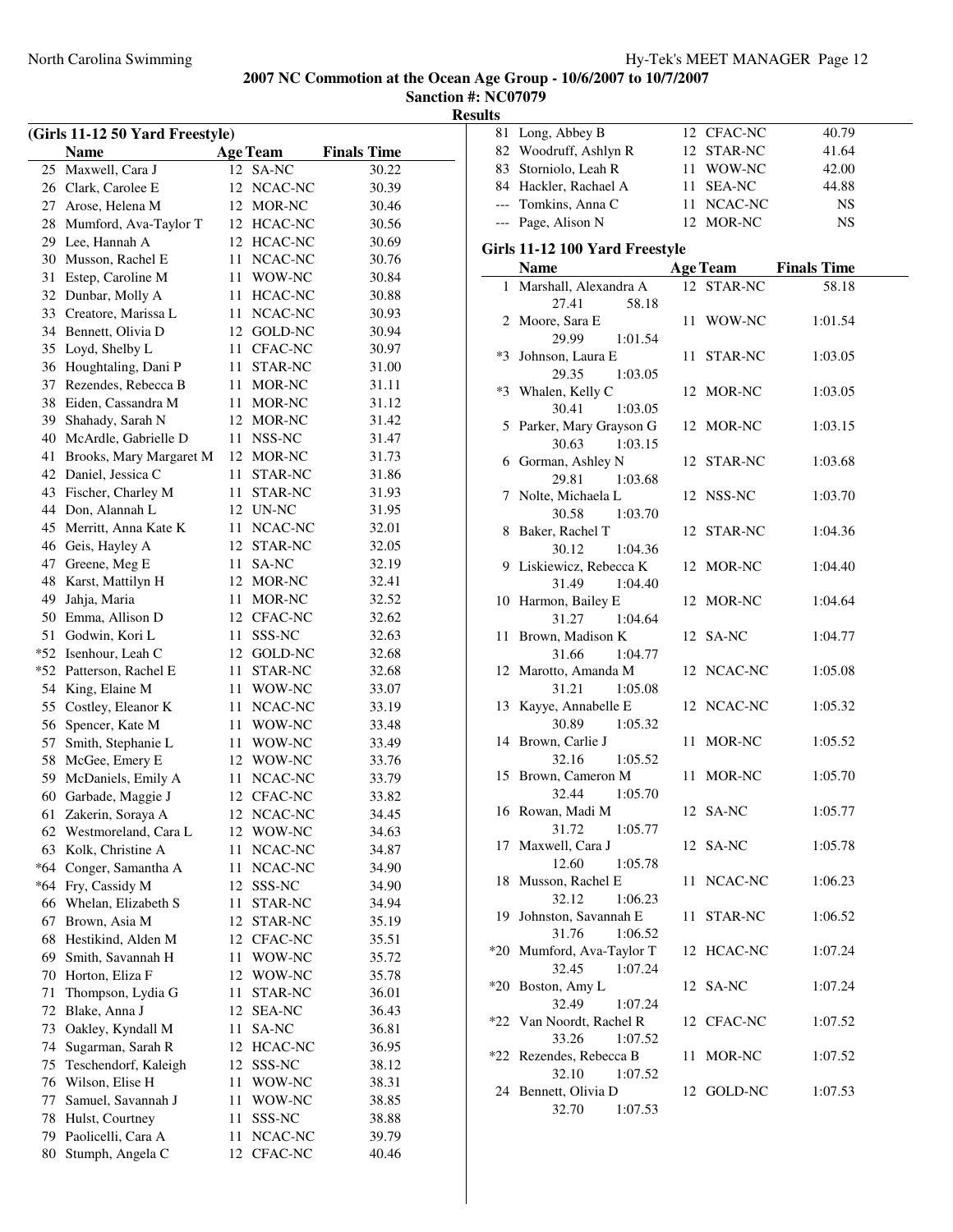**2007 NC Commotion at the Ocean Age Group - 10/6/2007 to 10/7/2007**

**Sanction #: NC07079**

**Results**

### (Girls 11-12 50 Yard Freestyle)

| | Name | Age | Team | Finals Time |
|---|---|---|---|---|
| 25 | Maxwell, Cara J | 12 | SA-NC | 30.22 |
| 26 | Clark, Carolee E | 12 | NCAC-NC | 30.39 |
| 27 | Arose, Helena M | 12 | MOR-NC | 30.46 |
| 28 | Mumford, Ava-Taylor T | 12 | HCAC-NC | 30.56 |
| 29 | Lee, Hannah A | 12 | HCAC-NC | 30.69 |
| 30 | Musson, Rachel E | 11 | NCAC-NC | 30.76 |
| 31 | Estep, Caroline M | 11 | WOW-NC | 30.84 |
| 32 | Dunbar, Molly A | 11 | HCAC-NC | 30.88 |
| 33 | Creatore, Marissa L | 11 | NCAC-NC | 30.93 |
| 34 | Bennett, Olivia D | 12 | GOLD-NC | 30.94 |
| 35 | Loyd, Shelby L | 11 | CFAC-NC | 30.97 |
| 36 | Houghtaling, Dani P | 11 | STAR-NC | 31.00 |
| 37 | Rezendes, Rebecca B | 11 | MOR-NC | 31.11 |
| 38 | Eiden, Cassandra M | 11 | MOR-NC | 31.12 |
| 39 | Shahady, Sarah N | 12 | MOR-NC | 31.42 |
| 40 | McArdle, Gabrielle D | 11 | NSS-NC | 31.47 |
| 41 | Brooks, Mary Margaret M | 12 | MOR-NC | 31.73 |
| 42 | Daniel, Jessica C | 11 | STAR-NC | 31.86 |
| 43 | Fischer, Charley M | 11 | STAR-NC | 31.93 |
| 44 | Don, Alannah L | 12 | UN-NC | 31.95 |
| 45 | Merritt, Anna Kate K | 11 | NCAC-NC | 32.01 |
| 46 | Geis, Hayley A | 12 | STAR-NC | 32.05 |
| 47 | Greene, Meg E | 11 | SA-NC | 32.19 |
| 48 | Karst, Mattilyn H | 12 | MOR-NC | 32.41 |
| 49 | Jahja, Maria | 11 | MOR-NC | 32.52 |
| 50 | Emma, Allison D | 12 | CFAC-NC | 32.62 |
| 51 | Godwin, Kori L | 11 | SSS-NC | 32.63 |
| *52 | Isenhour, Leah C | 12 | GOLD-NC | 32.68 |
| *52 | Patterson, Rachel E | 11 | STAR-NC | 32.68 |
| 54 | King, Elaine M | 11 | WOW-NC | 33.07 |
| 55 | Costley, Eleanor K | 11 | NCAC-NC | 33.19 |
| 56 | Spencer, Kate M | 11 | WOW-NC | 33.48 |
| 57 | Smith, Stephanie L | 11 | WOW-NC | 33.49 |
| 58 | McGee, Emery E | 12 | WOW-NC | 33.76 |
| 59 | McDaniels, Emily A | 11 | NCAC-NC | 33.79 |
| 60 | Garbade, Maggie J | 12 | CFAC-NC | 33.82 |
| 61 | Zakerin, Soraya A | 12 | NCAC-NC | 34.45 |
| 62 | Westmoreland, Cara L | 12 | WOW-NC | 34.63 |
| 63 | Kolk, Christine A | 11 | NCAC-NC | 34.87 |
| *64 | Conger, Samantha A | 11 | NCAC-NC | 34.90 |
| *64 | Fry, Cassidy M | 12 | SSS-NC | 34.90 |
| 66 | Whelan, Elizabeth S | 11 | STAR-NC | 34.94 |
| 67 | Brown, Asia M | 12 | STAR-NC | 35.19 |
| 68 | Hestikind, Alden M | 12 | CFAC-NC | 35.51 |
| 69 | Smith, Savannah H | 11 | WOW-NC | 35.72 |
| 70 | Horton, Eliza F | 12 | WOW-NC | 35.78 |
| 71 | Thompson, Lydia G | 11 | STAR-NC | 36.01 |
| 72 | Blake, Anna J | 12 | SEA-NC | 36.43 |
| 73 | Oakley, Kyndall M | 11 | SA-NC | 36.81 |
| 74 | Sugarman, Sarah R | 12 | HCAC-NC | 36.95 |
| 75 | Teschendorf, Kaleigh | 12 | SSS-NC | 38.12 |
| 76 | Wilson, Elise H | 11 | WOW-NC | 38.31 |
| 77 | Samuel, Savannah J | 11 | WOW-NC | 38.85 |
| 78 | Hulst, Courtney | 11 | SSS-NC | 38.88 |
| 79 | Paolicelli, Cara A | 11 | NCAC-NC | 39.79 |
| 80 | Stumph, Angela C | 12 | CFAC-NC | 40.46 |
| 81 | Long, Abbey B | 12 | CFAC-NC | 40.79 |
| 82 | Woodruff, Ashlyn R | 12 | STAR-NC | 41.64 |
| 83 | Storniolo, Leah R | 11 | WOW-NC | 42.00 |
| 84 | Hackler, Rachael A | 11 | SEA-NC | 44.88 |
| --- | Tomkins, Anna C | 11 | NCAC-NC | NS |
| --- | Page, Alison N | 12 | MOR-NC | NS |

### Girls 11-12 100 Yard Freestyle

| | Name | Age | Team | Finals Time |
|---|---|---|---|---|
| 1 | Marshall, Alexandra A | 12 | STAR-NC | 58.18 |
| | 27.41 58.18 | | | |
| 2 | Moore, Sara E | 11 | WOW-NC | 1:01.54 |
| | 29.99 1:01.54 | | | |
| *3 | Johnson, Laura E | 11 | STAR-NC | 1:03.05 |
| | 29.35 1:03.05 | | | |
| *3 | Whalen, Kelly C | 12 | MOR-NC | 1:03.05 |
| | 30.41 1:03.05 | | | |
| 5 | Parker, Mary Grayson G | 12 | MOR-NC | 1:03.15 |
| | 30.63 1:03.15 | | | |
| 6 | Gorman, Ashley N | 12 | STAR-NC | 1:03.68 |
| | 29.81 1:03.68 | | | |
| 7 | Nolte, Michaela L | 12 | NSS-NC | 1:03.70 |
| | 30.58 1:03.70 | | | |
| 8 | Baker, Rachel T | 12 | STAR-NC | 1:04.36 |
| | 30.12 1:04.36 | | | |
| 9 | Liskiewicz, Rebecca K | 12 | MOR-NC | 1:04.40 |
| | 31.49 1:04.40 | | | |
| 10 | Harmon, Bailey E | 12 | MOR-NC | 1:04.64 |
| | 31.27 1:04.64 | | | |
| 11 | Brown, Madison K | 12 | SA-NC | 1:04.77 |
| | 31.66 1:04.77 | | | |
| 12 | Marotto, Amanda M | 12 | NCAC-NC | 1:05.08 |
| | 31.21 1:05.08 | | | |
| 13 | Kayye, Annabelle E | 12 | NCAC-NC | 1:05.32 |
| | 30.89 1:05.32 | | | |
| 14 | Brown, Carlie J | 11 | MOR-NC | 1:05.52 |
| | 32.16 1:05.52 | | | |
| 15 | Brown, Cameron M | 11 | MOR-NC | 1:05.70 |
| | 32.44 1:05.70 | | | |
| 16 | Rowan, Madi M | 12 | SA-NC | 1:05.77 |
| | 31.72 1:05.77 | | | |
| 17 | Maxwell, Cara J | 12 | SA-NC | 1:05.78 |
| | 12.60 1:05.78 | | | |
| 18 | Musson, Rachel E | 11 | NCAC-NC | 1:06.23 |
| | 32.12 1:06.23 | | | |
| 19 | Johnston, Savannah E | 11 | STAR-NC | 1:06.52 |
| | 31.76 1:06.52 | | | |
| *20 | Mumford, Ava-Taylor T | 12 | HCAC-NC | 1:07.24 |
| | 32.45 1:07.24 | | | |
| *20 | Boston, Amy L | 12 | SA-NC | 1:07.24 |
| | 32.49 1:07.24 | | | |
| *22 | Van Noordt, Rachel R | 12 | CFAC-NC | 1:07.52 |
| | 33.26 1:07.52 | | | |
| *22 | Rezendes, Rebecca B | 11 | MOR-NC | 1:07.52 |
| | 32.10 1:07.52 | | | |
| 24 | Bennett, Olivia D | 12 | GOLD-NC | 1:07.53 |
| | 32.70 1:07.53 | | | |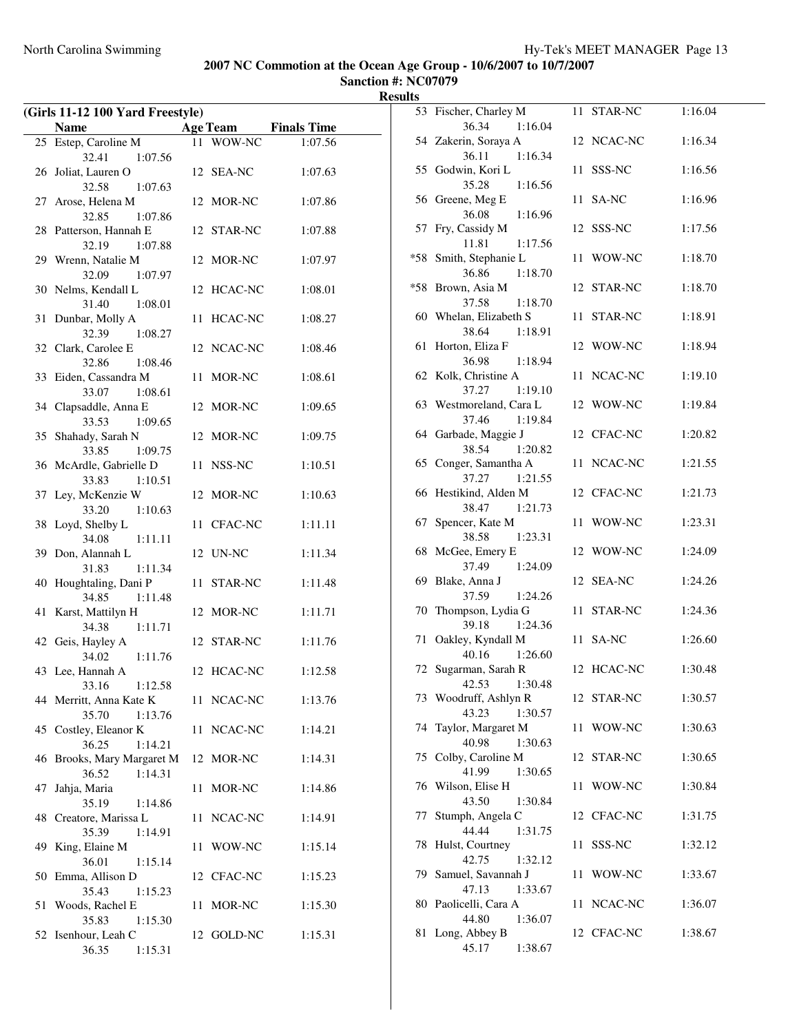**2007 NC Commotion at the Ocean Age Group - 10/6/2007 to 10/7/2007**

**Sanction #: NC07079**

**Results**

**(Girls 11-12 100 Yard Freestyle)**

| | Name | Age | Team | Finals Time |
|---|---|---|---|---|
| 25 | Estep, Caroline M | 11 | WOW-NC | 1:07.56 |
| | 32.41 1:07.56 | | | |
| 26 | Joliat, Lauren O | 12 | SEA-NC | 1:07.63 |
| | 32.58 1:07.63 | | | |
| 27 | Arose, Helena M | 12 | MOR-NC | 1:07.86 |
| | 32.85 1:07.86 | | | |
| 28 | Patterson, Hannah E | 12 | STAR-NC | 1:07.88 |
| | 32.19 1:07.88 | | | |
| 29 | Wrenn, Natalie M | 12 | MOR-NC | 1:07.97 |
| | 32.09 1:07.97 | | | |
| 30 | Nelms, Kendall L | 12 | HCAC-NC | 1:08.01 |
| | 31.40 1:08.01 | | | |
| 31 | Dunbar, Molly A | 11 | HCAC-NC | 1:08.27 |
| | 32.39 1:08.27 | | | |
| 32 | Clark, Carolee E | 12 | NCAC-NC | 1:08.46 |
| | 32.86 1:08.46 | | | |
| 33 | Eiden, Cassandra M | 11 | MOR-NC | 1:08.61 |
| | 33.07 1:08.61 | | | |
| 34 | Clapsaddle, Anna E | 12 | MOR-NC | 1:09.65 |
| | 33.53 1:09.65 | | | |
| 35 | Shahady, Sarah N | 12 | MOR-NC | 1:09.75 |
| | 33.85 1:09.75 | | | |
| 36 | McArdle, Gabrielle D | 11 | NSS-NC | 1:10.51 |
| | 33.83 1:10.51 | | | |
| 37 | Ley, McKenzie W | 12 | MOR-NC | 1:10.63 |
| | 33.20 1:10.63 | | | |
| 38 | Loyd, Shelby L | 11 | CFAC-NC | 1:11.11 |
| | 34.08 1:11.11 | | | |
| 39 | Don, Alannah L | 12 | UN-NC | 1:11.34 |
| | 31.83 1:11.34 | | | |
| 40 | Houghtaling, Dani P | 11 | STAR-NC | 1:11.48 |
| | 34.85 1:11.48 | | | |
| 41 | Karst, Mattilyn H | 12 | MOR-NC | 1:11.71 |
| | 34.38 1:11.71 | | | |
| 42 | Geis, Hayley A | 12 | STAR-NC | 1:11.76 |
| | 34.02 1:11.76 | | | |
| 43 | Lee, Hannah A | 12 | HCAC-NC | 1:12.58 |
| | 33.16 1:12.58 | | | |
| 44 | Merritt, Anna Kate K | 11 | NCAC-NC | 1:13.76 |
| | 35.70 1:13.76 | | | |
| 45 | Costley, Eleanor K | 11 | NCAC-NC | 1:14.21 |
| | 36.25 1:14.21 | | | |
| 46 | Brooks, Mary Margaret M | 12 | MOR-NC | 1:14.31 |
| | 36.52 1:14.31 | | | |
| 47 | Jahja, Maria | 11 | MOR-NC | 1:14.86 |
| | 35.19 1:14.86 | | | |
| 48 | Creatore, Marissa L | 11 | NCAC-NC | 1:14.91 |
| | 35.39 1:14.91 | | | |
| 49 | King, Elaine M | 11 | WOW-NC | 1:15.14 |
| | 36.01 1:15.14 | | | |
| 50 | Emma, Allison D | 12 | CFAC-NC | 1:15.23 |
| | 35.43 1:15.23 | | | |
| 51 | Woods, Rachel E | 11 | MOR-NC | 1:15.30 |
| | 35.83 1:15.30 | | | |
| 52 | Isenhour, Leah C | 12 | GOLD-NC | 1:15.31 |
| | 36.35 1:15.31 | | | |
| 53 | Fischer, Charley M | 11 | STAR-NC | 1:16.04 |
| | 36.34 1:16.04 | | | |
| 54 | Zakerin, Soraya A | 12 | NCAC-NC | 1:16.34 |
| | 36.11 1:16.34 | | | |
| 55 | Godwin, Kori L | 11 | SSS-NC | 1:16.56 |
| | 35.28 1:16.56 | | | |
| 56 | Greene, Meg E | 11 | SA-NC | 1:16.96 |
| | 36.08 1:16.96 | | | |
| 57 | Fry, Cassidy M | 12 | SSS-NC | 1:17.56 |
| | 11.81 1:17.56 | | | |
| *58 | Smith, Stephanie L | 11 | WOW-NC | 1:18.70 |
| | 36.86 1:18.70 | | | |
| *58 | Brown, Asia M | 12 | STAR-NC | 1:18.70 |
| | 37.58 1:18.70 | | | |
| 60 | Whelan, Elizabeth S | 11 | STAR-NC | 1:18.91 |
| | 38.64 1:18.91 | | | |
| 61 | Horton, Eliza F | 12 | WOW-NC | 1:18.94 |
| | 36.98 1:18.94 | | | |
| 62 | Kolk, Christine A | 11 | NCAC-NC | 1:19.10 |
| | 37.27 1:19.10 | | | |
| 63 | Westmoreland, Cara L | 12 | WOW-NC | 1:19.84 |
| | 37.46 1:19.84 | | | |
| 64 | Garbade, Maggie J | 12 | CFAC-NC | 1:20.82 |
| | 38.54 1:20.82 | | | |
| 65 | Conger, Samantha A | 11 | NCAC-NC | 1:21.55 |
| | 37.27 1:21.55 | | | |
| 66 | Hestikind, Alden M | 12 | CFAC-NC | 1:21.73 |
| | 38.47 1:21.73 | | | |
| 67 | Spencer, Kate M | 11 | WOW-NC | 1:23.31 |
| | 38.58 1:23.31 | | | |
| 68 | McGee, Emery E | 12 | WOW-NC | 1:24.09 |
| | 37.49 1:24.09 | | | |
| 69 | Blake, Anna J | 12 | SEA-NC | 1:24.26 |
| | 37.59 1:24.26 | | | |
| 70 | Thompson, Lydia G | 11 | STAR-NC | 1:24.36 |
| | 39.18 1:24.36 | | | |
| 71 | Oakley, Kyndall M | 11 | SA-NC | 1:26.60 |
| | 40.16 1:26.60 | | | |
| 72 | Sugarman, Sarah R | 12 | HCAC-NC | 1:30.48 |
| | 42.53 1:30.48 | | | |
| 73 | Woodruff, Ashlyn R | 12 | STAR-NC | 1:30.57 |
| | 43.23 1:30.57 | | | |
| 74 | Taylor, Margaret M | 11 | WOW-NC | 1:30.63 |
| | 40.98 1:30.63 | | | |
| 75 | Colby, Caroline M | 12 | STAR-NC | 1:30.65 |
| | 41.99 1:30.65 | | | |
| 76 | Wilson, Elise H | 11 | WOW-NC | 1:30.84 |
| | 43.50 1:30.84 | | | |
| 77 | Stumph, Angela C | 12 | CFAC-NC | 1:31.75 |
| | 44.44 1:31.75 | | | |
| 78 | Hulst, Courtney | 11 | SSS-NC | 1:32.12 |
| | 42.75 1:32.12 | | | |
| 79 | Samuel, Savannah J | 11 | WOW-NC | 1:33.67 |
| | 47.13 1:33.67 | | | |
| 80 | Paolicelli, Cara A | 11 | NCAC-NC | 1:36.07 |
| | 44.80 1:36.07 | | | |
| 81 | Long, Abbey B | 12 | CFAC-NC | 1:38.67 |
| | 45.17 1:38.67 | | | |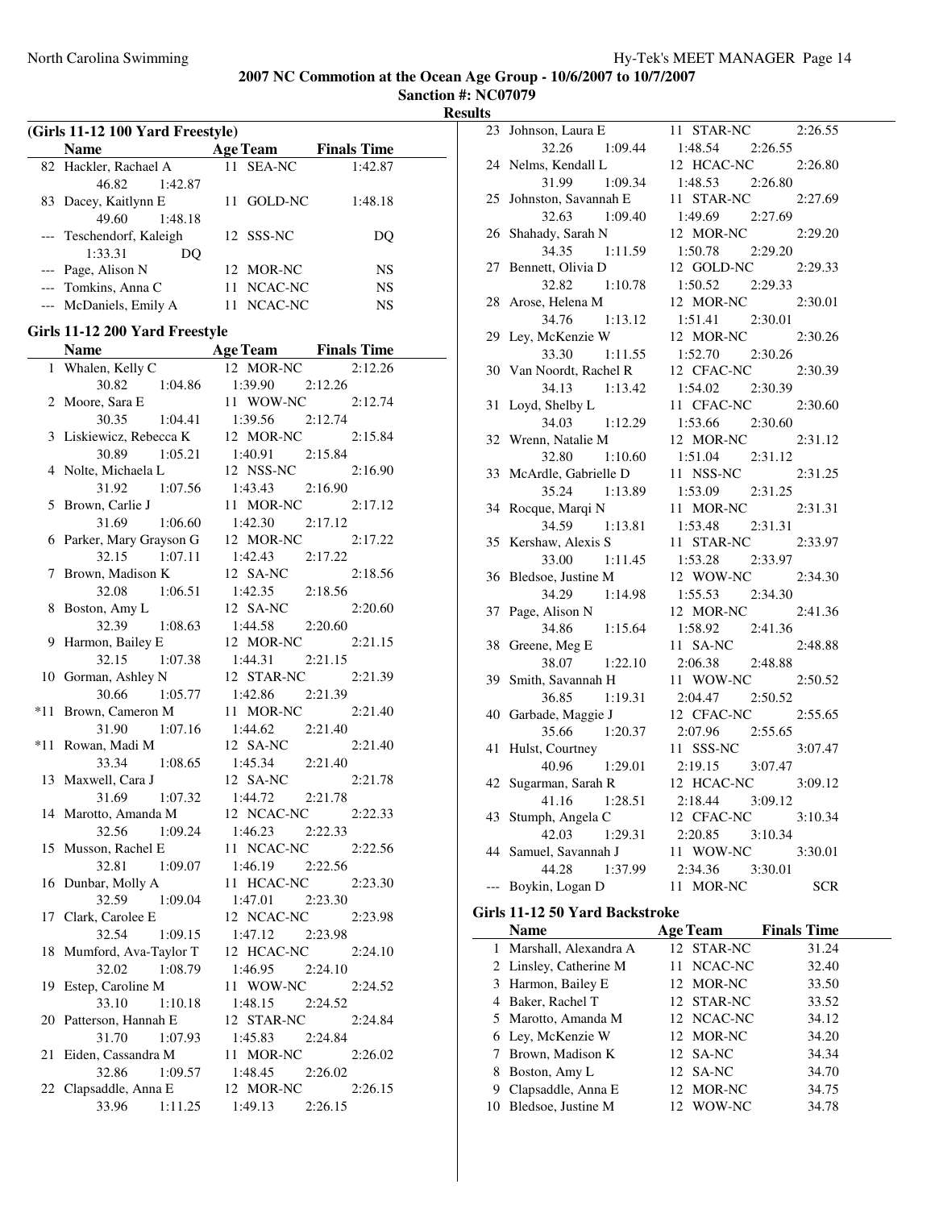**2007 NC Commotion at the Ocean Age Group - 10/6/2007 to 10/7/2007**
**Sanction #: NC07079**
**Results**

### (Girls 11-12 100 Yard Freestyle)

| | Name | Age | Team | Finals Time |
|---|---|---|---|---|
| 82 | Hackler, Rachael A | 11 | SEA-NC | 1:42.87 |
| | 46.82 1:42.87 | | | |
| 83 | Dacey, Kaitlynn E | 11 | GOLD-NC | 1:48.18 |
| | 49.60 1:48.18 | | | |
| --- | Teschendorf, Kaleigh | 12 | SSS-NC | DQ |
| | 1:33.31 DQ | | | |
| --- | Page, Alison N | 12 | MOR-NC | NS |
| --- | Tomkins, Anna C | 11 | NCAC-NC | NS |
| --- | McDaniels, Emily A | 11 | NCAC-NC | NS |

### Girls 11-12 200 Yard Freestyle

| | Name | Age | Team | Finals Time |
|---|---|---|---|---|
| 1 | Whalen, Kelly C | 12 | MOR-NC | 2:12.26 |
| | 30.82 1:04.86 1:39.90 2:12.26 | | | |
| 2 | Moore, Sara E | 11 | WOW-NC | 2:12.74 |
| | 30.35 1:04.41 1:39.56 2:12.74 | | | |
| 3 | Liskiewicz, Rebecca K | 12 | MOR-NC | 2:15.84 |
| | 30.89 1:05.21 1:40.91 2:15.84 | | | |
| 4 | Nolte, Michaela L | 12 | NSS-NC | 2:16.90 |
| | 31.92 1:07.56 1:43.43 2:16.90 | | | |
| 5 | Brown, Carlie J | 11 | MOR-NC | 2:17.12 |
| | 31.69 1:06.60 1:42.30 2:17.12 | | | |
| 6 | Parker, Mary Grayson G | 12 | MOR-NC | 2:17.22 |
| | 32.15 1:07.11 1:42.43 2:17.22 | | | |
| 7 | Brown, Madison K | 12 | SA-NC | 2:18.56 |
| | 32.08 1:06.51 1:42.35 2:18.56 | | | |
| 8 | Boston, Amy L | 12 | SA-NC | 2:20.60 |
| | 32.39 1:08.63 1:44.58 2:20.60 | | | |
| 9 | Harmon, Bailey E | 12 | MOR-NC | 2:21.15 |
| | 32.15 1:07.38 1:44.31 2:21.15 | | | |
| 10 | Gorman, Ashley N | 12 | STAR-NC | 2:21.39 |
| | 30.66 1:05.77 1:42.86 2:21.39 | | | |
| *11 | Brown, Cameron M | 11 | MOR-NC | 2:21.40 |
| | 31.90 1:07.16 1:44.62 2:21.40 | | | |
| *11 | Rowan, Madi M | 12 | SA-NC | 2:21.40 |
| | 33.34 1:08.65 1:45.34 2:21.40 | | | |
| 13 | Maxwell, Cara J | 12 | SA-NC | 2:21.78 |
| | 31.69 1:07.32 1:44.72 2:21.78 | | | |
| 14 | Marotto, Amanda M | 12 | NCAC-NC | 2:22.33 |
| | 32.56 1:09.24 1:46.23 2:22.33 | | | |
| 15 | Musson, Rachel E | 11 | NCAC-NC | 2:22.56 |
| | 32.81 1:09.07 1:46.19 2:22.56 | | | |
| 16 | Dunbar, Molly A | 11 | HCAC-NC | 2:23.30 |
| | 32.59 1:09.04 1:47.01 2:23.30 | | | |
| 17 | Clark, Carolee E | 12 | NCAC-NC | 2:23.98 |
| | 32.54 1:09.15 1:47.12 2:23.98 | | | |
| 18 | Mumford, Ava-Taylor T | 12 | HCAC-NC | 2:24.10 |
| | 32.02 1:08.79 1:46.95 2:24.10 | | | |
| 19 | Estep, Caroline M | 11 | WOW-NC | 2:24.52 |
| | 33.10 1:10.18 1:48.15 2:24.52 | | | |
| 20 | Patterson, Hannah E | 12 | STAR-NC | 2:24.84 |
| | 31.70 1:07.93 1:45.83 2:24.84 | | | |
| 21 | Eiden, Cassandra M | 11 | MOR-NC | 2:26.02 |
| | 32.86 1:09.57 1:48.45 2:26.02 | | | |
| 22 | Clapsaddle, Anna E | 12 | MOR-NC | 2:26.15 |
| | 33.96 1:11.25 1:49.13 2:26.15 | | | |
| 23 | Johnson, Laura E | 11 | STAR-NC | 2:26.55 |
| | 32.26 1:09.44 1:48.54 2:26.55 | | | |
| 24 | Nelms, Kendall L | 12 | HCAC-NC | 2:26.80 |
| | 31.99 1:09.34 1:48.53 2:26.80 | | | |
| 25 | Johnston, Savannah E | 11 | STAR-NC | 2:27.69 |
| | 32.63 1:09.40 1:49.69 2:27.69 | | | |
| 26 | Shahady, Sarah N | 12 | MOR-NC | 2:29.20 |
| | 34.35 1:11.59 1:50.78 2:29.20 | | | |
| 27 | Bennett, Olivia D | 12 | GOLD-NC | 2:29.33 |
| | 32.82 1:10.78 1:50.52 2:29.33 | | | |
| 28 | Arose, Helena M | 12 | MOR-NC | 2:30.01 |
| | 34.76 1:13.12 1:51.41 2:30.01 | | | |
| 29 | Ley, McKenzie W | 12 | MOR-NC | 2:30.26 |
| | 33.30 1:11.55 1:52.70 2:30.26 | | | |
| 30 | Van Noordt, Rachel R | 12 | CFAC-NC | 2:30.39 |
| | 34.13 1:13.42 1:54.02 2:30.39 | | | |
| 31 | Loyd, Shelby L | 11 | CFAC-NC | 2:30.60 |
| | 34.03 1:12.29 1:53.66 2:30.60 | | | |
| 32 | Wrenn, Natalie M | 12 | MOR-NC | 2:31.12 |
| | 32.80 1:10.60 1:51.04 2:31.12 | | | |
| 33 | McArdle, Gabrielle D | 11 | NSS-NC | 2:31.25 |
| | 35.24 1:13.89 1:53.09 2:31.25 | | | |
| 34 | Rocque, Marqi N | 11 | MOR-NC | 2:31.31 |
| | 34.59 1:13.81 1:53.48 2:31.31 | | | |
| 35 | Kershaw, Alexis S | 11 | STAR-NC | 2:33.97 |
| | 33.00 1:11.45 1:53.28 2:33.97 | | | |
| 36 | Bledsoe, Justine M | 12 | WOW-NC | 2:34.30 |
| | 34.29 1:14.98 1:55.53 2:34.30 | | | |
| 37 | Page, Alison N | 12 | MOR-NC | 2:41.36 |
| | 34.86 1:15.64 1:58.92 2:41.36 | | | |
| 38 | Greene, Meg E | 11 | SA-NC | 2:48.88 |
| | 38.07 1:22.10 2:06.38 2:48.88 | | | |
| 39 | Smith, Savannah H | 11 | WOW-NC | 2:50.52 |
| | 36.85 1:19.31 2:04.47 2:50.52 | | | |
| 40 | Garbade, Maggie J | 12 | CFAC-NC | 2:55.65 |
| | 35.66 1:20.37 2:07.96 2:55.65 | | | |
| 41 | Hulst, Courtney | 11 | SSS-NC | 3:07.47 |
| | 40.96 1:29.01 2:19.15 3:07.47 | | | |
| 42 | Sugarman, Sarah R | 12 | HCAC-NC | 3:09.12 |
| | 41.16 1:28.51 2:18.44 3:09.12 | | | |
| 43 | Stumph, Angela C | 12 | CFAC-NC | 3:10.34 |
| | 42.03 1:29.31 2:20.85 3:10.34 | | | |
| 44 | Samuel, Savannah J | 11 | WOW-NC | 3:30.01 |
| | 44.28 1:37.99 2:34.36 3:30.01 | | | |
| --- | Boykin, Logan D | 11 | MOR-NC | SCR |

### Girls 11-12 50 Yard Backstroke

| | Name | Age | Team | Finals Time |
|---|---|---|---|---|
| 1 | Marshall, Alexandra A | 12 | STAR-NC | 31.24 |
| 2 | Linsley, Catherine M | 11 | NCAC-NC | 32.40 |
| 3 | Harmon, Bailey E | 12 | MOR-NC | 33.50 |
| 4 | Baker, Rachel T | 12 | STAR-NC | 33.52 |
| 5 | Marotto, Amanda M | 12 | NCAC-NC | 34.12 |
| 6 | Ley, McKenzie W | 12 | MOR-NC | 34.20 |
| 7 | Brown, Madison K | 12 | SA-NC | 34.34 |
| 8 | Boston, Amy L | 12 | SA-NC | 34.70 |
| 9 | Clapsaddle, Anna E | 12 | MOR-NC | 34.75 |
| 10 | Bledsoe, Justine M | 12 | WOW-NC | 34.78 |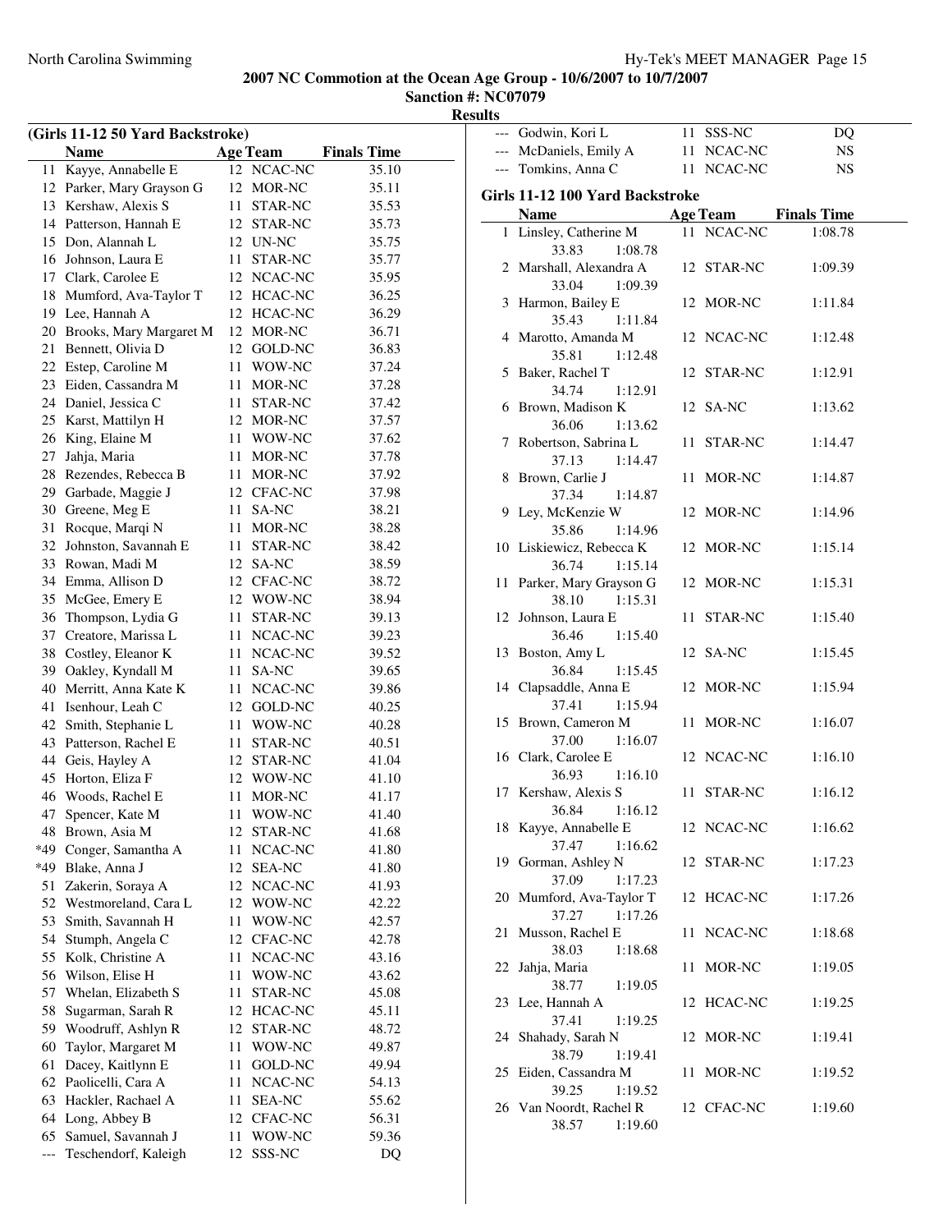# 2007 NC Commotion at the Ocean Age Group - 10/6/2007 to 10/7/2007

**Sanction #: NC07079**

**Results**

### (Girls 11-12 50 Yard Backstroke)

| | Name | Age | Team | Finals Time |
|---|---|---|---|---|
| 11 | Kayye, Annabelle E | 12 | NCAC-NC | 35.10 |
| 12 | Parker, Mary Grayson G | 12 | MOR-NC | 35.11 |
| 13 | Kershaw, Alexis S | 11 | STAR-NC | 35.53 |
| 14 | Patterson, Hannah E | 12 | STAR-NC | 35.73 |
| 15 | Don, Alannah L | 12 | UN-NC | 35.75 |
| 16 | Johnson, Laura E | 11 | STAR-NC | 35.77 |
| 17 | Clark, Carolee E | 12 | NCAC-NC | 35.95 |
| 18 | Mumford, Ava-Taylor T | 12 | HCAC-NC | 36.25 |
| 19 | Lee, Hannah A | 12 | HCAC-NC | 36.29 |
| 20 | Brooks, Mary Margaret M | 12 | MOR-NC | 36.71 |
| 21 | Bennett, Olivia D | 12 | GOLD-NC | 36.83 |
| 22 | Estep, Caroline M | 11 | WOW-NC | 37.24 |
| 23 | Eiden, Cassandra M | 11 | MOR-NC | 37.28 |
| 24 | Daniel, Jessica C | 11 | STAR-NC | 37.42 |
| 25 | Karst, Mattilyn H | 12 | MOR-NC | 37.57 |
| 26 | King, Elaine M | 11 | WOW-NC | 37.62 |
| 27 | Jahja, Maria | 11 | MOR-NC | 37.78 |
| 28 | Rezendes, Rebecca B | 11 | MOR-NC | 37.92 |
| 29 | Garbade, Maggie J | 12 | CFAC-NC | 37.98 |
| 30 | Greene, Meg E | 11 | SA-NC | 38.21 |
| 31 | Rocque, Marqi N | 11 | MOR-NC | 38.28 |
| 32 | Johnston, Savannah E | 11 | STAR-NC | 38.42 |
| 33 | Rowan, Madi M | 12 | SA-NC | 38.59 |
| 34 | Emma, Allison D | 12 | CFAC-NC | 38.72 |
| 35 | McGee, Emery E | 12 | WOW-NC | 38.94 |
| 36 | Thompson, Lydia G | 11 | STAR-NC | 39.13 |
| 37 | Creatore, Marissa L | 11 | NCAC-NC | 39.23 |
| 38 | Costley, Eleanor K | 11 | NCAC-NC | 39.52 |
| 39 | Oakley, Kyndall M | 11 | SA-NC | 39.65 |
| 40 | Merritt, Anna Kate K | 11 | NCAC-NC | 39.86 |
| 41 | Isenhour, Leah C | 12 | GOLD-NC | 40.25 |
| 42 | Smith, Stephanie L | 11 | WOW-NC | 40.28 |
| 43 | Patterson, Rachel E | 11 | STAR-NC | 40.51 |
| 44 | Geis, Hayley A | 12 | STAR-NC | 41.04 |
| 45 | Horton, Eliza F | 12 | WOW-NC | 41.10 |
| 46 | Woods, Rachel E | 11 | MOR-NC | 41.17 |
| 47 | Spencer, Kate M | 11 | WOW-NC | 41.40 |
| 48 | Brown, Asia M | 12 | STAR-NC | 41.68 |
| *49 | Conger, Samantha A | 11 | NCAC-NC | 41.80 |
| *49 | Blake, Anna J | 12 | SEA-NC | 41.80 |
| 51 | Zakerin, Soraya A | 12 | NCAC-NC | 41.93 |
| 52 | Westmoreland, Cara L | 12 | WOW-NC | 42.22 |
| 53 | Smith, Savannah H | 11 | WOW-NC | 42.57 |
| 54 | Stumph, Angela C | 12 | CFAC-NC | 42.78 |
| 55 | Kolk, Christine A | 11 | NCAC-NC | 43.16 |
| 56 | Wilson, Elise H | 11 | WOW-NC | 43.62 |
| 57 | Whelan, Elizabeth S | 11 | STAR-NC | 45.08 |
| 58 | Sugarman, Sarah R | 12 | HCAC-NC | 45.11 |
| 59 | Woodruff, Ashlyn R | 12 | STAR-NC | 48.72 |
| 60 | Taylor, Margaret M | 11 | WOW-NC | 49.87 |
| 61 | Dacey, Kaitlynn E | 11 | GOLD-NC | 49.94 |
| 62 | Paolicelli, Cara A | 11 | NCAC-NC | 54.13 |
| 63 | Hackler, Rachael A | 11 | SEA-NC | 55.62 |
| 64 | Long, Abbey B | 12 | CFAC-NC | 56.31 |
| 65 | Samuel, Savannah J | 11 | WOW-NC | 59.36 |
| --- | Teschendorf, Kaleigh | 12 | SSS-NC | DQ |
| --- | Godwin, Kori L | 11 | SSS-NC | DQ |
| --- | McDaniels, Emily A | 11 | NCAC-NC | NS |
| --- | Tomkins, Anna C | 11 | NCAC-NC | NS |

### Girls 11-12 100 Yard Backstroke

| | Name | Age | Team | Finals Time |
|---|---|---|---|---|
| 1 | Linsley, Catherine M | 11 | NCAC-NC | 1:08.78 |
| | 33.83 1:08.78 | | | |
| 2 | Marshall, Alexandra A | 12 | STAR-NC | 1:09.39 |
| | 33.04 1:09.39 | | | |
| 3 | Harmon, Bailey E | 12 | MOR-NC | 1:11.84 |
| | 35.43 1:11.84 | | | |
| 4 | Marotto, Amanda M | 12 | NCAC-NC | 1:12.48 |
| | 35.81 1:12.48 | | | |
| 5 | Baker, Rachel T | 12 | STAR-NC | 1:12.91 |
| | 34.74 1:12.91 | | | |
| 6 | Brown, Madison K | 12 | SA-NC | 1:13.62 |
| | 36.06 1:13.62 | | | |
| 7 | Robertson, Sabrina L | 11 | STAR-NC | 1:14.47 |
| | 37.13 1:14.47 | | | |
| 8 | Brown, Carlie J | 11 | MOR-NC | 1:14.87 |
| | 37.34 1:14.87 | | | |
| 9 | Ley, McKenzie W | 12 | MOR-NC | 1:14.96 |
| | 35.86 1:14.96 | | | |
| 10 | Liskiewicz, Rebecca K | 12 | MOR-NC | 1:15.14 |
| | 36.74 1:15.14 | | | |
| 11 | Parker, Mary Grayson G | 12 | MOR-NC | 1:15.31 |
| | 38.10 1:15.31 | | | |
| 12 | Johnson, Laura E | 11 | STAR-NC | 1:15.40 |
| | 36.46 1:15.40 | | | |
| 13 | Boston, Amy L | 12 | SA-NC | 1:15.45 |
| | 36.84 1:15.45 | | | |
| 14 | Clapsaddle, Anna E | 12 | MOR-NC | 1:15.94 |
| | 37.41 1:15.94 | | | |
| 15 | Brown, Cameron M | 11 | MOR-NC | 1:16.07 |
| | 37.00 1:16.07 | | | |
| 16 | Clark, Carolee E | 12 | NCAC-NC | 1:16.10 |
| | 36.93 1:16.10 | | | |
| 17 | Kershaw, Alexis S | 11 | STAR-NC | 1:16.12 |
| | 36.84 1:16.12 | | | |
| 18 | Kayye, Annabelle E | 12 | NCAC-NC | 1:16.62 |
| | 37.47 1:16.62 | | | |
| 19 | Gorman, Ashley N | 12 | STAR-NC | 1:17.23 |
| | 37.09 1:17.23 | | | |
| 20 | Mumford, Ava-Taylor T | 12 | HCAC-NC | 1:17.26 |
| | 37.27 1:17.26 | | | |
| 21 | Musson, Rachel E | 11 | NCAC-NC | 1:18.68 |
| | 38.03 1:18.68 | | | |
| 22 | Jahja, Maria | 11 | MOR-NC | 1:19.05 |
| | 38.77 1:19.05 | | | |
| 23 | Lee, Hannah A | 12 | HCAC-NC | 1:19.25 |
| | 37.41 1:19.25 | | | |
| 24 | Shahady, Sarah N | 12 | MOR-NC | 1:19.41 |
| | 38.79 1:19.41 | | | |
| 25 | Eiden, Cassandra M | 11 | MOR-NC | 1:19.52 |
| | 39.25 1:19.52 | | | |
| 26 | Van Noordt, Rachel R | 12 | CFAC-NC | 1:19.60 |
| | 38.57 1:19.60 | | | |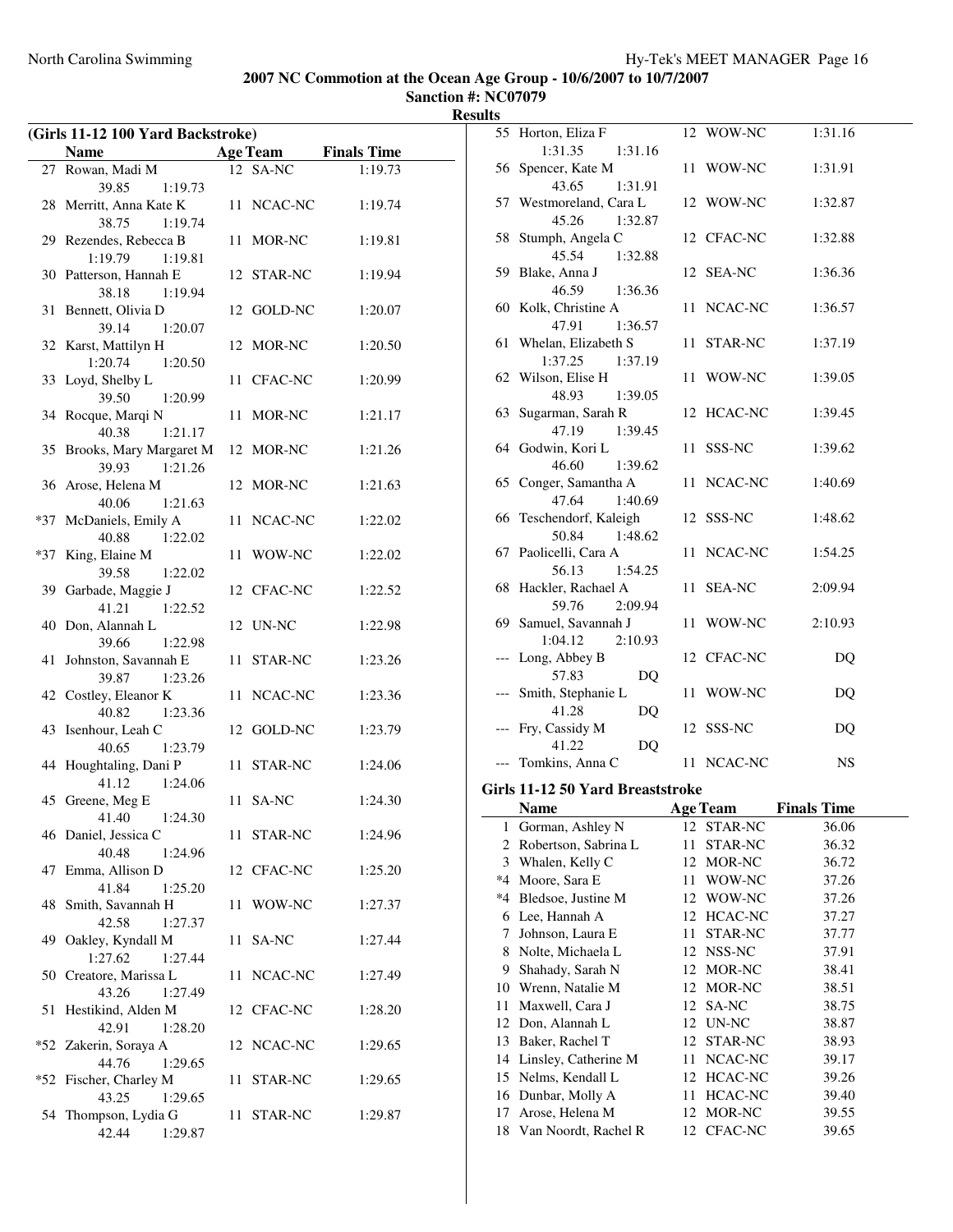## 2007 NC Commotion at the Ocean Age Group - 10/6/2007 to 10/7/2007

### Sanction #: NC07079

### Results

### (Girls 11-12 100 Yard Backstroke)

| | Name | Age | Team | Finals Time |
|---|---|---|---|---|
| 27 | Rowan, Madi M | 12 | SA-NC | 1:19.73 |
| | 39.85 1:19.73 | | | |
| 28 | Merritt, Anna Kate K | 11 | NCAC-NC | 1:19.74 |
| | 38.75 1:19.74 | | | |
| 29 | Rezendes, Rebecca B | 11 | MOR-NC | 1:19.81 |
| | 1:19.79 1:19.81 | | | |
| 30 | Patterson, Hannah E | 12 | STAR-NC | 1:19.94 |
| | 38.18 1:19.94 | | | |
| 31 | Bennett, Olivia D | 12 | GOLD-NC | 1:20.07 |
| | 39.14 1:20.07 | | | |
| 32 | Karst, Mattilyn H | 12 | MOR-NC | 1:20.50 |
| | 1:20.74 1:20.50 | | | |
| 33 | Loyd, Shelby L | 11 | CFAC-NC | 1:20.99 |
| | 39.50 1:20.99 | | | |
| 34 | Rocque, Marqi N | 11 | MOR-NC | 1:21.17 |
| | 40.38 1:21.17 | | | |
| 35 | Brooks, Mary Margaret M | 12 | MOR-NC | 1:21.26 |
| | 39.93 1:21.26 | | | |
| 36 | Arose, Helena M | 12 | MOR-NC | 1:21.63 |
| | 40.06 1:21.63 | | | |
| *37 | McDaniels, Emily A | 11 | NCAC-NC | 1:22.02 |
| | 40.88 1:22.02 | | | |
| *37 | King, Elaine M | 11 | WOW-NC | 1:22.02 |
| | 39.58 1:22.02 | | | |
| 39 | Garbade, Maggie J | 12 | CFAC-NC | 1:22.52 |
| | 41.21 1:22.52 | | | |
| 40 | Don, Alannah L | 12 | UN-NC | 1:22.98 |
| | 39.66 1:22.98 | | | |
| 41 | Johnston, Savannah E | 11 | STAR-NC | 1:23.26 |
| | 39.87 1:23.26 | | | |
| 42 | Costley, Eleanor K | 11 | NCAC-NC | 1:23.36 |
| | 40.82 1:23.36 | | | |
| 43 | Isenhour, Leah C | 12 | GOLD-NC | 1:23.79 |
| | 40.65 1:23.79 | | | |
| 44 | Houghtaling, Dani P | 11 | STAR-NC | 1:24.06 |
| | 41.12 1:24.06 | | | |
| 45 | Greene, Meg E | 11 | SA-NC | 1:24.30 |
| | 41.40 1:24.30 | | | |
| 46 | Daniel, Jessica C | 11 | STAR-NC | 1:24.96 |
| | 40.48 1:24.96 | | | |
| 47 | Emma, Allison D | 12 | CFAC-NC | 1:25.20 |
| | 41.84 1:25.20 | | | |
| 48 | Smith, Savannah H | 11 | WOW-NC | 1:27.37 |
| | 42.58 1:27.37 | | | |
| 49 | Oakley, Kyndall M | 11 | SA-NC | 1:27.44 |
| | 1:27.62 1:27.44 | | | |
| 50 | Creatore, Marissa L | 11 | NCAC-NC | 1:27.49 |
| | 43.26 1:27.49 | | | |
| 51 | Hestikind, Alden M | 12 | CFAC-NC | 1:28.20 |
| | 42.91 1:28.20 | | | |
| *52 | Zakerin, Soraya A | 12 | NCAC-NC | 1:29.65 |
| | 44.76 1:29.65 | | | |
| *52 | Fischer, Charley M | 11 | STAR-NC | 1:29.65 |
| | 43.25 1:29.65 | | | |
| 54 | Thompson, Lydia G | 11 | STAR-NC | 1:29.87 |
| | 42.44 1:29.87 | | | |
| 55 | Horton, Eliza F | 12 | WOW-NC | 1:31.16 |
| | 1:31.35 1:31.16 | | | |
| 56 | Spencer, Kate M | 11 | WOW-NC | 1:31.91 |
| | 43.65 1:31.91 | | | |
| 57 | Westmoreland, Cara L | 12 | WOW-NC | 1:32.87 |
| | 45.26 1:32.87 | | | |
| 58 | Stumph, Angela C | 12 | CFAC-NC | 1:32.88 |
| | 45.54 1:32.88 | | | |
| 59 | Blake, Anna J | 12 | SEA-NC | 1:36.36 |
| | 46.59 1:36.36 | | | |
| 60 | Kolk, Christine A | 11 | NCAC-NC | 1:36.57 |
| | 47.91 1:36.57 | | | |
| 61 | Whelan, Elizabeth S | 11 | STAR-NC | 1:37.19 |
| | 1:37.25 1:37.19 | | | |
| 62 | Wilson, Elise H | 11 | WOW-NC | 1:39.05 |
| | 48.93 1:39.05 | | | |
| 63 | Sugarman, Sarah R | 12 | HCAC-NC | 1:39.45 |
| | 47.19 1:39.45 | | | |
| 64 | Godwin, Kori L | 11 | SSS-NC | 1:39.62 |
| | 46.60 1:39.62 | | | |
| 65 | Conger, Samantha A | 11 | NCAC-NC | 1:40.69 |
| | 47.64 1:40.69 | | | |
| 66 | Teschendorf, Kaleigh | 12 | SSS-NC | 1:48.62 |
| | 50.84 1:48.62 | | | |
| 67 | Paolicelli, Cara A | 11 | NCAC-NC | 1:54.25 |
| | 56.13 1:54.25 | | | |
| 68 | Hackler, Rachael A | 11 | SEA-NC | 2:09.94 |
| | 59.76 2:09.94 | | | |
| 69 | Samuel, Savannah J | 11 | WOW-NC | 2:10.93 |
| | 1:04.12 2:10.93 | | | |
| --- | Long, Abbey B | 12 | CFAC-NC | DQ |
| | 57.83 DQ | | | |
| --- | Smith, Stephanie L | 11 | WOW-NC | DQ |
| | 41.28 DQ | | | |
| --- | Fry, Cassidy M | 12 | SSS-NC | DQ |
| | 41.22 DQ | | | |
| --- | Tomkins, Anna C | 11 | NCAC-NC | NS |

### Girls 11-12 50 Yard Breaststroke

| | Name | Age | Team | Finals Time |
|---|---|---|---|---|
| 1 | Gorman, Ashley N | 12 | STAR-NC | 36.06 |
| 2 | Robertson, Sabrina L | 11 | STAR-NC | 36.32 |
| 3 | Whalen, Kelly C | 12 | MOR-NC | 36.72 |
| *4 | Moore, Sara E | 11 | WOW-NC | 37.26 |
| *4 | Bledsoe, Justine M | 12 | WOW-NC | 37.26 |
| 6 | Lee, Hannah A | 12 | HCAC-NC | 37.27 |
| 7 | Johnson, Laura E | 11 | STAR-NC | 37.77 |
| 8 | Nolte, Michaela L | 12 | NSS-NC | 37.91 |
| 9 | Shahady, Sarah N | 12 | MOR-NC | 38.41 |
| 10 | Wrenn, Natalie M | 12 | MOR-NC | 38.51 |
| 11 | Maxwell, Cara J | 12 | SA-NC | 38.75 |
| 12 | Don, Alannah L | 12 | UN-NC | 38.87 |
| 13 | Baker, Rachel T | 12 | STAR-NC | 38.93 |
| 14 | Linsley, Catherine M | 11 | NCAC-NC | 39.17 |
| 15 | Nelms, Kendall L | 12 | HCAC-NC | 39.26 |
| 16 | Dunbar, Molly A | 11 | HCAC-NC | 39.40 |
| 17 | Arose, Helena M | 12 | MOR-NC | 39.55 |
| 18 | Van Noordt, Rachel R | 12 | CFAC-NC | 39.65 |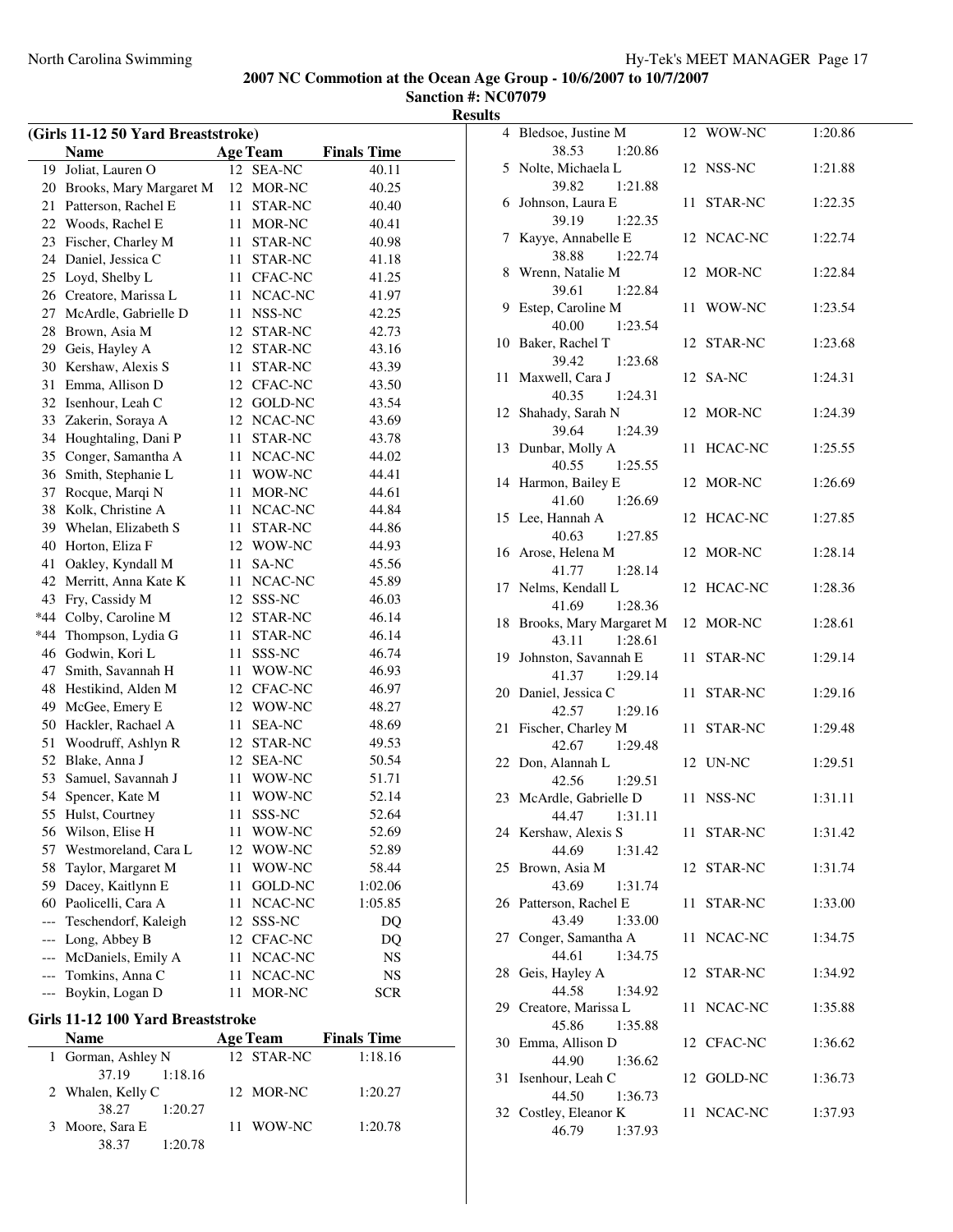## 2007 NC Commotion at the Ocean Age Group - 10/6/2007 to 10/7/2007

### Sanction #: NC07079

### Results

**(Girls 11-12 50 Yard Breaststroke)**

| | Name | Age | Team | Finals Time |
|---|---|---|---|---|
| 19 | Joliat, Lauren O | 12 | SEA-NC | 40.11 |
| 20 | Brooks, Mary Margaret M | 12 | MOR-NC | 40.25 |
| 21 | Patterson, Rachel E | 11 | STAR-NC | 40.40 |
| 22 | Woods, Rachel E | 11 | MOR-NC | 40.41 |
| 23 | Fischer, Charley M | 11 | STAR-NC | 40.98 |
| 24 | Daniel, Jessica C | 11 | STAR-NC | 41.18 |
| 25 | Loyd, Shelby L | 11 | CFAC-NC | 41.25 |
| 26 | Creatore, Marissa L | 11 | NCAC-NC | 41.97 |
| 27 | McArdle, Gabrielle D | 11 | NSS-NC | 42.25 |
| 28 | Brown, Asia M | 12 | STAR-NC | 42.73 |
| 29 | Geis, Hayley A | 12 | STAR-NC | 43.16 |
| 30 | Kershaw, Alexis S | 11 | STAR-NC | 43.39 |
| 31 | Emma, Allison D | 12 | CFAC-NC | 43.50 |
| 32 | Isenhour, Leah C | 12 | GOLD-NC | 43.54 |
| 33 | Zakerin, Soraya A | 12 | NCAC-NC | 43.69 |
| 34 | Houghtaling, Dani P | 11 | STAR-NC | 43.78 |
| 35 | Conger, Samantha A | 11 | NCAC-NC | 44.02 |
| 36 | Smith, Stephanie L | 11 | WOW-NC | 44.41 |
| 37 | Rocque, Marqi N | 11 | MOR-NC | 44.61 |
| 38 | Kolk, Christine A | 11 | NCAC-NC | 44.84 |
| 39 | Whelan, Elizabeth S | 11 | STAR-NC | 44.86 |
| 40 | Horton, Eliza F | 12 | WOW-NC | 44.93 |
| 41 | Oakley, Kyndall M | 11 | SA-NC | 45.56 |
| 42 | Merritt, Anna Kate K | 11 | NCAC-NC | 45.89 |
| 43 | Fry, Cassidy M | 12 | SSS-NC | 46.03 |
| *44 | Colby, Caroline M | 12 | STAR-NC | 46.14 |
| *44 | Thompson, Lydia G | 11 | STAR-NC | 46.14 |
| 46 | Godwin, Kori L | 11 | SSS-NC | 46.74 |
| 47 | Smith, Savannah H | 11 | WOW-NC | 46.93 |
| 48 | Hestikind, Alden M | 12 | CFAC-NC | 46.97 |
| 49 | McGee, Emery E | 12 | WOW-NC | 48.27 |
| 50 | Hackler, Rachael A | 11 | SEA-NC | 48.69 |
| 51 | Woodruff, Ashlyn R | 12 | STAR-NC | 49.53 |
| 52 | Blake, Anna J | 12 | SEA-NC | 50.54 |
| 53 | Samuel, Savannah J | 11 | WOW-NC | 51.71 |
| 54 | Spencer, Kate M | 11 | WOW-NC | 52.14 |
| 55 | Hulst, Courtney | 11 | SSS-NC | 52.64 |
| 56 | Wilson, Elise H | 11 | WOW-NC | 52.69 |
| 57 | Westmoreland, Cara L | 12 | WOW-NC | 52.89 |
| 58 | Taylor, Margaret M | 11 | WOW-NC | 58.44 |
| 59 | Dacey, Kaitlynn E | 11 | GOLD-NC | 1:02.06 |
| 60 | Paolicelli, Cara A | 11 | NCAC-NC | 1:05.85 |
| --- | Teschendorf, Kaleigh | 12 | SSS-NC | DQ |
| --- | Long, Abbey B | 12 | CFAC-NC | DQ |
| --- | McDaniels, Emily A | 11 | NCAC-NC | NS |
| --- | Tomkins, Anna C | 11 | NCAC-NC | NS |
| --- | Boykin, Logan D | 11 | MOR-NC | SCR |

**Girls 11-12 100 Yard Breaststroke**

| | Name | Age | Team | Finals Time | Splits |
|---|---|---|---|---|---|
| 1 | Gorman, Ashley N | 12 | STAR-NC | 1:18.16 | 37.19 1:18.16 |
| 2 | Whalen, Kelly C | 12 | MOR-NC | 1:20.27 | 38.27 1:20.27 |
| 3 | Moore, Sara E | 11 | WOW-NC | 1:20.78 | 38.37 1:20.78 |
| 4 | Bledsoe, Justine M | 12 | WOW-NC | 1:20.86 | 38.53 1:20.86 |
| 5 | Nolte, Michaela L | 12 | NSS-NC | 1:21.88 | 39.82 1:21.88 |
| 6 | Johnson, Laura E | 11 | STAR-NC | 1:22.35 | 39.19 1:22.35 |
| 7 | Kayye, Annabelle E | 12 | NCAC-NC | 1:22.74 | 38.88 1:22.74 |
| 8 | Wrenn, Natalie M | 12 | MOR-NC | 1:22.84 | 39.61 1:22.84 |
| 9 | Estep, Caroline M | 11 | WOW-NC | 1:23.54 | 40.00 1:23.54 |
| 10 | Baker, Rachel T | 12 | STAR-NC | 1:23.68 | 39.42 1:23.68 |
| 11 | Maxwell, Cara J | 12 | SA-NC | 1:24.31 | 40.35 1:24.31 |
| 12 | Shahady, Sarah N | 12 | MOR-NC | 1:24.39 | 39.64 1:24.39 |
| 13 | Dunbar, Molly A | 11 | HCAC-NC | 1:25.55 | 40.55 1:25.55 |
| 14 | Harmon, Bailey E | 12 | MOR-NC | 1:26.69 | 41.60 1:26.69 |
| 15 | Lee, Hannah A | 12 | HCAC-NC | 1:27.85 | 40.63 1:27.85 |
| 16 | Arose, Helena M | 12 | MOR-NC | 1:28.14 | 41.77 1:28.14 |
| 17 | Nelms, Kendall L | 12 | HCAC-NC | 1:28.36 | 41.69 1:28.36 |
| 18 | Brooks, Mary Margaret M | 12 | MOR-NC | 1:28.61 | 43.11 1:28.61 |
| 19 | Johnston, Savannah E | 11 | STAR-NC | 1:29.14 | 41.37 1:29.14 |
| 20 | Daniel, Jessica C | 11 | STAR-NC | 1:29.16 | 42.57 1:29.16 |
| 21 | Fischer, Charley M | 11 | STAR-NC | 1:29.48 | 42.67 1:29.48 |
| 22 | Don, Alannah L | 12 | UN-NC | 1:29.51 | 42.56 1:29.51 |
| 23 | McArdle, Gabrielle D | 11 | NSS-NC | 1:31.11 | 44.47 1:31.11 |
| 24 | Kershaw, Alexis S | 11 | STAR-NC | 1:31.42 | 44.69 1:31.42 |
| 25 | Brown, Asia M | 12 | STAR-NC | 1:31.74 | 43.69 1:31.74 |
| 26 | Patterson, Rachel E | 11 | STAR-NC | 1:33.00 | 43.49 1:33.00 |
| 27 | Conger, Samantha A | 11 | NCAC-NC | 1:34.75 | 44.61 1:34.75 |
| 28 | Geis, Hayley A | 12 | STAR-NC | 1:34.92 | 44.58 1:34.92 |
| 29 | Creatore, Marissa L | 11 | NCAC-NC | 1:35.88 | 45.86 1:35.88 |
| 30 | Emma, Allison D | 12 | CFAC-NC | 1:36.62 | 44.90 1:36.62 |
| 31 | Isenhour, Leah C | 12 | GOLD-NC | 1:36.73 | 44.50 1:36.73 |
| 32 | Costley, Eleanor K | 11 | NCAC-NC | 1:37.93 | 46.79 1:37.93 |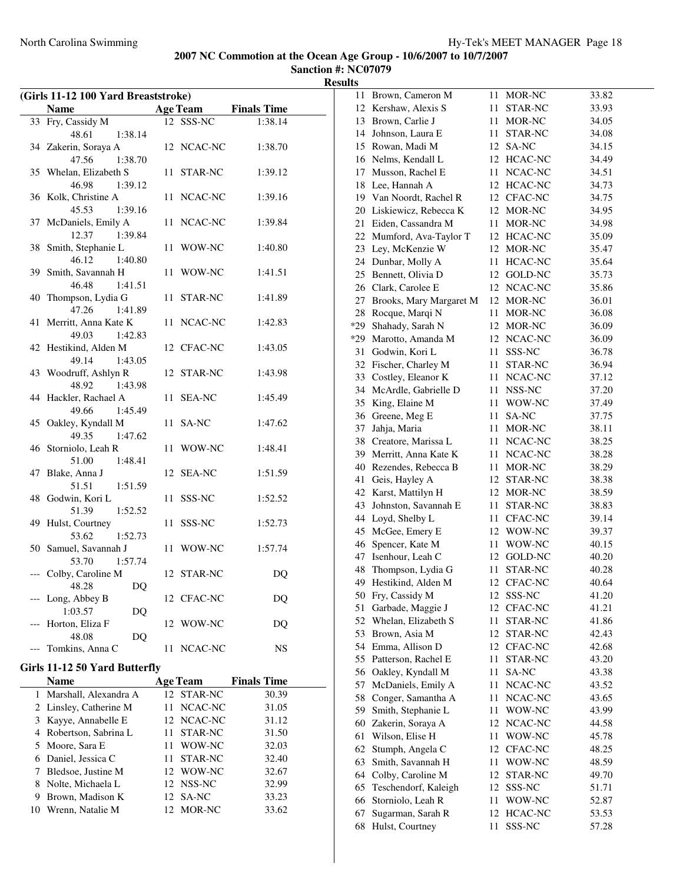**2007 NC Commotion at the Ocean Age Group - 10/6/2007 to 10/7/2007**
**Sanction #: NC07079**
**Results**

### (Girls 11-12 100 Yard Breaststroke)

| | Name | Age | Team | Finals Time |
|---|---|---|---|---|
| 33 | Fry, Cassidy M | 12 | SSS-NC | 1:38.14 |
| | 48.61 1:38.14 | | | |
| 34 | Zakerin, Soraya A | 12 | NCAC-NC | 1:38.70 |
| | 47.56 1:38.70 | | | |
| 35 | Whelan, Elizabeth S | 11 | STAR-NC | 1:39.12 |
| | 46.98 1:39.12 | | | |
| 36 | Kolk, Christine A | 11 | NCAC-NC | 1:39.16 |
| | 45.53 1:39.16 | | | |
| 37 | McDaniels, Emily A | 11 | NCAC-NC | 1:39.84 |
| | 12.37 1:39.84 | | | |
| 38 | Smith, Stephanie L | 11 | WOW-NC | 1:40.80 |
| | 46.12 1:40.80 | | | |
| 39 | Smith, Savannah H | 11 | WOW-NC | 1:41.51 |
| | 46.48 1:41.51 | | | |
| 40 | Thompson, Lydia G | 11 | STAR-NC | 1:41.89 |
| | 47.26 1:41.89 | | | |
| 41 | Merritt, Anna Kate K | 11 | NCAC-NC | 1:42.83 |
| | 49.03 1:42.83 | | | |
| 42 | Hestikind, Alden M | 12 | CFAC-NC | 1:43.05 |
| | 49.14 1:43.05 | | | |
| 43 | Woodruff, Ashlyn R | 12 | STAR-NC | 1:43.98 |
| | 48.92 1:43.98 | | | |
| 44 | Hackler, Rachael A | 11 | SEA-NC | 1:45.49 |
| | 49.66 1:45.49 | | | |
| 45 | Oakley, Kyndall M | 11 | SA-NC | 1:47.62 |
| | 49.35 1:47.62 | | | |
| 46 | Storniolo, Leah R | 11 | WOW-NC | 1:48.41 |
| | 51.00 1:48.41 | | | |
| 47 | Blake, Anna J | 12 | SEA-NC | 1:51.59 |
| | 51.51 1:51.59 | | | |
| 48 | Godwin, Kori L | 11 | SSS-NC | 1:52.52 |
| | 51.39 1:52.52 | | | |
| 49 | Hulst, Courtney | 11 | SSS-NC | 1:52.73 |
| | 53.62 1:52.73 | | | |
| 50 | Samuel, Savannah J | 11 | WOW-NC | 1:57.74 |
| | 53.70 1:57.74 | | | |
| --- | Colby, Caroline M | 12 | STAR-NC | DQ |
| | 48.28 DQ | | | |
| --- | Long, Abbey B | 12 | CFAC-NC | DQ |
| | 1:03.57 DQ | | | |
| --- | Horton, Eliza F | 12 | WOW-NC | DQ |
| | 48.08 DQ | | | |
| --- | Tomkins, Anna C | 11 | NCAC-NC | NS |

### Girls 11-12 50 Yard Butterfly

| | Name | Age | Team | Finals Time |
|---|---|---|---|---|
| 1 | Marshall, Alexandra A | 12 | STAR-NC | 30.39 |
| 2 | Linsley, Catherine M | 11 | NCAC-NC | 31.05 |
| 3 | Kayye, Annabelle E | 12 | NCAC-NC | 31.12 |
| 4 | Robertson, Sabrina L | 11 | STAR-NC | 31.50 |
| 5 | Moore, Sara E | 11 | WOW-NC | 32.03 |
| 6 | Daniel, Jessica C | 11 | STAR-NC | 32.40 |
| 7 | Bledsoe, Justine M | 12 | WOW-NC | 32.67 |
| 8 | Nolte, Michaela L | 12 | NSS-NC | 32.99 |
| 9 | Brown, Madison K | 12 | SA-NC | 33.23 |
| 10 | Wrenn, Natalie M | 12 | MOR-NC | 33.62 |
| 11 | Brown, Cameron M | 11 | MOR-NC | 33.82 |
| 12 | Kershaw, Alexis S | 11 | STAR-NC | 33.93 |
| 13 | Brown, Carlie J | 11 | MOR-NC | 34.05 |
| 14 | Johnson, Laura E | 11 | STAR-NC | 34.08 |
| 15 | Rowan, Madi M | 12 | SA-NC | 34.15 |
| 16 | Nelms, Kendall L | 12 | HCAC-NC | 34.49 |
| 17 | Musson, Rachel E | 11 | NCAC-NC | 34.51 |
| 18 | Lee, Hannah A | 12 | HCAC-NC | 34.73 |
| 19 | Van Noordt, Rachel R | 12 | CFAC-NC | 34.75 |
| 20 | Liskiewicz, Rebecca K | 12 | MOR-NC | 34.95 |
| 21 | Eiden, Cassandra M | 11 | MOR-NC | 34.98 |
| 22 | Mumford, Ava-Taylor T | 12 | HCAC-NC | 35.09 |
| 23 | Ley, McKenzie W | 12 | MOR-NC | 35.47 |
| 24 | Dunbar, Molly A | 11 | HCAC-NC | 35.64 |
| 25 | Bennett, Olivia D | 12 | GOLD-NC | 35.73 |
| 26 | Clark, Carolee E | 12 | NCAC-NC | 35.86 |
| 27 | Brooks, Mary Margaret M | 12 | MOR-NC | 36.01 |
| 28 | Rocque, Marqi N | 11 | MOR-NC | 36.08 |
| *29 | Shahady, Sarah N | 12 | MOR-NC | 36.09 |
| *29 | Marotto, Amanda M | 12 | NCAC-NC | 36.09 |
| 31 | Godwin, Kori L | 11 | SSS-NC | 36.78 |
| 32 | Fischer, Charley M | 11 | STAR-NC | 36.94 |
| 33 | Costley, Eleanor K | 11 | NCAC-NC | 37.12 |
| 34 | McArdle, Gabrielle D | 11 | NSS-NC | 37.20 |
| 35 | King, Elaine M | 11 | WOW-NC | 37.49 |
| 36 | Greene, Meg E | 11 | SA-NC | 37.75 |
| 37 | Jahja, Maria | 11 | MOR-NC | 38.11 |
| 38 | Creatore, Marissa L | 11 | NCAC-NC | 38.25 |
| 39 | Merritt, Anna Kate K | 11 | NCAC-NC | 38.28 |
| 40 | Rezendes, Rebecca B | 11 | MOR-NC | 38.29 |
| 41 | Geis, Hayley A | 12 | STAR-NC | 38.38 |
| 42 | Karst, Mattilyn H | 12 | MOR-NC | 38.59 |
| 43 | Johnston, Savannah E | 11 | STAR-NC | 38.83 |
| 44 | Loyd, Shelby L | 11 | CFAC-NC | 39.14 |
| 45 | McGee, Emery E | 12 | WOW-NC | 39.37 |
| 46 | Spencer, Kate M | 11 | WOW-NC | 40.15 |
| 47 | Isenhour, Leah C | 12 | GOLD-NC | 40.20 |
| 48 | Thompson, Lydia G | 11 | STAR-NC | 40.28 |
| 49 | Hestikind, Alden M | 12 | CFAC-NC | 40.64 |
| 50 | Fry, Cassidy M | 12 | SSS-NC | 41.20 |
| 51 | Garbade, Maggie J | 12 | CFAC-NC | 41.21 |
| 52 | Whelan, Elizabeth S | 11 | STAR-NC | 41.86 |
| 53 | Brown, Asia M | 12 | STAR-NC | 42.43 |
| 54 | Emma, Allison D | 12 | CFAC-NC | 42.68 |
| 55 | Patterson, Rachel E | 11 | STAR-NC | 43.20 |
| 56 | Oakley, Kyndall M | 11 | SA-NC | 43.38 |
| 57 | McDaniels, Emily A | 11 | NCAC-NC | 43.52 |
| 58 | Conger, Samantha A | 11 | NCAC-NC | 43.65 |
| 59 | Smith, Stephanie L | 11 | WOW-NC | 43.99 |
| 60 | Zakerin, Soraya A | 12 | NCAC-NC | 44.58 |
| 61 | Wilson, Elise H | 11 | WOW-NC | 45.78 |
| 62 | Stumph, Angela C | 12 | CFAC-NC | 48.25 |
| 63 | Smith, Savannah H | 11 | WOW-NC | 48.59 |
| 64 | Colby, Caroline M | 12 | STAR-NC | 49.70 |
| 65 | Teschendorf, Kaleigh | 12 | SSS-NC | 51.71 |
| 66 | Storniolo, Leah R | 11 | WOW-NC | 52.87 |
| 67 | Sugarman, Sarah R | 12 | HCAC-NC | 53.53 |
| 68 | Hulst, Courtney | 11 | SSS-NC | 57.28 |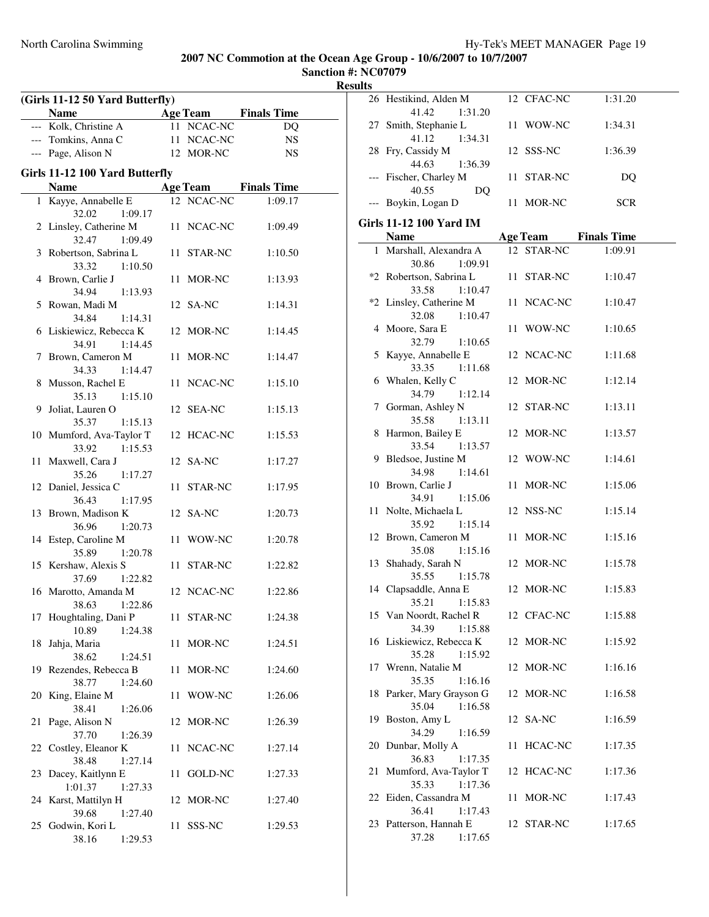**2007 NC Commotion at the Ocean Age Group - 10/6/2007 to 10/7/2007**

**Sanction #: NC07079**

**Results**

### (Girls 11-12 50 Yard Butterfly)

| | Name | Age | Team | Finals Time |
|---|---|---|---|---|
| --- | Kolk, Christine A | 11 | NCAC-NC | DQ |
| --- | Tomkins, Anna C | 11 | NCAC-NC | NS |
| --- | Page, Alison N | 12 | MOR-NC | NS |

### Girls 11-12 100 Yard Butterfly

| | Name | Age | Team | Finals Time |
|---|---|---|---|---|
| 1 | Kayye, Annabelle E | 12 | NCAC-NC | 1:09.17 |
| | 32.02 1:09.17 | | | |
| 2 | Linsley, Catherine M | 11 | NCAC-NC | 1:09.49 |
| | 32.47 1:09.49 | | | |
| 3 | Robertson, Sabrina L | 11 | STAR-NC | 1:10.50 |
| | 33.32 1:10.50 | | | |
| 4 | Brown, Carlie J | 11 | MOR-NC | 1:13.93 |
| | 34.94 1:13.93 | | | |
| 5 | Rowan, Madi M | 12 | SA-NC | 1:14.31 |
| | 34.84 1:14.31 | | | |
| 6 | Liskiewicz, Rebecca K | 12 | MOR-NC | 1:14.45 |
| | 34.91 1:14.45 | | | |
| 7 | Brown, Cameron M | 11 | MOR-NC | 1:14.47 |
| | 34.33 1:14.47 | | | |
| 8 | Musson, Rachel E | 11 | NCAC-NC | 1:15.10 |
| | 35.13 1:15.10 | | | |
| 9 | Joliat, Lauren O | 12 | SEA-NC | 1:15.13 |
| | 35.37 1:15.13 | | | |
| 10 | Mumford, Ava-Taylor T | 12 | HCAC-NC | 1:15.53 |
| | 33.92 1:15.53 | | | |
| 11 | Maxwell, Cara J | 12 | SA-NC | 1:17.27 |
| | 35.26 1:17.27 | | | |
| 12 | Daniel, Jessica C | 11 | STAR-NC | 1:17.95 |
| | 36.43 1:17.95 | | | |
| 13 | Brown, Madison K | 12 | SA-NC | 1:20.73 |
| | 36.96 1:20.73 | | | |
| 14 | Estep, Caroline M | 11 | WOW-NC | 1:20.78 |
| | 35.89 1:20.78 | | | |
| 15 | Kershaw, Alexis S | 11 | STAR-NC | 1:22.82 |
| | 37.69 1:22.82 | | | |
| 16 | Marotto, Amanda M | 12 | NCAC-NC | 1:22.86 |
| | 38.63 1:22.86 | | | |
| 17 | Houghtaling, Dani P | 11 | STAR-NC | 1:24.38 |
| | 10.89 1:24.38 | | | |
| 18 | Jahja, Maria | 11 | MOR-NC | 1:24.51 |
| | 38.62 1:24.51 | | | |
| 19 | Rezendes, Rebecca B | 11 | MOR-NC | 1:24.60 |
| | 38.77 1:24.60 | | | |
| 20 | King, Elaine M | 11 | WOW-NC | 1:26.06 |
| | 38.41 1:26.06 | | | |
| 21 | Page, Alison N | 12 | MOR-NC | 1:26.39 |
| | 37.70 1:26.39 | | | |
| 22 | Costley, Eleanor K | 11 | NCAC-NC | 1:27.14 |
| | 38.48 1:27.14 | | | |
| 23 | Dacey, Kaitlynn E | 11 | GOLD-NC | 1:27.33 |
| | 1:01.37 1:27.33 | | | |
| 24 | Karst, Mattilyn H | 12 | MOR-NC | 1:27.40 |
| | 39.68 1:27.40 | | | |
| 25 | Godwin, Kori L | 11 | SSS-NC | 1:29.53 |
| | 38.16 1:29.53 | | | |
| 26 | Hestikind, Alden M | 12 | CFAC-NC | 1:31.20 |
| | 41.42 1:31.20 | | | |
| 27 | Smith, Stephanie L | 11 | WOW-NC | 1:34.31 |
| | 41.12 1:34.31 | | | |
| 28 | Fry, Cassidy M | 12 | SSS-NC | 1:36.39 |
| | 44.63 1:36.39 | | | |
| --- | Fischer, Charley M | 11 | STAR-NC | DQ |
| | 40.55 DQ | | | |
| --- | Boykin, Logan D | 11 | MOR-NC | SCR |

### Girls 11-12 100 Yard IM

| | Name | Age | Team | Finals Time |
|---|---|---|---|---|
| 1 | Marshall, Alexandra A | 12 | STAR-NC | 1:09.91 |
| | 30.86 1:09.91 | | | |
| *2 | Robertson, Sabrina L | 11 | STAR-NC | 1:10.47 |
| | 33.58 1:10.47 | | | |
| *2 | Linsley, Catherine M | 11 | NCAC-NC | 1:10.47 |
| | 32.08 1:10.47 | | | |
| 4 | Moore, Sara E | 11 | WOW-NC | 1:10.65 |
| | 32.79 1:10.65 | | | |
| 5 | Kayye, Annabelle E | 12 | NCAC-NC | 1:11.68 |
| | 33.35 1:11.68 | | | |
| 6 | Whalen, Kelly C | 12 | MOR-NC | 1:12.14 |
| | 34.79 1:12.14 | | | |
| 7 | Gorman, Ashley N | 12 | STAR-NC | 1:13.11 |
| | 35.58 1:13.11 | | | |
| 8 | Harmon, Bailey E | 12 | MOR-NC | 1:13.57 |
| | 33.54 1:13.57 | | | |
| 9 | Bledsoe, Justine M | 12 | WOW-NC | 1:14.61 |
| | 34.98 1:14.61 | | | |
| 10 | Brown, Carlie J | 11 | MOR-NC | 1:15.06 |
| | 34.91 1:15.06 | | | |
| 11 | Nolte, Michaela L | 12 | NSS-NC | 1:15.14 |
| | 35.92 1:15.14 | | | |
| 12 | Brown, Cameron M | 11 | MOR-NC | 1:15.16 |
| | 35.08 1:15.16 | | | |
| 13 | Shahady, Sarah N | 12 | MOR-NC | 1:15.78 |
| | 35.55 1:15.78 | | | |
| 14 | Clapsaddle, Anna E | 12 | MOR-NC | 1:15.83 |
| | 35.21 1:15.83 | | | |
| 15 | Van Noordt, Rachel R | 12 | CFAC-NC | 1:15.88 |
| | 34.39 1:15.88 | | | |
| 16 | Liskiewicz, Rebecca K | 12 | MOR-NC | 1:15.92 |
| | 35.28 1:15.92 | | | |
| 17 | Wrenn, Natalie M | 12 | MOR-NC | 1:16.16 |
| | 35.35 1:16.16 | | | |
| 18 | Parker, Mary Grayson G | 12 | MOR-NC | 1:16.58 |
| | 35.04 1:16.58 | | | |
| 19 | Boston, Amy L | 12 | SA-NC | 1:16.59 |
| | 34.29 1:16.59 | | | |
| 20 | Dunbar, Molly A | 11 | HCAC-NC | 1:17.35 |
| | 36.83 1:17.35 | | | |
| 21 | Mumford, Ava-Taylor T | 12 | HCAC-NC | 1:17.36 |
| | 35.33 1:17.36 | | | |
| 22 | Eiden, Cassandra M | 11 | MOR-NC | 1:17.43 |
| | 36.41 1:17.43 | | | |
| 23 | Patterson, Hannah E | 12 | STAR-NC | 1:17.65 |
| | 37.28 1:17.65 | | | |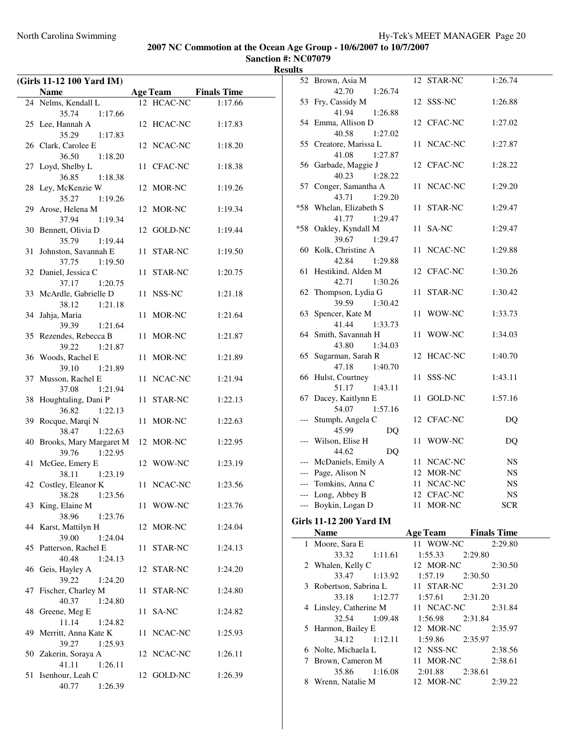**2007 NC Commotion at the Ocean Age Group - 10/6/2007 to 10/7/2007**

**Sanction #: NC07079**

**Results**

### (Girls 11-12 100 Yard IM)

| | Name | Age | Team | Finals Time |
|---|---|---|---|---|
| 24 | Nelms, Kendall L | 12 | HCAC-NC | 1:17.66 |
| | 35.74 1:17.66 | | | |
| 25 | Lee, Hannah A | 12 | HCAC-NC | 1:17.83 |
| | 35.29 1:17.83 | | | |
| 26 | Clark, Carolee E | 12 | NCAC-NC | 1:18.20 |
| | 36.50 1:18.20 | | | |
| 27 | Loyd, Shelby L | 11 | CFAC-NC | 1:18.38 |
| | 36.85 1:18.38 | | | |
| 28 | Ley, McKenzie W | 12 | MOR-NC | 1:19.26 |
| | 35.27 1:19.26 | | | |
| 29 | Arose, Helena M | 12 | MOR-NC | 1:19.34 |
| | 37.94 1:19.34 | | | |
| 30 | Bennett, Olivia D | 12 | GOLD-NC | 1:19.44 |
| | 35.79 1:19.44 | | | |
| 31 | Johnston, Savannah E | 11 | STAR-NC | 1:19.50 |
| | 37.75 1:19.50 | | | |
| 32 | Daniel, Jessica C | 11 | STAR-NC | 1:20.75 |
| | 37.17 1:20.75 | | | |
| 33 | McArdle, Gabrielle D | 11 | NSS-NC | 1:21.18 |
| | 38.12 1:21.18 | | | |
| 34 | Jahja, Maria | 11 | MOR-NC | 1:21.64 |
| | 39.39 1:21.64 | | | |
| 35 | Rezendes, Rebecca B | 11 | MOR-NC | 1:21.87 |
| | 39.22 1:21.87 | | | |
| 36 | Woods, Rachel E | 11 | MOR-NC | 1:21.89 |
| | 39.10 1:21.89 | | | |
| 37 | Musson, Rachel E | 11 | NCAC-NC | 1:21.94 |
| | 37.08 1:21.94 | | | |
| 38 | Houghtaling, Dani P | 11 | STAR-NC | 1:22.13 |
| | 36.82 1:22.13 | | | |
| 39 | Rocque, Marqi N | 11 | MOR-NC | 1:22.63 |
| | 38.47 1:22.63 | | | |
| 40 | Brooks, Mary Margaret M | 12 | MOR-NC | 1:22.95 |
| | 39.76 1:22.95 | | | |
| 41 | McGee, Emery E | 12 | WOW-NC | 1:23.19 |
| | 38.11 1:23.19 | | | |
| 42 | Costley, Eleanor K | 11 | NCAC-NC | 1:23.56 |
| | 38.28 1:23.56 | | | |
| 43 | King, Elaine M | 11 | WOW-NC | 1:23.76 |
| | 38.96 1:23.76 | | | |
| 44 | Karst, Mattilyn H | 12 | MOR-NC | 1:24.04 |
| | 39.00 1:24.04 | | | |
| 45 | Patterson, Rachel E | 11 | STAR-NC | 1:24.13 |
| | 40.48 1:24.13 | | | |
| 46 | Geis, Hayley A | 12 | STAR-NC | 1:24.20 |
| | 39.22 1:24.20 | | | |
| 47 | Fischer, Charley M | 11 | STAR-NC | 1:24.80 |
| | 40.37 1:24.80 | | | |
| 48 | Greene, Meg E | 11 | SA-NC | 1:24.82 |
| | 11.14 1:24.82 | | | |
| 49 | Merritt, Anna Kate K | 11 | NCAC-NC | 1:25.93 |
| | 39.27 1:25.93 | | | |
| 50 | Zakerin, Soraya A | 12 | NCAC-NC | 1:26.11 |
| | 41.11 1:26.11 | | | |
| 51 | Isenhour, Leah C | 12 | GOLD-NC | 1:26.39 |
| | 40.77 1:26.39 | | | |
| 52 | Brown, Asia M | 12 | STAR-NC | 1:26.74 |
| | 42.70 1:26.74 | | | |
| 53 | Fry, Cassidy M | 12 | SSS-NC | 1:26.88 |
| | 41.94 1:26.88 | | | |
| 54 | Emma, Allison D | 12 | CFAC-NC | 1:27.02 |
| | 40.58 1:27.02 | | | |
| 55 | Creatore, Marissa L | 11 | NCAC-NC | 1:27.87 |
| | 41.08 1:27.87 | | | |
| 56 | Garbade, Maggie J | 12 | CFAC-NC | 1:28.22 |
| | 40.23 1:28.22 | | | |
| 57 | Conger, Samantha A | 11 | NCAC-NC | 1:29.20 |
| | 43.71 1:29.20 | | | |
| *58 | Whelan, Elizabeth S | 11 | STAR-NC | 1:29.47 |
| | 41.77 1:29.47 | | | |
| *58 | Oakley, Kyndall M | 11 | SA-NC | 1:29.47 |
| | 39.67 1:29.47 | | | |
| 60 | Kolk, Christine A | 11 | NCAC-NC | 1:29.88 |
| | 42.84 1:29.88 | | | |
| 61 | Hestikind, Alden M | 12 | CFAC-NC | 1:30.26 |
| | 42.71 1:30.26 | | | |
| 62 | Thompson, Lydia G | 11 | STAR-NC | 1:30.42 |
| | 39.59 1:30.42 | | | |
| 63 | Spencer, Kate M | 11 | WOW-NC | 1:33.73 |
| | 41.44 1:33.73 | | | |
| 64 | Smith, Savannah H | 11 | WOW-NC | 1:34.03 |
| | 43.80 1:34.03 | | | |
| 65 | Sugarman, Sarah R | 12 | HCAC-NC | 1:40.70 |
| | 47.18 1:40.70 | | | |
| 66 | Hulst, Courtney | 11 | SSS-NC | 1:43.11 |
| | 51.17 1:43.11 | | | |
| 67 | Dacey, Kaitlynn E | 11 | GOLD-NC | 1:57.16 |
| | 54.07 1:57.16 | | | |
| --- | Stumph, Angela C | 12 | CFAC-NC | DQ |
| | 45.99 DQ | | | |
| --- | Wilson, Elise H | 11 | WOW-NC | DQ |
| | 44.62 DQ | | | |
| --- | McDaniels, Emily A | 11 | NCAC-NC | NS |
| --- | Page, Alison N | 12 | MOR-NC | NS |
| --- | Tomkins, Anna C | 11 | NCAC-NC | NS |
| --- | Long, Abbey B | 12 | CFAC-NC | NS |
| --- | Boykin, Logan D | 11 | MOR-NC | SCR |

### Girls 11-12 200 Yard IM

| | Name | Age | Team | Finals Time |
|---|---|---|---|---|
| 1 | Moore, Sara E | 11 | WOW-NC | 2:29.80 |
| | 33.32 1:11.61 1:55.33 2:29.80 | | | |
| 2 | Whalen, Kelly C | 12 | MOR-NC | 2:30.50 |
| | 33.47 1:13.92 1:57.19 2:30.50 | | | |
| 3 | Robertson, Sabrina L | 11 | STAR-NC | 2:31.20 |
| | 33.18 1:12.77 1:57.61 2:31.20 | | | |
| 4 | Linsley, Catherine M | 11 | NCAC-NC | 2:31.84 |
| | 32.54 1:09.48 1:56.98 2:31.84 | | | |
| 5 | Harmon, Bailey E | 12 | MOR-NC | 2:35.97 |
| | 34.12 1:12.11 1:59.86 2:35.97 | | | |
| 6 | Nolte, Michaela L | 12 | NSS-NC | 2:38.56 |
| 7 | Brown, Cameron M | 11 | MOR-NC | 2:38.61 |
| | 35.86 1:16.08 2:01.88 2:38.61 | | | |
| 8 | Wrenn, Natalie M | 12 | MOR-NC | 2:39.22 |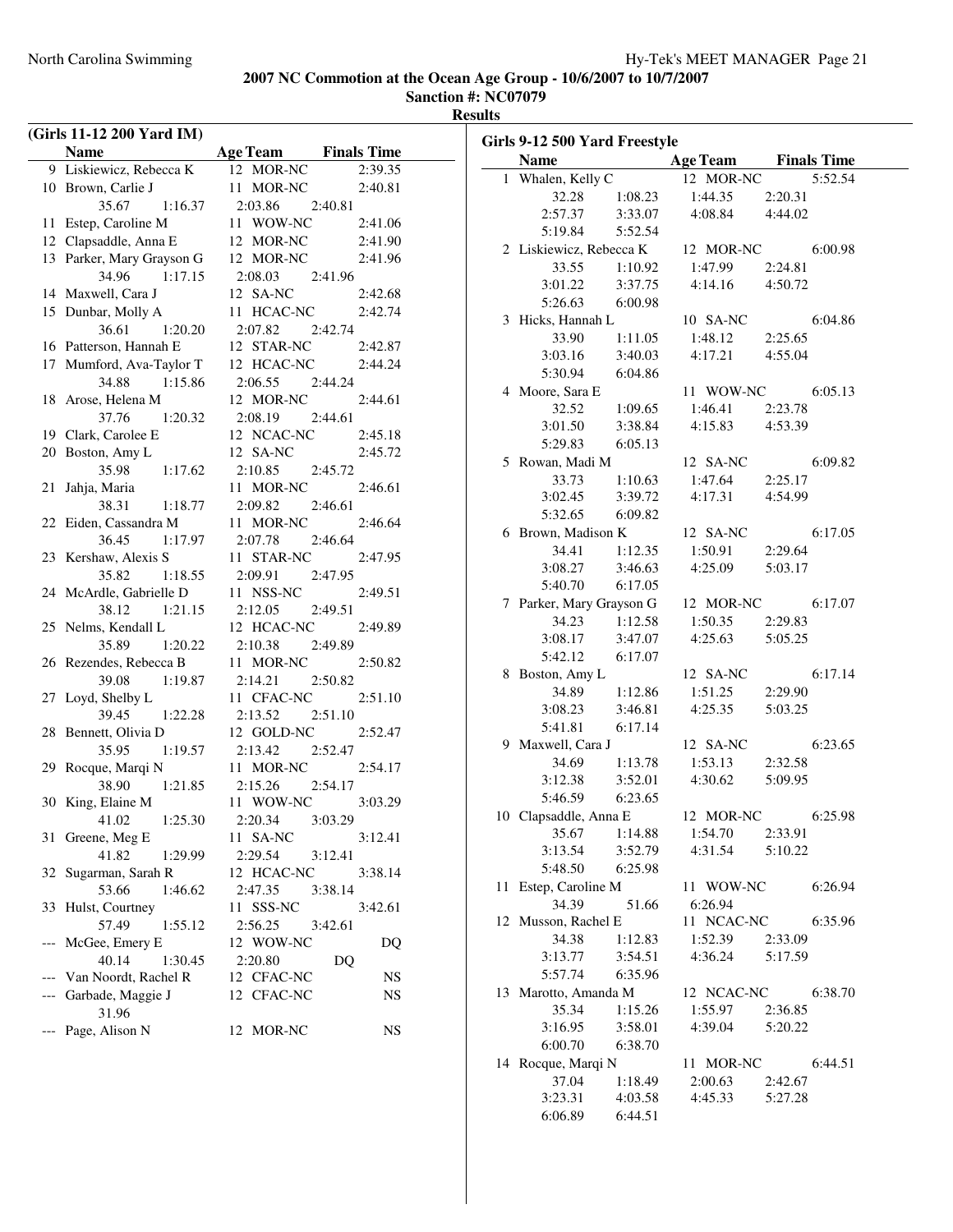**2007 NC Commotion at the Ocean Age Group - 10/6/2007 to 10/7/2007**
**Sanction #: NC07079**
**Results**

## (Girls 11-12 200 Yard IM)

| | Name | Age | Team | Finals Time |
|---|---|---|---|---|
| 9 | Liskiewicz, Rebecca K | 12 | MOR-NC | 2:39.35 |
| 10 | Brown, Carlie J | 11 | MOR-NC | 2:40.81 |
| | 35.67 1:16.37 2:03.86 2:40.81 | | | |
| 11 | Estep, Caroline M | 11 | WOW-NC | 2:41.06 |
| 12 | Clapsaddle, Anna E | 12 | MOR-NC | 2:41.90 |
| 13 | Parker, Mary Grayson G | 12 | MOR-NC | 2:41.96 |
| | 34.96 1:17.15 2:08.03 2:41.96 | | | |
| 14 | Maxwell, Cara J | 12 | SA-NC | 2:42.68 |
| 15 | Dunbar, Molly A | 11 | HCAC-NC | 2:42.74 |
| | 36.61 1:20.20 2:07.82 2:42.74 | | | |
| 16 | Patterson, Hannah E | 12 | STAR-NC | 2:42.87 |
| 17 | Mumford, Ava-Taylor T | 12 | HCAC-NC | 2:44.24 |
| | 34.88 1:15.86 2:06.55 2:44.24 | | | |
| 18 | Arose, Helena M | 12 | MOR-NC | 2:44.61 |
| | 37.76 1:20.32 2:08.19 2:44.61 | | | |
| 19 | Clark, Carolee E | 12 | NCAC-NC | 2:45.18 |
| 20 | Boston, Amy L | 12 | SA-NC | 2:45.72 |
| | 35.98 1:17.62 2:10.85 2:45.72 | | | |
| 21 | Jahja, Maria | 11 | MOR-NC | 2:46.61 |
| | 38.31 1:18.77 2:09.82 2:46.61 | | | |
| 22 | Eiden, Cassandra M | 11 | MOR-NC | 2:46.64 |
| | 36.45 1:17.97 2:07.78 2:46.64 | | | |
| 23 | Kershaw, Alexis S | 11 | STAR-NC | 2:47.95 |
| | 35.82 1:18.55 2:09.91 2:47.95 | | | |
| 24 | McArdle, Gabrielle D | 11 | NSS-NC | 2:49.51 |
| | 38.12 1:21.15 2:12.05 2:49.51 | | | |
| 25 | Nelms, Kendall L | 12 | HCAC-NC | 2:49.89 |
| | 35.89 1:20.22 2:10.38 2:49.89 | | | |
| 26 | Rezendes, Rebecca B | 11 | MOR-NC | 2:50.82 |
| | 39.08 1:19.87 2:14.21 2:50.82 | | | |
| 27 | Loyd, Shelby L | 11 | CFAC-NC | 2:51.10 |
| | 39.45 1:22.28 2:13.52 2:51.10 | | | |
| 28 | Bennett, Olivia D | 12 | GOLD-NC | 2:52.47 |
| | 35.95 1:19.57 2:13.42 2:52.47 | | | |
| 29 | Rocque, Marqi N | 11 | MOR-NC | 2:54.17 |
| | 38.90 1:21.85 2:15.26 2:54.17 | | | |
| 30 | King, Elaine M | 11 | WOW-NC | 3:03.29 |
| | 41.02 1:25.30 2:20.34 3:03.29 | | | |
| 31 | Greene, Meg E | 11 | SA-NC | 3:12.41 |
| | 41.82 1:29.99 2:29.54 3:12.41 | | | |
| 32 | Sugarman, Sarah R | 12 | HCAC-NC | 3:38.14 |
| | 53.66 1:46.62 2:47.35 3:38.14 | | | |
| 33 | Hulst, Courtney | 11 | SSS-NC | 3:42.61 |
| | 57.49 1:55.12 2:56.25 3:42.61 | | | |
| --- | McGee, Emery E | 12 | WOW-NC | DQ |
| | 40.14 1:30.45 2:20.80 DQ | | | |
| --- | Van Noordt, Rachel R | 12 | CFAC-NC | NS |
| --- | Garbade, Maggie J | 12 | CFAC-NC | NS |
| | 31.96 | | | |
| --- | Page, Alison N | 12 | MOR-NC | NS |

## Girls 9-12 500 Yard Freestyle

| | Name | Age | Team | Finals Time |
|---|---|---|---|---|
| 1 | Whalen, Kelly C | 12 | MOR-NC | 5:52.54 |
| | 32.28 1:08.23 1:44.35 2:20.31 2:57.37 3:33.07 4:08.84 4:44.02 5:19.84 5:52.54 | | | |
| 2 | Liskiewicz, Rebecca K | 12 | MOR-NC | 6:00.98 |
| | 33.55 1:10.92 1:47.99 2:24.81 3:01.22 3:37.75 4:14.16 4:50.72 5:26.63 6:00.98 | | | |
| 3 | Hicks, Hannah L | 10 | SA-NC | 6:04.86 |
| | 33.90 1:11.05 1:48.12 2:25.65 3:03.16 3:40.03 4:17.21 4:55.04 5:30.94 6:04.86 | | | |
| 4 | Moore, Sara E | 11 | WOW-NC | 6:05.13 |
| | 32.52 1:09.65 1:46.41 2:23.78 3:01.50 3:38.84 4:15.83 4:53.39 5:29.83 6:05.13 | | | |
| 5 | Rowan, Madi M | 12 | SA-NC | 6:09.82 |
| | 33.73 1:10.63 1:47.64 2:25.17 3:02.45 3:39.72 4:17.31 4:54.99 5:32.65 6:09.82 | | | |
| 6 | Brown, Madison K | 12 | SA-NC | 6:17.05 |
| | 34.41 1:12.35 1:50.91 2:29.64 3:08.27 3:46.63 4:25.09 5:03.17 5:40.70 6:17.05 | | | |
| 7 | Parker, Mary Grayson G | 12 | MOR-NC | 6:17.07 |
| | 34.23 1:12.58 1:50.35 2:29.83 3:08.17 3:47.07 4:25.63 5:05.25 5:42.12 6:17.07 | | | |
| 8 | Boston, Amy L | 12 | SA-NC | 6:17.14 |
| | 34.89 1:12.86 1:51.25 2:29.90 3:08.23 3:46.81 4:25.35 5:03.25 5:41.81 6:17.14 | | | |
| 9 | Maxwell, Cara J | 12 | SA-NC | 6:23.65 |
| | 34.69 1:13.78 1:53.13 2:32.58 3:12.38 3:52.01 4:30.62 5:09.95 5:46.59 6:23.65 | | | |
| 10 | Clapsaddle, Anna E | 12 | MOR-NC | 6:25.98 |
| | 35.67 1:14.88 1:54.70 2:33.91 3:13.54 3:52.79 4:31.54 5:10.22 5:48.50 6:25.98 | | | |
| 11 | Estep, Caroline M | 11 | WOW-NC | 6:26.94 |
| | 34.39 51.66 6:26.94 | | | |
| 12 | Musson, Rachel E | 11 | NCAC-NC | 6:35.96 |
| | 34.38 1:12.83 1:52.39 2:33.09 3:13.77 3:54.51 4:36.24 5:17.59 5:57.74 6:35.96 | | | |
| 13 | Marotto, Amanda M | 12 | NCAC-NC | 6:38.70 |
| | 35.34 1:15.26 1:55.97 2:36.85 3:16.95 3:58.01 4:39.04 5:20.22 6:00.70 6:38.70 | | | |
| 14 | Rocque, Marqi N | 11 | MOR-NC | 6:44.51 |
| | 37.04 1:18.49 2:00.63 2:42.67 3:23.31 4:03.58 4:45.33 5:27.28 6:06.89 6:44.51 | | | |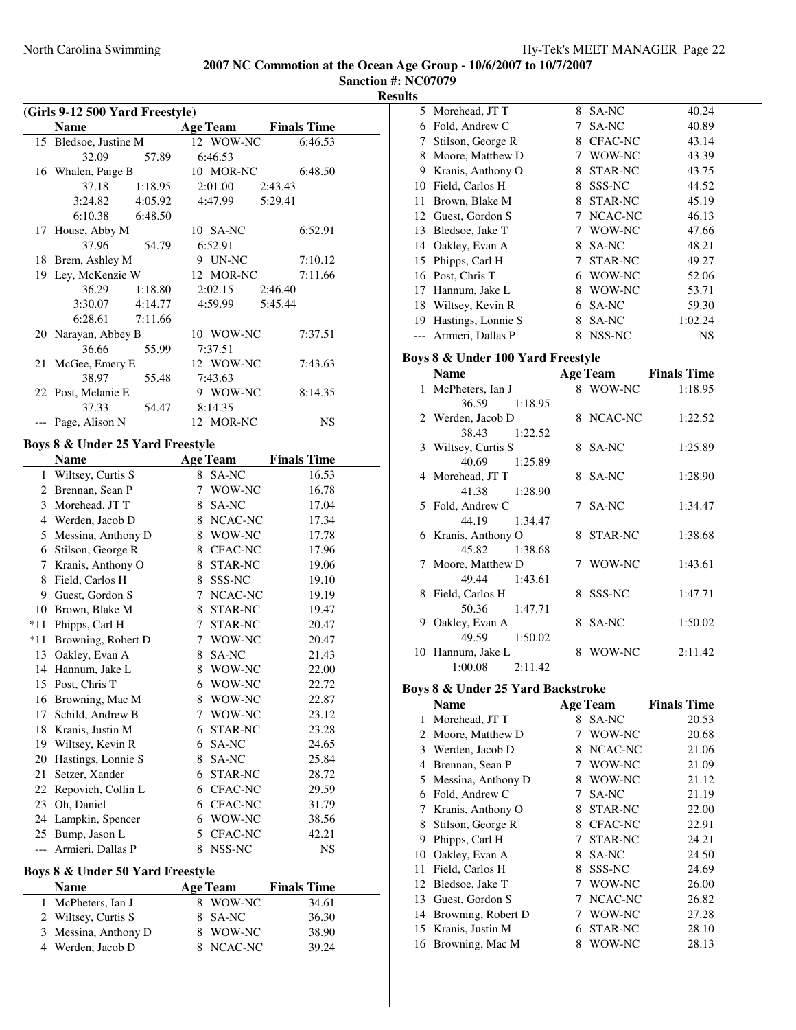**2007 NC Commotion at the Ocean Age Group - 10/6/2007 to 10/7/2007**
**Sanction #: NC07079**
**Results**

### (Girls 9-12 500 Yard Freestyle)

| | Name | Age | Team | Finals Time |
|---|---|---|---|---|
| 15 | Bledsoe, Justine M | 12 | WOW-NC | 6:46.53 |
| | 32.09 57.89 6:46.53 | | | |
| 16 | Whalen, Paige B | 10 | MOR-NC | 6:48.50 |
| | 37.18 1:18.95 2:01.00 2:43.43 | | | |
| | 3:24.82 4:05.92 4:47.99 5:29.41 | | | |
| | 6:10.38 6:48.50 | | | |
| 17 | House, Abby M | 10 | SA-NC | 6:52.91 |
| | 37.96 54.79 6:52.91 | | | |
| 18 | Brem, Ashley M | 9 | UN-NC | 7:10.12 |
| 19 | Ley, McKenzie W | 12 | MOR-NC | 7:11.66 |
| | 36.29 1:18.80 2:02.15 2:46.40 | | | |
| | 3:30.07 4:14.77 4:59.99 5:45.44 | | | |
| | 6:28.61 7:11.66 | | | |
| 20 | Narayan, Abbey B | 10 | WOW-NC | 7:37.51 |
| | 36.66 55.99 7:37.51 | | | |
| 21 | McGee, Emery E | 12 | WOW-NC | 7:43.63 |
| | 38.97 55.48 7:43.63 | | | |
| 22 | Post, Melanie E | 9 | WOW-NC | 8:14.35 |
| | 37.33 54.47 8:14.35 | | | |
| --- | Page, Alison N | 12 | MOR-NC | NS |

### Boys 8 & Under 25 Yard Freestyle

| | Name | Age | Team | Finals Time |
|---|---|---|---|---|
| 1 | Wiltsey, Curtis S | 8 | SA-NC | 16.53 |
| 2 | Brennan, Sean P | 7 | WOW-NC | 16.78 |
| 3 | Morehead, JT T | 8 | SA-NC | 17.04 |
| 4 | Werden, Jacob D | 8 | NCAC-NC | 17.34 |
| 5 | Messina, Anthony D | 8 | WOW-NC | 17.78 |
| 6 | Stilson, George R | 8 | CFAC-NC | 17.96 |
| 7 | Kranis, Anthony O | 8 | STAR-NC | 19.06 |
| 8 | Field, Carlos H | 8 | SSS-NC | 19.10 |
| 9 | Guest, Gordon S | 7 | NCAC-NC | 19.19 |
| 10 | Brown, Blake M | 8 | STAR-NC | 19.47 |
| *11 | Phipps, Carl H | 7 | STAR-NC | 20.47 |
| *11 | Browning, Robert D | 7 | WOW-NC | 20.47 |
| 13 | Oakley, Evan A | 8 | SA-NC | 21.43 |
| 14 | Hannum, Jake L | 8 | WOW-NC | 22.00 |
| 15 | Post, Chris T | 6 | WOW-NC | 22.72 |
| 16 | Browning, Mac M | 8 | WOW-NC | 22.87 |
| 17 | Schild, Andrew B | 7 | WOW-NC | 23.12 |
| 18 | Kranis, Justin M | 6 | STAR-NC | 23.28 |
| 19 | Wiltsey, Kevin R | 6 | SA-NC | 24.65 |
| 20 | Hastings, Lonnie S | 8 | SA-NC | 25.84 |
| 21 | Setzer, Xander | 6 | STAR-NC | 28.72 |
| 22 | Repovich, Collin L | 6 | CFAC-NC | 29.59 |
| 23 | Oh, Daniel | 6 | CFAC-NC | 31.79 |
| 24 | Lampkin, Spencer | 6 | WOW-NC | 38.56 |
| 25 | Bump, Jason L | 5 | CFAC-NC | 42.21 |
| --- | Armieri, Dallas P | 8 | NSS-NC | NS |

### Boys 8 & Under 50 Yard Freestyle

| | Name | Age | Team | Finals Time |
|---|---|---|---|---|
| 1 | McPheters, Ian J | 8 | WOW-NC | 34.61 |
| 2 | Wiltsey, Curtis S | 8 | SA-NC | 36.30 |
| 3 | Messina, Anthony D | 8 | WOW-NC | 38.90 |
| 4 | Werden, Jacob D | 8 | NCAC-NC | 39.24 |
| 5 | Morehead, JT T | 8 | SA-NC | 40.24 |
| 6 | Fold, Andrew C | 7 | SA-NC | 40.89 |
| 7 | Stilson, George R | 8 | CFAC-NC | 43.14 |
| 8 | Moore, Matthew D | 7 | WOW-NC | 43.39 |
| 9 | Kranis, Anthony O | 8 | STAR-NC | 43.75 |
| 10 | Field, Carlos H | 8 | SSS-NC | 44.52 |
| 11 | Brown, Blake M | 8 | STAR-NC | 45.19 |
| 12 | Guest, Gordon S | 7 | NCAC-NC | 46.13 |
| 13 | Bledsoe, Jake T | 7 | WOW-NC | 47.66 |
| 14 | Oakley, Evan A | 8 | SA-NC | 48.21 |
| 15 | Phipps, Carl H | 7 | STAR-NC | 49.27 |
| 16 | Post, Chris T | 6 | WOW-NC | 52.06 |
| 17 | Hannum, Jake L | 8 | WOW-NC | 53.71 |
| 18 | Wiltsey, Kevin R | 6 | SA-NC | 59.30 |
| 19 | Hastings, Lonnie S | 8 | SA-NC | 1:02.24 |
| --- | Armieri, Dallas P | 8 | NSS-NC | NS |

### Boys 8 & Under 100 Yard Freestyle

| | Name | Age | Team | Finals Time |
|---|---|---|---|---|
| 1 | McPheters, Ian J | 8 | WOW-NC | 1:18.95 |
| | 36.59 1:18.95 | | | |
| 2 | Werden, Jacob D | 8 | NCAC-NC | 1:22.52 |
| | 38.43 1:22.52 | | | |
| 3 | Wiltsey, Curtis S | 8 | SA-NC | 1:25.89 |
| | 40.69 1:25.89 | | | |
| 4 | Morehead, JT T | 8 | SA-NC | 1:28.90 |
| | 41.38 1:28.90 | | | |
| 5 | Fold, Andrew C | 7 | SA-NC | 1:34.47 |
| | 44.19 1:34.47 | | | |
| 6 | Kranis, Anthony O | 8 | STAR-NC | 1:38.68 |
| | 45.82 1:38.68 | | | |
| 7 | Moore, Matthew D | 7 | WOW-NC | 1:43.61 |
| | 49.44 1:43.61 | | | |
| 8 | Field, Carlos H | 8 | SSS-NC | 1:47.71 |
| | 50.36 1:47.71 | | | |
| 9 | Oakley, Evan A | 8 | SA-NC | 1:50.02 |
| | 49.59 1:50.02 | | | |
| 10 | Hannum, Jake L | 8 | WOW-NC | 2:11.42 |
| | 1:00.08 2:11.42 | | | |

### Boys 8 & Under 25 Yard Backstroke

| | Name | Age | Team | Finals Time |
|---|---|---|---|---|
| 1 | Morehead, JT T | 8 | SA-NC | 20.53 |
| 2 | Moore, Matthew D | 7 | WOW-NC | 20.68 |
| 3 | Werden, Jacob D | 8 | NCAC-NC | 21.06 |
| 4 | Brennan, Sean P | 7 | WOW-NC | 21.09 |
| 5 | Messina, Anthony D | 8 | WOW-NC | 21.12 |
| 6 | Fold, Andrew C | 7 | SA-NC | 21.19 |
| 7 | Kranis, Anthony O | 8 | STAR-NC | 22.00 |
| 8 | Stilson, George R | 8 | CFAC-NC | 22.91 |
| 9 | Phipps, Carl H | 7 | STAR-NC | 24.21 |
| 10 | Oakley, Evan A | 8 | SA-NC | 24.50 |
| 11 | Field, Carlos H | 8 | SSS-NC | 24.69 |
| 12 | Bledsoe, Jake T | 7 | WOW-NC | 26.00 |
| 13 | Guest, Gordon S | 7 | NCAC-NC | 26.82 |
| 14 | Browning, Robert D | 7 | WOW-NC | 27.28 |
| 15 | Kranis, Justin M | 6 | STAR-NC | 28.10 |
| 16 | Browning, Mac M | 8 | WOW-NC | 28.13 |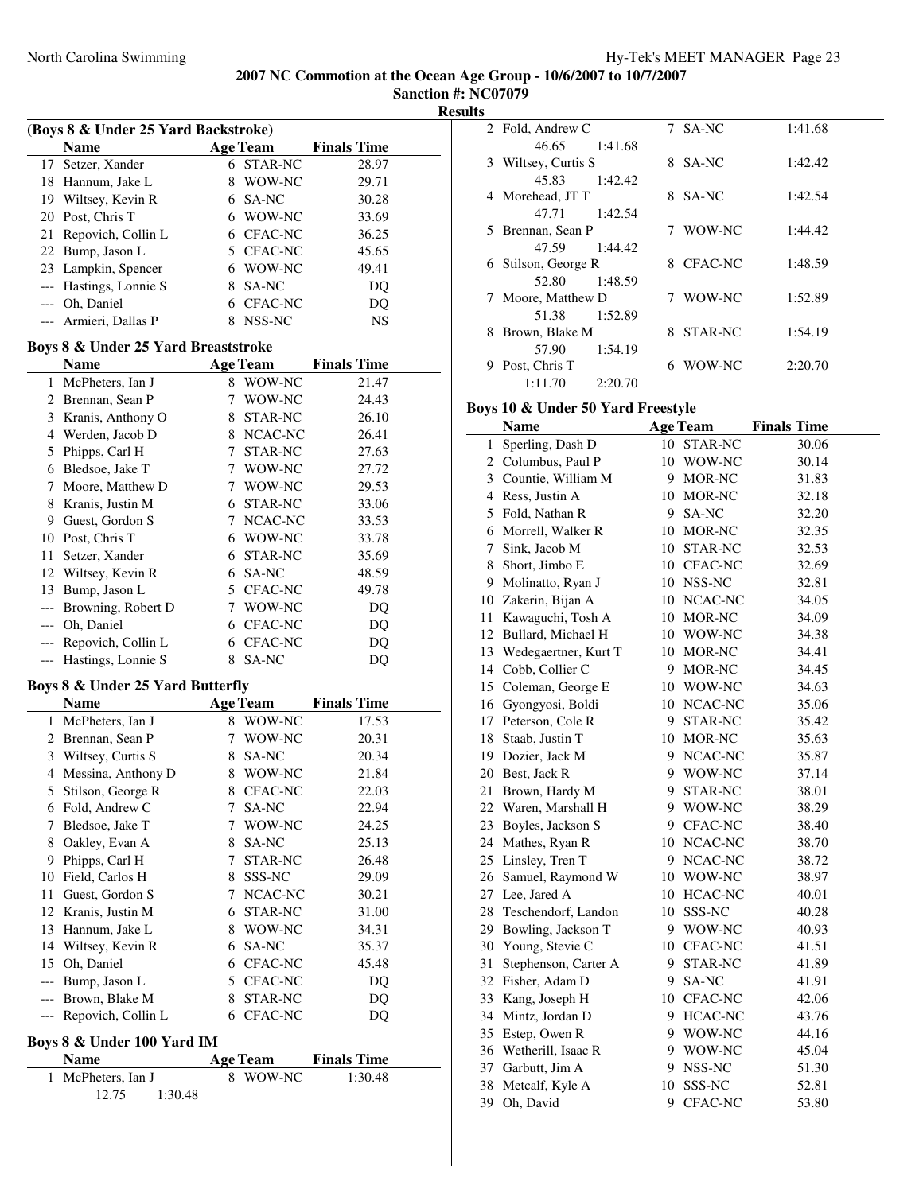**2007 NC Commotion at the Ocean Age Group - 10/6/2007 to 10/7/2007**

**Sanction #: NC07079**

**Results**

### (Boys 8 & Under 25 Yard Backstroke)

| | Name | Age | Team | Finals Time |
|---|---|---|---|---|
| 17 | Setzer, Xander | 6 | STAR-NC | 28.97 |
| 18 | Hannum, Jake L | 8 | WOW-NC | 29.71 |
| 19 | Wiltsey, Kevin R | 6 | SA-NC | 30.28 |
| 20 | Post, Chris T | 6 | WOW-NC | 33.69 |
| 21 | Repovich, Collin L | 6 | CFAC-NC | 36.25 |
| 22 | Bump, Jason L | 5 | CFAC-NC | 45.65 |
| 23 | Lampkin, Spencer | 6 | WOW-NC | 49.41 |
| --- | Hastings, Lonnie S | 8 | SA-NC | DQ |
| --- | Oh, Daniel | 6 | CFAC-NC | DQ |
| --- | Armieri, Dallas P | 8 | NSS-NC | NS |

### Boys 8 & Under 25 Yard Breaststroke

| | Name | Age | Team | Finals Time |
|---|---|---|---|---|
| 1 | McPheters, Ian J | 8 | WOW-NC | 21.47 |
| 2 | Brennan, Sean P | 7 | WOW-NC | 24.43 |
| 3 | Kranis, Anthony O | 8 | STAR-NC | 26.10 |
| 4 | Werden, Jacob D | 8 | NCAC-NC | 26.41 |
| 5 | Phipps, Carl H | 7 | STAR-NC | 27.63 |
| 6 | Bledsoe, Jake T | 7 | WOW-NC | 27.72 |
| 7 | Moore, Matthew D | 7 | WOW-NC | 29.53 |
| 8 | Kranis, Justin M | 6 | STAR-NC | 33.06 |
| 9 | Guest, Gordon S | 7 | NCAC-NC | 33.53 |
| 10 | Post, Chris T | 6 | WOW-NC | 33.78 |
| 11 | Setzer, Xander | 6 | STAR-NC | 35.69 |
| 12 | Wiltsey, Kevin R | 6 | SA-NC | 48.59 |
| 13 | Bump, Jason L | 5 | CFAC-NC | 49.78 |
| --- | Browning, Robert D | 7 | WOW-NC | DQ |
| --- | Oh, Daniel | 6 | CFAC-NC | DQ |
| --- | Repovich, Collin L | 6 | CFAC-NC | DQ |
| --- | Hastings, Lonnie S | 8 | SA-NC | DQ |

### Boys 8 & Under 25 Yard Butterfly

| | Name | Age | Team | Finals Time |
|---|---|---|---|---|
| 1 | McPheters, Ian J | 8 | WOW-NC | 17.53 |
| 2 | Brennan, Sean P | 7 | WOW-NC | 20.31 |
| 3 | Wiltsey, Curtis S | 8 | SA-NC | 20.34 |
| 4 | Messina, Anthony D | 8 | WOW-NC | 21.84 |
| 5 | Stilson, George R | 8 | CFAC-NC | 22.03 |
| 6 | Fold, Andrew C | 7 | SA-NC | 22.94 |
| 7 | Bledsoe, Jake T | 7 | WOW-NC | 24.25 |
| 8 | Oakley, Evan A | 8 | SA-NC | 25.13 |
| 9 | Phipps, Carl H | 7 | STAR-NC | 26.48 |
| 10 | Field, Carlos H | 8 | SSS-NC | 29.09 |
| 11 | Guest, Gordon S | 7 | NCAC-NC | 30.21 |
| 12 | Kranis, Justin M | 6 | STAR-NC | 31.00 |
| 13 | Hannum, Jake L | 8 | WOW-NC | 34.31 |
| 14 | Wiltsey, Kevin R | 6 | SA-NC | 35.37 |
| 15 | Oh, Daniel | 6 | CFAC-NC | 45.48 |
| --- | Bump, Jason L | 5 | CFAC-NC | DQ |
| --- | Brown, Blake M | 8 | STAR-NC | DQ |
| --- | Repovich, Collin L | 6 | CFAC-NC | DQ |

### Boys 8 & Under 100 Yard IM

| | Name | Age | Team | Finals Time |
|---|---|---|---|---|
| 1 | McPheters, Ian J | 8 | WOW-NC | 1:30.48 |
| | 12.75 1:30.48 | | | |
| 2 | Fold, Andrew C | 7 | SA-NC | 1:41.68 |
| | 46.65 1:41.68 | | | |
| 3 | Wiltsey, Curtis S | 8 | SA-NC | 1:42.42 |
| | 45.83 1:42.42 | | | |
| 4 | Morehead, JT T | 8 | SA-NC | 1:42.54 |
| | 47.71 1:42.54 | | | |
| 5 | Brennan, Sean P | 7 | WOW-NC | 1:44.42 |
| | 47.59 1:44.42 | | | |
| 6 | Stilson, George R | 8 | CFAC-NC | 1:48.59 |
| | 52.80 1:48.59 | | | |
| 7 | Moore, Matthew D | 7 | WOW-NC | 1:52.89 |
| | 51.38 1:52.89 | | | |
| 8 | Brown, Blake M | 8 | STAR-NC | 1:54.19 |
| | 57.90 1:54.19 | | | |
| 9 | Post, Chris T | 6 | WOW-NC | 2:20.70 |
| | 1:11.70 2:20.70 | | | |

### Boys 10 & Under 50 Yard Freestyle

| | Name | Age | Team | Finals Time |
|---|---|---|---|---|
| 1 | Sperling, Dash D | 10 | STAR-NC | 30.06 |
| 2 | Columbus, Paul P | 10 | WOW-NC | 30.14 |
| 3 | Countie, William M | 9 | MOR-NC | 31.83 |
| 4 | Ress, Justin A | 10 | MOR-NC | 32.18 |
| 5 | Fold, Nathan R | 9 | SA-NC | 32.20 |
| 6 | Morrell, Walker R | 10 | MOR-NC | 32.35 |
| 7 | Sink, Jacob M | 10 | STAR-NC | 32.53 |
| 8 | Short, Jimbo E | 10 | CFAC-NC | 32.69 |
| 9 | Molinatto, Ryan J | 10 | NSS-NC | 32.81 |
| 10 | Zakerin, Bijan A | 10 | NCAC-NC | 34.05 |
| 11 | Kawaguchi, Tosh A | 10 | MOR-NC | 34.09 |
| 12 | Bullard, Michael H | 10 | WOW-NC | 34.38 |
| 13 | Wedegaertner, Kurt T | 10 | MOR-NC | 34.41 |
| 14 | Cobb, Collier C | 9 | MOR-NC | 34.45 |
| 15 | Coleman, George E | 10 | WOW-NC | 34.63 |
| 16 | Gyongyosi, Boldi | 10 | NCAC-NC | 35.06 |
| 17 | Peterson, Cole R | 9 | STAR-NC | 35.42 |
| 18 | Staab, Justin T | 10 | MOR-NC | 35.63 |
| 19 | Dozier, Jack M | 9 | NCAC-NC | 35.87 |
| 20 | Best, Jack R | 9 | WOW-NC | 37.14 |
| 21 | Brown, Hardy M | 9 | STAR-NC | 38.01 |
| 22 | Waren, Marshall H | 9 | WOW-NC | 38.29 |
| 23 | Boyles, Jackson S | 9 | CFAC-NC | 38.40 |
| 24 | Mathes, Ryan R | 10 | NCAC-NC | 38.70 |
| 25 | Linsley, Tren T | 9 | NCAC-NC | 38.72 |
| 26 | Samuel, Raymond W | 10 | WOW-NC | 38.97 |
| 27 | Lee, Jared A | 10 | HCAC-NC | 40.01 |
| 28 | Teschendorf, Landon | 10 | SSS-NC | 40.28 |
| 29 | Bowling, Jackson T | 9 | WOW-NC | 40.93 |
| 30 | Young, Stevie C | 10 | CFAC-NC | 41.51 |
| 31 | Stephenson, Carter A | 9 | STAR-NC | 41.89 |
| 32 | Fisher, Adam D | 9 | SA-NC | 41.91 |
| 33 | Kang, Joseph H | 10 | CFAC-NC | 42.06 |
| 34 | Mintz, Jordan D | 9 | HCAC-NC | 43.76 |
| 35 | Estep, Owen R | 9 | WOW-NC | 44.16 |
| 36 | Wetherill, Isaac R | 9 | WOW-NC | 45.04 |
| 37 | Garbutt, Jim A | 9 | NSS-NC | 51.30 |
| 38 | Metcalf, Kyle A | 10 | SSS-NC | 52.81 |
| 39 | Oh, David | 9 | CFAC-NC | 53.80 |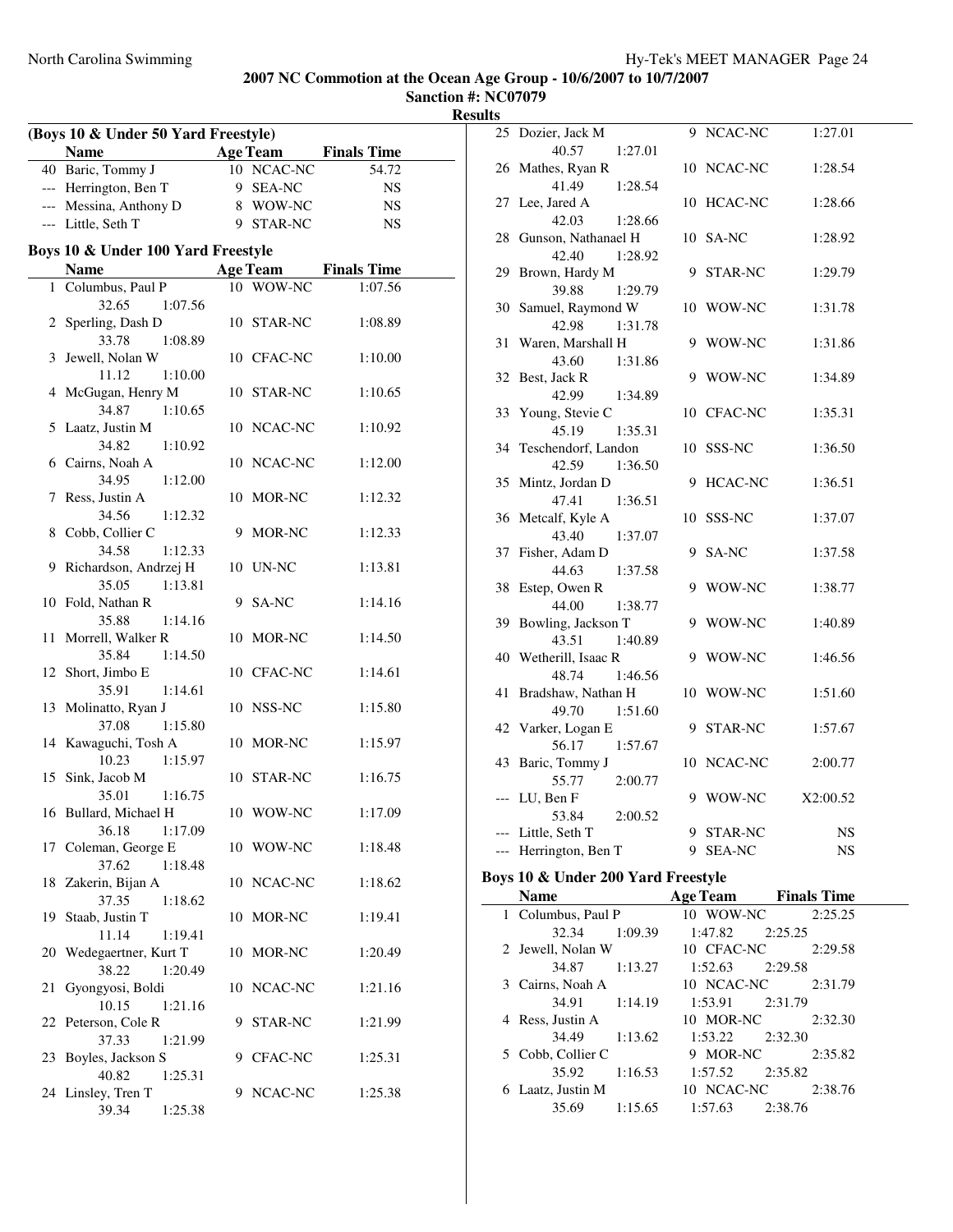**2007 NC Commotion at the Ocean Age Group - 10/6/2007 to 10/7/2007**
**Sanction #: NC07079**
**Results**

### (Boys 10 & Under 50 Yard Freestyle)

| | Name | Age | Team | Finals Time |
|---|---|---|---|---|
| 40 | Baric, Tommy J | 10 | NCAC-NC | 54.72 |
| --- | Herrington, Ben T | 9 | SEA-NC | NS |
| --- | Messina, Anthony D | 8 | WOW-NC | NS |
| --- | Little, Seth T | 9 | STAR-NC | NS |

### Boys 10 & Under 100 Yard Freestyle

| | Name | Age | Team | Finals Time |
|---|---|---|---|---|
| 1 | Columbus, Paul P | 10 | WOW-NC | 1:07.56 |
| | 32.65 1:07.56 | | | |
| 2 | Sperling, Dash D | 10 | STAR-NC | 1:08.89 |
| | 33.78 1:08.89 | | | |
| 3 | Jewell, Nolan W | 10 | CFAC-NC | 1:10.00 |
| | 11.12 1:10.00 | | | |
| 4 | McGugan, Henry M | 10 | STAR-NC | 1:10.65 |
| | 34.87 1:10.65 | | | |
| 5 | Laatz, Justin M | 10 | NCAC-NC | 1:10.92 |
| | 34.82 1:10.92 | | | |
| 6 | Cairns, Noah A | 10 | NCAC-NC | 1:12.00 |
| | 34.95 1:12.00 | | | |
| 7 | Ress, Justin A | 10 | MOR-NC | 1:12.32 |
| | 34.56 1:12.32 | | | |
| 8 | Cobb, Collier C | 9 | MOR-NC | 1:12.33 |
| | 34.58 1:12.33 | | | |
| 9 | Richardson, Andrzej H | 10 | UN-NC | 1:13.81 |
| | 35.05 1:13.81 | | | |
| 10 | Fold, Nathan R | 9 | SA-NC | 1:14.16 |
| | 35.88 1:14.16 | | | |
| 11 | Morrell, Walker R | 10 | MOR-NC | 1:14.50 |
| | 35.84 1:14.50 | | | |
| 12 | Short, Jimbo E | 10 | CFAC-NC | 1:14.61 |
| | 35.91 1:14.61 | | | |
| 13 | Molinatto, Ryan J | 10 | NSS-NC | 1:15.80 |
| | 37.08 1:15.80 | | | |
| 14 | Kawaguchi, Tosh A | 10 | MOR-NC | 1:15.97 |
| | 10.23 1:15.97 | | | |
| 15 | Sink, Jacob M | 10 | STAR-NC | 1:16.75 |
| | 35.01 1:16.75 | | | |
| 16 | Bullard, Michael H | 10 | WOW-NC | 1:17.09 |
| | 36.18 1:17.09 | | | |
| 17 | Coleman, George E | 10 | WOW-NC | 1:18.48 |
| | 37.62 1:18.48 | | | |
| 18 | Zakerin, Bijan A | 10 | NCAC-NC | 1:18.62 |
| | 37.35 1:18.62 | | | |
| 19 | Staab, Justin T | 10 | MOR-NC | 1:19.41 |
| | 11.14 1:19.41 | | | |
| 20 | Wedegaertner, Kurt T | 10 | MOR-NC | 1:20.49 |
| | 38.22 1:20.49 | | | |
| 21 | Gyongyosi, Boldi | 10 | NCAC-NC | 1:21.16 |
| | 10.15 1:21.16 | | | |
| 22 | Peterson, Cole R | 9 | STAR-NC | 1:21.99 |
| | 37.33 1:21.99 | | | |
| 23 | Boyles, Jackson S | 9 | CFAC-NC | 1:25.31 |
| | 40.82 1:25.31 | | | |
| 24 | Linsley, Tren T | 9 | NCAC-NC | 1:25.38 |
| | 39.34 1:25.38 | | | |
| 25 | Dozier, Jack M | 9 | NCAC-NC | 1:27.01 |
| | 40.57 1:27.01 | | | |
| 26 | Mathes, Ryan R | 10 | NCAC-NC | 1:28.54 |
| | 41.49 1:28.54 | | | |
| 27 | Lee, Jared A | 10 | HCAC-NC | 1:28.66 |
| | 42.03 1:28.66 | | | |
| 28 | Gunson, Nathanael H | 10 | SA-NC | 1:28.92 |
| | 42.40 1:28.92 | | | |
| 29 | Brown, Hardy M | 9 | STAR-NC | 1:29.79 |
| | 39.88 1:29.79 | | | |
| 30 | Samuel, Raymond W | 10 | WOW-NC | 1:31.78 |
| | 42.98 1:31.78 | | | |
| 31 | Waren, Marshall H | 9 | WOW-NC | 1:31.86 |
| | 43.60 1:31.86 | | | |
| 32 | Best, Jack R | 9 | WOW-NC | 1:34.89 |
| | 42.99 1:34.89 | | | |
| 33 | Young, Stevie C | 10 | CFAC-NC | 1:35.31 |
| | 45.19 1:35.31 | | | |
| 34 | Teschendorf, Landon | 10 | SSS-NC | 1:36.50 |
| | 42.59 1:36.50 | | | |
| 35 | Mintz, Jordan D | 9 | HCAC-NC | 1:36.51 |
| | 47.41 1:36.51 | | | |
| 36 | Metcalf, Kyle A | 10 | SSS-NC | 1:37.07 |
| | 43.40 1:37.07 | | | |
| 37 | Fisher, Adam D | 9 | SA-NC | 1:37.58 |
| | 44.63 1:37.58 | | | |
| 38 | Estep, Owen R | 9 | WOW-NC | 1:38.77 |
| | 44.00 1:38.77 | | | |
| 39 | Bowling, Jackson T | 9 | WOW-NC | 1:40.89 |
| | 43.51 1:40.89 | | | |
| 40 | Wetherill, Isaac R | 9 | WOW-NC | 1:46.56 |
| | 48.74 1:46.56 | | | |
| 41 | Bradshaw, Nathan H | 10 | WOW-NC | 1:51.60 |
| | 49.70 1:51.60 | | | |
| 42 | Varker, Logan E | 9 | STAR-NC | 1:57.67 |
| | 56.17 1:57.67 | | | |
| 43 | Baric, Tommy J | 10 | NCAC-NC | 2:00.77 |
| | 55.77 2:00.77 | | | |
| --- | LU, Ben F | 9 | WOW-NC | X2:00.52 |
| | 53.84 2:00.52 | | | |
| --- | Little, Seth T | 9 | STAR-NC | NS |
| --- | Herrington, Ben T | 9 | SEA-NC | NS |

### Boys 10 & Under 200 Yard Freestyle

| | Name | Age | Team | Finals Time |
|---|---|---|---|---|
| 1 | Columbus, Paul P | 10 | WOW-NC | 2:25.25 |
| | 32.34 1:09.39 1:47.82 2:25.25 | | | |
| 2 | Jewell, Nolan W | 10 | CFAC-NC | 2:29.58 |
| | 34.87 1:13.27 1:52.63 2:29.58 | | | |
| 3 | Cairns, Noah A | 10 | NCAC-NC | 2:31.79 |
| | 34.91 1:14.19 1:53.91 2:31.79 | | | |
| 4 | Ress, Justin A | 10 | MOR-NC | 2:32.30 |
| | 34.49 1:13.62 1:53.22 2:32.30 | | | |
| 5 | Cobb, Collier C | 9 | MOR-NC | 2:35.82 |
| | 35.92 1:16.53 1:57.52 2:35.82 | | | |
| 6 | Laatz, Justin M | 10 | NCAC-NC | 2:38.76 |
| | 35.69 1:15.65 1:57.63 2:38.76 | | | |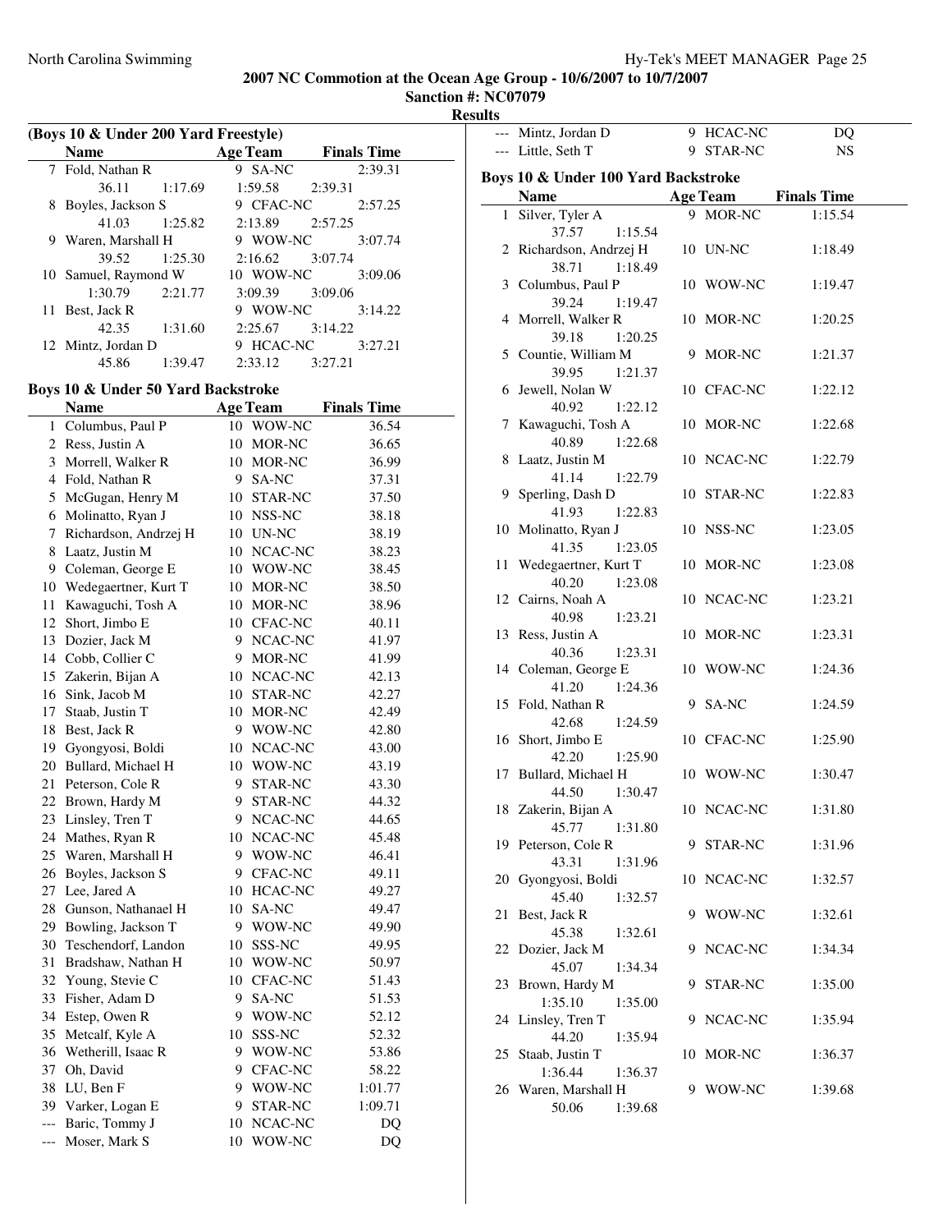# 2007 NC Commotion at the Ocean Age Group - 10/6/2007 to 10/7/2007

**Sanction #: NC07079**

**Results**

### (Boys 10 & Under 200 Yard Freestyle)

| | Name | Age | Team | Finals Time |
|---|---|---|---|---|
| 7 | Fold, Nathan R | 9 | SA-NC | 2:39.31 |
| | 36.11 &nbsp; 1:17.69 &nbsp; 1:59.58 &nbsp; 2:39.31 | | | |
| 8 | Boyles, Jackson S | 9 | CFAC-NC | 2:57.25 |
| | 41.03 &nbsp; 1:25.82 &nbsp; 2:13.89 &nbsp; 2:57.25 | | | |
| 9 | Waren, Marshall H | 9 | WOW-NC | 3:07.74 |
| | 39.52 &nbsp; 1:25.30 &nbsp; 2:16.62 &nbsp; 3:07.74 | | | |
| 10 | Samuel, Raymond W | 10 | WOW-NC | 3:09.06 |
| | 1:30.79 &nbsp; 2:21.77 &nbsp; 3:09.39 &nbsp; 3:09.06 | | | |
| 11 | Best, Jack R | 9 | WOW-NC | 3:14.22 |
| | 42.35 &nbsp; 1:31.60 &nbsp; 2:25.67 &nbsp; 3:14.22 | | | |
| 12 | Mintz, Jordan D | 9 | HCAC-NC | 3:27.21 |
| | 45.86 &nbsp; 1:39.47 &nbsp; 2:33.12 &nbsp; 3:27.21 | | | |

### Boys 10 & Under 50 Yard Backstroke

| | Name | Age | Team | Finals Time |
|---|---|---|---|---|
| 1 | Columbus, Paul P | 10 | WOW-NC | 36.54 |
| 2 | Ress, Justin A | 10 | MOR-NC | 36.65 |
| 3 | Morrell, Walker R | 10 | MOR-NC | 36.99 |
| 4 | Fold, Nathan R | 9 | SA-NC | 37.31 |
| 5 | McGugan, Henry M | 10 | STAR-NC | 37.50 |
| 6 | Molinatto, Ryan J | 10 | NSS-NC | 38.18 |
| 7 | Richardson, Andrzej H | 10 | UN-NC | 38.19 |
| 8 | Laatz, Justin M | 10 | NCAC-NC | 38.23 |
| 9 | Coleman, George E | 10 | WOW-NC | 38.45 |
| 10 | Wedegaertner, Kurt T | 10 | MOR-NC | 38.50 |
| 11 | Kawaguchi, Tosh A | 10 | MOR-NC | 38.96 |
| 12 | Short, Jimbo E | 10 | CFAC-NC | 40.11 |
| 13 | Dozier, Jack M | 9 | NCAC-NC | 41.97 |
| 14 | Cobb, Collier C | 9 | MOR-NC | 41.99 |
| 15 | Zakerin, Bijan A | 10 | NCAC-NC | 42.13 |
| 16 | Sink, Jacob M | 10 | STAR-NC | 42.27 |
| 17 | Staab, Justin T | 10 | MOR-NC | 42.49 |
| 18 | Best, Jack R | 9 | WOW-NC | 42.80 |
| 19 | Gyongyosi, Boldi | 10 | NCAC-NC | 43.00 |
| 20 | Bullard, Michael H | 10 | WOW-NC | 43.19 |
| 21 | Peterson, Cole R | 9 | STAR-NC | 43.30 |
| 22 | Brown, Hardy M | 9 | STAR-NC | 44.32 |
| 23 | Linsley, Tren T | 9 | NCAC-NC | 44.65 |
| 24 | Mathes, Ryan R | 10 | NCAC-NC | 45.48 |
| 25 | Waren, Marshall H | 9 | WOW-NC | 46.41 |
| 26 | Boyles, Jackson S | 9 | CFAC-NC | 49.11 |
| 27 | Lee, Jared A | 10 | HCAC-NC | 49.27 |
| 28 | Gunson, Nathanael H | 10 | SA-NC | 49.47 |
| 29 | Bowling, Jackson T | 9 | WOW-NC | 49.90 |
| 30 | Teschendorf, Landon | 10 | SSS-NC | 49.95 |
| 31 | Bradshaw, Nathan H | 10 | WOW-NC | 50.97 |
| 32 | Young, Stevie C | 10 | CFAC-NC | 51.43 |
| 33 | Fisher, Adam D | 9 | SA-NC | 51.53 |
| 34 | Estep, Owen R | 9 | WOW-NC | 52.12 |
| 35 | Metcalf, Kyle A | 10 | SSS-NC | 52.32 |
| 36 | Wetherill, Isaac R | 9 | WOW-NC | 53.86 |
| 37 | Oh, David | 9 | CFAC-NC | 58.22 |
| 38 | LU, Ben F | 9 | WOW-NC | 1:01.77 |
| 39 | Varker, Logan E | 9 | STAR-NC | 1:09.71 |
| --- | Baric, Tommy J | 10 | NCAC-NC | DQ |
| --- | Moser, Mark S | 10 | WOW-NC | DQ |
| --- | Mintz, Jordan D | 9 | HCAC-NC | DQ |
| --- | Little, Seth T | 9 | STAR-NC | NS |

### Boys 10 & Under 100 Yard Backstroke

| | Name | Age | Team | Finals Time |
|---|---|---|---|---|
| 1 | Silver, Tyler A | 9 | MOR-NC | 1:15.54 |
| | 37.57 &nbsp; 1:15.54 | | | |
| 2 | Richardson, Andrzej H | 10 | UN-NC | 1:18.49 |
| | 38.71 &nbsp; 1:18.49 | | | |
| 3 | Columbus, Paul P | 10 | WOW-NC | 1:19.47 |
| | 39.24 &nbsp; 1:19.47 | | | |
| 4 | Morrell, Walker R | 10 | MOR-NC | 1:20.25 |
| | 39.18 &nbsp; 1:20.25 | | | |
| 5 | Countie, William M | 9 | MOR-NC | 1:21.37 |
| | 39.95 &nbsp; 1:21.37 | | | |
| 6 | Jewell, Nolan W | 10 | CFAC-NC | 1:22.12 |
| | 40.92 &nbsp; 1:22.12 | | | |
| 7 | Kawaguchi, Tosh A | 10 | MOR-NC | 1:22.68 |
| | 40.89 &nbsp; 1:22.68 | | | |
| 8 | Laatz, Justin M | 10 | NCAC-NC | 1:22.79 |
| | 41.14 &nbsp; 1:22.79 | | | |
| 9 | Sperling, Dash D | 10 | STAR-NC | 1:22.83 |
| | 41.93 &nbsp; 1:22.83 | | | |
| 10 | Molinatto, Ryan J | 10 | NSS-NC | 1:23.05 |
| | 41.35 &nbsp; 1:23.05 | | | |
| 11 | Wedegaertner, Kurt T | 10 | MOR-NC | 1:23.08 |
| | 40.20 &nbsp; 1:23.08 | | | |
| 12 | Cairns, Noah A | 10 | NCAC-NC | 1:23.21 |
| | 40.98 &nbsp; 1:23.21 | | | |
| 13 | Ress, Justin A | 10 | MOR-NC | 1:23.31 |
| | 40.36 &nbsp; 1:23.31 | | | |
| 14 | Coleman, George E | 10 | WOW-NC | 1:24.36 |
| | 41.20 &nbsp; 1:24.36 | | | |
| 15 | Fold, Nathan R | 9 | SA-NC | 1:24.59 |
| | 42.68 &nbsp; 1:24.59 | | | |
| 16 | Short, Jimbo E | 10 | CFAC-NC | 1:25.90 |
| | 42.20 &nbsp; 1:25.90 | | | |
| 17 | Bullard, Michael H | 10 | WOW-NC | 1:30.47 |
| | 44.50 &nbsp; 1:30.47 | | | |
| 18 | Zakerin, Bijan A | 10 | NCAC-NC | 1:31.80 |
| | 45.77 &nbsp; 1:31.80 | | | |
| 19 | Peterson, Cole R | 9 | STAR-NC | 1:31.96 |
| | 43.31 &nbsp; 1:31.96 | | | |
| 20 | Gyongyosi, Boldi | 10 | NCAC-NC | 1:32.57 |
| | 45.40 &nbsp; 1:32.57 | | | |
| 21 | Best, Jack R | 9 | WOW-NC | 1:32.61 |
| | 45.38 &nbsp; 1:32.61 | | | |
| 22 | Dozier, Jack M | 9 | NCAC-NC | 1:34.34 |
| | 45.07 &nbsp; 1:34.34 | | | |
| 23 | Brown, Hardy M | 9 | STAR-NC | 1:35.00 |
| | 1:35.10 &nbsp; 1:35.00 | | | |
| 24 | Linsley, Tren T | 9 | NCAC-NC | 1:35.94 |
| | 44.20 &nbsp; 1:35.94 | | | |
| 25 | Staab, Justin T | 10 | MOR-NC | 1:36.37 |
| | 1:36.44 &nbsp; 1:36.37 | | | |
| 26 | Waren, Marshall H | 9 | WOW-NC | 1:39.68 |
| | 50.06 &nbsp; 1:39.68 | | | |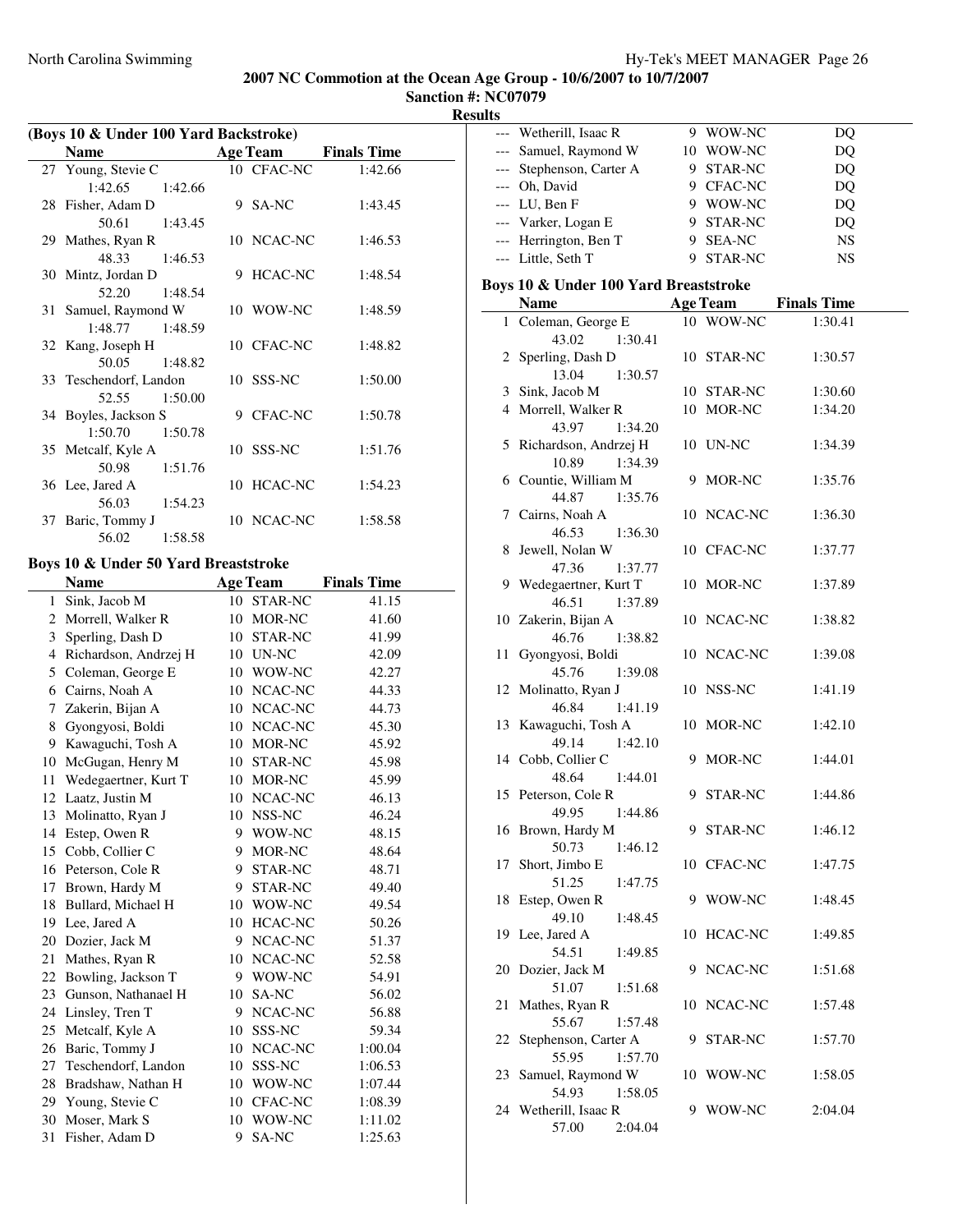# 2007 NC Commotion at the Ocean Age Group - 10/6/2007 to 10/7/2007

**Sanction #: NC07079**

**Results**

### (Boys 10 & Under 100 Yard Backstroke)

| | Name | Age | Team | Finals Time |
|---|---|---|---|---|
| 27 | Young, Stevie C | 10 | CFAC-NC | 1:42.66 |
| | 1:42.65 1:42.66 | | | |
| 28 | Fisher, Adam D | 9 | SA-NC | 1:43.45 |
| | 50.61 1:43.45 | | | |
| 29 | Mathes, Ryan R | 10 | NCAC-NC | 1:46.53 |
| | 48.33 1:46.53 | | | |
| 30 | Mintz, Jordan D | 9 | HCAC-NC | 1:48.54 |
| | 52.20 1:48.54 | | | |
| 31 | Samuel, Raymond W | 10 | WOW-NC | 1:48.59 |
| | 1:48.77 1:48.59 | | | |
| 32 | Kang, Joseph H | 10 | CFAC-NC | 1:48.82 |
| | 50.05 1:48.82 | | | |
| 33 | Teschendorf, Landon | 10 | SSS-NC | 1:50.00 |
| | 52.55 1:50.00 | | | |
| 34 | Boyles, Jackson S | 9 | CFAC-NC | 1:50.78 |
| | 1:50.70 1:50.78 | | | |
| 35 | Metcalf, Kyle A | 10 | SSS-NC | 1:51.76 |
| | 50.98 1:51.76 | | | |
| 36 | Lee, Jared A | 10 | HCAC-NC | 1:54.23 |
| | 56.03 1:54.23 | | | |
| 37 | Baric, Tommy J | 10 | NCAC-NC | 1:58.58 |
| | 56.02 1:58.58 | | | |
| --- | Wetherill, Isaac R | 9 | WOW-NC | DQ |
| --- | Samuel, Raymond W | 10 | WOW-NC | DQ |
| --- | Stephenson, Carter A | 9 | STAR-NC | DQ |
| --- | Oh, David | 9 | CFAC-NC | DQ |
| --- | LU, Ben F | 9 | WOW-NC | DQ |
| --- | Varker, Logan E | 9 | STAR-NC | DQ |
| --- | Herrington, Ben T | 9 | SEA-NC | NS |
| --- | Little, Seth T | 9 | STAR-NC | NS |

### Boys 10 & Under 50 Yard Breaststroke

| | Name | Age | Team | Finals Time |
|---|---|---|---|---|
| 1 | Sink, Jacob M | 10 | STAR-NC | 41.15 |
| 2 | Morrell, Walker R | 10 | MOR-NC | 41.60 |
| 3 | Sperling, Dash D | 10 | STAR-NC | 41.99 |
| 4 | Richardson, Andrzej H | 10 | UN-NC | 42.09 |
| 5 | Coleman, George E | 10 | WOW-NC | 42.27 |
| 6 | Cairns, Noah A | 10 | NCAC-NC | 44.33 |
| 7 | Zakerin, Bijan A | 10 | NCAC-NC | 44.73 |
| 8 | Gyongyosi, Boldi | 10 | NCAC-NC | 45.30 |
| 9 | Kawaguchi, Tosh A | 10 | MOR-NC | 45.92 |
| 10 | McGugan, Henry M | 10 | STAR-NC | 45.98 |
| 11 | Wedegaertner, Kurt T | 10 | MOR-NC | 45.99 |
| 12 | Laatz, Justin M | 10 | NCAC-NC | 46.13 |
| 13 | Molinatto, Ryan J | 10 | NSS-NC | 46.24 |
| 14 | Estep, Owen R | 9 | WOW-NC | 48.15 |
| 15 | Cobb, Collier C | 9 | MOR-NC | 48.64 |
| 16 | Peterson, Cole R | 9 | STAR-NC | 48.71 |
| 17 | Brown, Hardy M | 9 | STAR-NC | 49.40 |
| 18 | Bullard, Michael H | 10 | WOW-NC | 49.54 |
| 19 | Lee, Jared A | 10 | HCAC-NC | 50.26 |
| 20 | Dozier, Jack M | 9 | NCAC-NC | 51.37 |
| 21 | Mathes, Ryan R | 10 | NCAC-NC | 52.58 |
| 22 | Bowling, Jackson T | 9 | WOW-NC | 54.91 |
| 23 | Gunson, Nathanael H | 10 | SA-NC | 56.02 |
| 24 | Linsley, Tren T | 9 | NCAC-NC | 56.88 |
| 25 | Metcalf, Kyle A | 10 | SSS-NC | 59.34 |
| 26 | Baric, Tommy J | 10 | NCAC-NC | 1:00.04 |
| 27 | Teschendorf, Landon | 10 | SSS-NC | 1:06.53 |
| 28 | Bradshaw, Nathan H | 10 | WOW-NC | 1:07.44 |
| 29 | Young, Stevie C | 10 | CFAC-NC | 1:08.39 |
| 30 | Moser, Mark S | 10 | WOW-NC | 1:11.02 |
| 31 | Fisher, Adam D | 9 | SA-NC | 1:25.63 |

### Boys 10 & Under 100 Yard Breaststroke

| | Name | Age | Team | Finals Time |
|---|---|---|---|---|
| 1 | Coleman, George E | 10 | WOW-NC | 1:30.41 |
| | 43.02 1:30.41 | | | |
| 2 | Sperling, Dash D | 10 | STAR-NC | 1:30.57 |
| | 13.04 1:30.57 | | | |
| 3 | Sink, Jacob M | 10 | STAR-NC | 1:30.60 |
| 4 | Morrell, Walker R | 10 | MOR-NC | 1:34.20 |
| | 43.97 1:34.20 | | | |
| 5 | Richardson, Andrzej H | 10 | UN-NC | 1:34.39 |
| | 10.89 1:34.39 | | | |
| 6 | Countie, William M | 9 | MOR-NC | 1:35.76 |
| | 44.87 1:35.76 | | | |
| 7 | Cairns, Noah A | 10 | NCAC-NC | 1:36.30 |
| | 46.53 1:36.30 | | | |
| 8 | Jewell, Nolan W | 10 | CFAC-NC | 1:37.77 |
| | 47.36 1:37.77 | | | |
| 9 | Wedegaertner, Kurt T | 10 | MOR-NC | 1:37.89 |
| | 46.51 1:37.89 | | | |
| 10 | Zakerin, Bijan A | 10 | NCAC-NC | 1:38.82 |
| | 46.76 1:38.82 | | | |
| 11 | Gyongyosi, Boldi | 10 | NCAC-NC | 1:39.08 |
| | 45.76 1:39.08 | | | |
| 12 | Molinatto, Ryan J | 10 | NSS-NC | 1:41.19 |
| | 46.84 1:41.19 | | | |
| 13 | Kawaguchi, Tosh A | 10 | MOR-NC | 1:42.10 |
| | 49.14 1:42.10 | | | |
| 14 | Cobb, Collier C | 9 | MOR-NC | 1:44.01 |
| | 48.64 1:44.01 | | | |
| 15 | Peterson, Cole R | 9 | STAR-NC | 1:44.86 |
| | 49.95 1:44.86 | | | |
| 16 | Brown, Hardy M | 9 | STAR-NC | 1:46.12 |
| | 50.73 1:46.12 | | | |
| 17 | Short, Jimbo E | 10 | CFAC-NC | 1:47.75 |
| | 51.25 1:47.75 | | | |
| 18 | Estep, Owen R | 9 | WOW-NC | 1:48.45 |
| | 49.10 1:48.45 | | | |
| 19 | Lee, Jared A | 10 | HCAC-NC | 1:49.85 |
| | 54.51 1:49.85 | | | |
| 20 | Dozier, Jack M | 9 | NCAC-NC | 1:51.68 |
| | 51.07 1:51.68 | | | |
| 21 | Mathes, Ryan R | 10 | NCAC-NC | 1:57.48 |
| | 55.67 1:57.48 | | | |
| 22 | Stephenson, Carter A | 9 | STAR-NC | 1:57.70 |
| | 55.95 1:57.70 | | | |
| 23 | Samuel, Raymond W | 10 | WOW-NC | 1:58.05 |
| | 54.93 1:58.05 | | | |
| 24 | Wetherill, Isaac R | 9 | WOW-NC | 2:04.04 |
| | 57.00 2:04.04 | | | |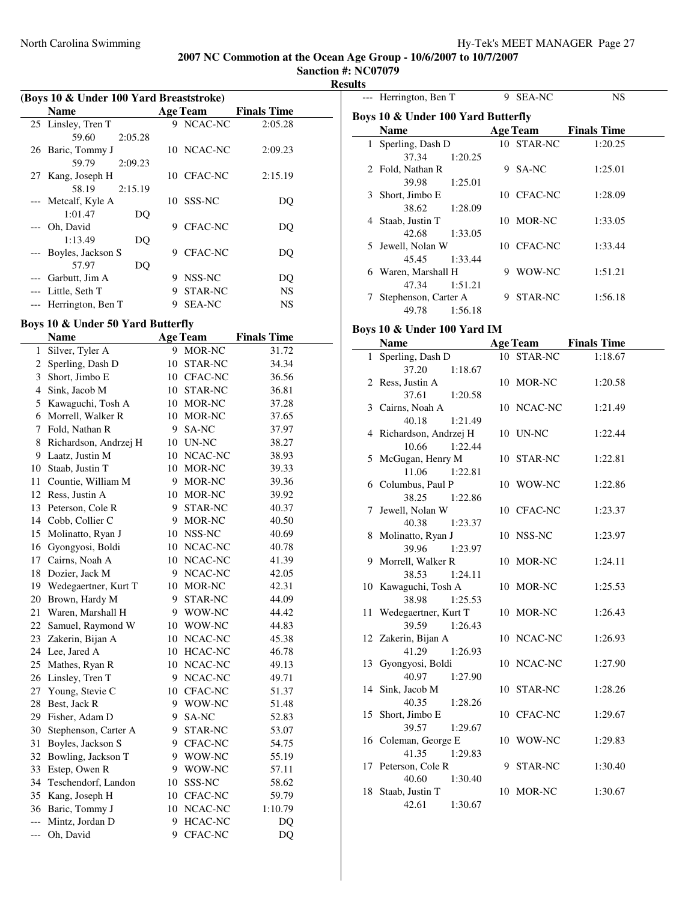## 2007 NC Commotion at the Ocean Age Group - 10/6/2007 to 10/7/2007

**Sanction #: NC07079**

**Results**

### (Boys 10 & Under 100 Yard Breaststroke)

| | Name | Age | Team | Finals Time |
|---|---|---|---|---|
| 25 | Linsley, Tren T | 9 | NCAC-NC | 2:05.28 |
| | 59.60 2:05.28 | | | |
| 26 | Baric, Tommy J | 10 | NCAC-NC | 2:09.23 |
| | 59.79 2:09.23 | | | |
| 27 | Kang, Joseph H | 10 | CFAC-NC | 2:15.19 |
| | 58.19 2:15.19 | | | |
| --- | Metcalf, Kyle A | 10 | SSS-NC | DQ |
| | 1:01.47 DQ | | | |
| --- | Oh, David | 9 | CFAC-NC | DQ |
| | 1:13.49 DQ | | | |
| --- | Boyles, Jackson S | 9 | CFAC-NC | DQ |
| | 57.97 DQ | | | |
| --- | Garbutt, Jim A | 9 | NSS-NC | DQ |
| --- | Little, Seth T | 9 | STAR-NC | NS |
| --- | Herrington, Ben T | 9 | SEA-NC | NS |

### Boys 10 & Under 50 Yard Butterfly

| | Name | Age | Team | Finals Time |
|---|---|---|---|---|
| 1 | Silver, Tyler A | 9 | MOR-NC | 31.72 |
| 2 | Sperling, Dash D | 10 | STAR-NC | 34.34 |
| 3 | Short, Jimbo E | 10 | CFAC-NC | 36.56 |
| 4 | Sink, Jacob M | 10 | STAR-NC | 36.81 |
| 5 | Kawaguchi, Tosh A | 10 | MOR-NC | 37.28 |
| 6 | Morrell, Walker R | 10 | MOR-NC | 37.65 |
| 7 | Fold, Nathan R | 9 | SA-NC | 37.97 |
| 8 | Richardson, Andrzej H | 10 | UN-NC | 38.27 |
| 9 | Laatz, Justin M | 10 | NCAC-NC | 38.93 |
| 10 | Staab, Justin T | 10 | MOR-NC | 39.33 |
| 11 | Countie, William M | 9 | MOR-NC | 39.36 |
| 12 | Ress, Justin A | 10 | MOR-NC | 39.92 |
| 13 | Peterson, Cole R | 9 | STAR-NC | 40.37 |
| 14 | Cobb, Collier C | 9 | MOR-NC | 40.50 |
| 15 | Molinatto, Ryan J | 10 | NSS-NC | 40.69 |
| 16 | Gyongyosi, Boldi | 10 | NCAC-NC | 40.78 |
| 17 | Cairns, Noah A | 10 | NCAC-NC | 41.39 |
| 18 | Dozier, Jack M | 9 | NCAC-NC | 42.05 |
| 19 | Wedegaertner, Kurt T | 10 | MOR-NC | 42.31 |
| 20 | Brown, Hardy M | 9 | STAR-NC | 44.09 |
| 21 | Waren, Marshall H | 9 | WOW-NC | 44.42 |
| 22 | Samuel, Raymond W | 10 | WOW-NC | 44.83 |
| 23 | Zakerin, Bijan A | 10 | NCAC-NC | 45.38 |
| 24 | Lee, Jared A | 10 | HCAC-NC | 46.78 |
| 25 | Mathes, Ryan R | 10 | NCAC-NC | 49.13 |
| 26 | Linsley, Tren T | 9 | NCAC-NC | 49.71 |
| 27 | Young, Stevie C | 10 | CFAC-NC | 51.37 |
| 28 | Best, Jack R | 9 | WOW-NC | 51.48 |
| 29 | Fisher, Adam D | 9 | SA-NC | 52.83 |
| 30 | Stephenson, Carter A | 9 | STAR-NC | 53.07 |
| 31 | Boyles, Jackson S | 9 | CFAC-NC | 54.75 |
| 32 | Bowling, Jackson T | 9 | WOW-NC | 55.19 |
| 33 | Estep, Owen R | 9 | WOW-NC | 57.11 |
| 34 | Teschendorf, Landon | 10 | SSS-NC | 58.62 |
| 35 | Kang, Joseph H | 10 | CFAC-NC | 59.79 |
| 36 | Baric, Tommy J | 10 | NCAC-NC | 1:10.79 |
| --- | Mintz, Jordan D | 9 | HCAC-NC | DQ |
| --- | Oh, David | 9 | CFAC-NC | DQ |
| --- | Herrington, Ben T | 9 | SEA-NC | NS |

### Boys 10 & Under 100 Yard Butterfly

| | Name | Age | Team | Finals Time |
|---|---|---|---|---|
| 1 | Sperling, Dash D | 10 | STAR-NC | 1:20.25 |
| | 37.34 1:20.25 | | | |
| 2 | Fold, Nathan R | 9 | SA-NC | 1:25.01 |
| | 39.98 1:25.01 | | | |
| 3 | Short, Jimbo E | 10 | CFAC-NC | 1:28.09 |
| | 38.62 1:28.09 | | | |
| 4 | Staab, Justin T | 10 | MOR-NC | 1:33.05 |
| | 42.68 1:33.05 | | | |
| 5 | Jewell, Nolan W | 10 | CFAC-NC | 1:33.44 |
| | 45.45 1:33.44 | | | |
| 6 | Waren, Marshall H | 9 | WOW-NC | 1:51.21 |
| | 47.34 1:51.21 | | | |
| 7 | Stephenson, Carter A | 9 | STAR-NC | 1:56.18 |
| | 49.78 1:56.18 | | | |

### Boys 10 & Under 100 Yard IM

| | Name | Age | Team | Finals Time |
|---|---|---|---|---|
| 1 | Sperling, Dash D | 10 | STAR-NC | 1:18.67 |
| | 37.20 1:18.67 | | | |
| 2 | Ress, Justin A | 10 | MOR-NC | 1:20.58 |
| | 37.61 1:20.58 | | | |
| 3 | Cairns, Noah A | 10 | NCAC-NC | 1:21.49 |
| | 40.18 1:21.49 | | | |
| 4 | Richardson, Andrzej H | 10 | UN-NC | 1:22.44 |
| | 10.66 1:22.44 | | | |
| 5 | McGugan, Henry M | 10 | STAR-NC | 1:22.81 |
| | 11.06 1:22.81 | | | |
| 6 | Columbus, Paul P | 10 | WOW-NC | 1:22.86 |
| | 38.25 1:22.86 | | | |
| 7 | Jewell, Nolan W | 10 | CFAC-NC | 1:23.37 |
| | 40.38 1:23.37 | | | |
| 8 | Molinatto, Ryan J | 10 | NSS-NC | 1:23.97 |
| | 39.96 1:23.97 | | | |
| 9 | Morrell, Walker R | 10 | MOR-NC | 1:24.11 |
| | 38.53 1:24.11 | | | |
| 10 | Kawaguchi, Tosh A | 10 | MOR-NC | 1:25.53 |
| | 38.98 1:25.53 | | | |
| 11 | Wedegaertner, Kurt T | 10 | MOR-NC | 1:26.43 |
| | 39.59 1:26.43 | | | |
| 12 | Zakerin, Bijan A | 10 | NCAC-NC | 1:26.93 |
| | 41.29 1:26.93 | | | |
| 13 | Gyongyosi, Boldi | 10 | NCAC-NC | 1:27.90 |
| | 40.97 1:27.90 | | | |
| 14 | Sink, Jacob M | 10 | STAR-NC | 1:28.26 |
| | 40.35 1:28.26 | | | |
| 15 | Short, Jimbo E | 10 | CFAC-NC | 1:29.67 |
| | 39.57 1:29.67 | | | |
| 16 | Coleman, George E | 10 | WOW-NC | 1:29.83 |
| | 41.35 1:29.83 | | | |
| 17 | Peterson, Cole R | 9 | STAR-NC | 1:30.40 |
| | 40.60 1:30.40 | | | |
| 18 | Staab, Justin T | 10 | MOR-NC | 1:30.67 |
| | 42.61 1:30.67 | | | |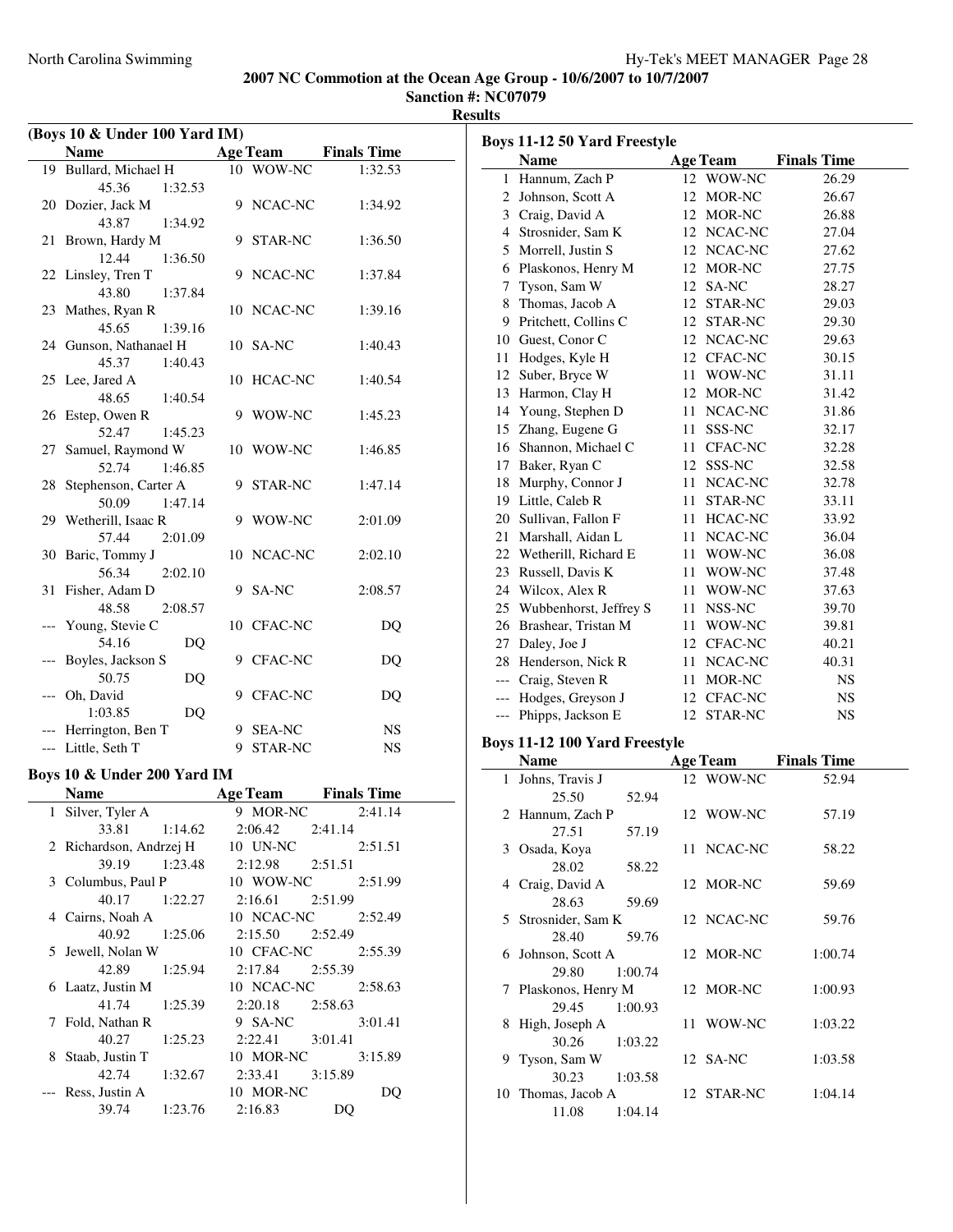**2007 NC Commotion at the Ocean Age Group - 10/6/2007 to 10/7/2007**
**Sanction #: NC07079**
**Results**

### (Boys 10 & Under 100 Yard IM)

| | Name | Age | Team | Finals Time |
|---|---|---|---|---|
| 19 | Bullard, Michael H | 10 | WOW-NC | 1:32.53 |
| | 45.36 1:32.53 | | | |
| 20 | Dozier, Jack M | 9 | NCAC-NC | 1:34.92 |
| | 43.87 1:34.92 | | | |
| 21 | Brown, Hardy M | 9 | STAR-NC | 1:36.50 |
| | 12.44 1:36.50 | | | |
| 22 | Linsley, Tren T | 9 | NCAC-NC | 1:37.84 |
| | 43.80 1:37.84 | | | |
| 23 | Mathes, Ryan R | 10 | NCAC-NC | 1:39.16 |
| | 45.65 1:39.16 | | | |
| 24 | Gunson, Nathanael H | 10 | SA-NC | 1:40.43 |
| | 45.37 1:40.43 | | | |
| 25 | Lee, Jared A | 10 | HCAC-NC | 1:40.54 |
| | 48.65 1:40.54 | | | |
| 26 | Estep, Owen R | 9 | WOW-NC | 1:45.23 |
| | 52.47 1:45.23 | | | |
| 27 | Samuel, Raymond W | 10 | WOW-NC | 1:46.85 |
| | 52.74 1:46.85 | | | |
| 28 | Stephenson, Carter A | 9 | STAR-NC | 1:47.14 |
| | 50.09 1:47.14 | | | |
| 29 | Wetherill, Isaac R | 9 | WOW-NC | 2:01.09 |
| | 57.44 2:01.09 | | | |
| 30 | Baric, Tommy J | 10 | NCAC-NC | 2:02.10 |
| | 56.34 2:02.10 | | | |
| 31 | Fisher, Adam D | 9 | SA-NC | 2:08.57 |
| | 48.58 2:08.57 | | | |
| --- | Young, Stevie C | 10 | CFAC-NC | DQ |
| | 54.16 DQ | | | |
| --- | Boyles, Jackson S | 9 | CFAC-NC | DQ |
| | 50.75 DQ | | | |
| --- | Oh, David | 9 | CFAC-NC | DQ |
| | 1:03.85 DQ | | | |
| --- | Herrington, Ben T | 9 | SEA-NC | NS |
| --- | Little, Seth T | 9 | STAR-NC | NS |

### Boys 10 & Under 200 Yard IM

| | Name | Age | Team | Finals Time |
|---|---|---|---|---|
| 1 | Silver, Tyler A | 9 | MOR-NC | 2:41.14 |
| | 33.81 1:14.62 2:06.42 2:41.14 | | | |
| 2 | Richardson, Andrzej H | 10 | UN-NC | 2:51.51 |
| | 39.19 1:23.48 2:12.98 2:51.51 | | | |
| 3 | Columbus, Paul P | 10 | WOW-NC | 2:51.99 |
| | 40.17 1:22.27 2:16.61 2:51.99 | | | |
| 4 | Cairns, Noah A | 10 | NCAC-NC | 2:52.49 |
| | 40.92 1:25.06 2:15.50 2:52.49 | | | |
| 5 | Jewell, Nolan W | 10 | CFAC-NC | 2:55.39 |
| | 42.89 1:25.94 2:17.84 2:55.39 | | | |
| 6 | Laatz, Justin M | 10 | NCAC-NC | 2:58.63 |
| | 41.74 1:25.39 2:20.18 2:58.63 | | | |
| 7 | Fold, Nathan R | 9 | SA-NC | 3:01.41 |
| | 40.27 1:25.23 2:22.41 3:01.41 | | | |
| 8 | Staab, Justin T | 10 | MOR-NC | 3:15.89 |
| | 42.74 1:32.67 2:33.41 3:15.89 | | | |
| --- | Ress, Justin A | 10 | MOR-NC | DQ |
| | 39.74 1:23.76 2:16.83 DQ | | | |

### Boys 11-12 50 Yard Freestyle

| | Name | Age | Team | Finals Time |
|---|---|---|---|---|
| 1 | Hannum, Zach P | 12 | WOW-NC | 26.29 |
| 2 | Johnson, Scott A | 12 | MOR-NC | 26.67 |
| 3 | Craig, David A | 12 | MOR-NC | 26.88 |
| 4 | Strosnider, Sam K | 12 | NCAC-NC | 27.04 |
| 5 | Morrell, Justin S | 12 | NCAC-NC | 27.62 |
| 6 | Plaskonos, Henry M | 12 | MOR-NC | 27.75 |
| 7 | Tyson, Sam W | 12 | SA-NC | 28.27 |
| 8 | Thomas, Jacob A | 12 | STAR-NC | 29.03 |
| 9 | Pritchett, Collins C | 12 | STAR-NC | 29.30 |
| 10 | Guest, Conor C | 12 | NCAC-NC | 29.63 |
| 11 | Hodges, Kyle H | 12 | CFAC-NC | 30.15 |
| 12 | Suber, Bryce W | 11 | WOW-NC | 31.11 |
| 13 | Harmon, Clay H | 12 | MOR-NC | 31.42 |
| 14 | Young, Stephen D | 11 | NCAC-NC | 31.86 |
| 15 | Zhang, Eugene G | 11 | SSS-NC | 32.17 |
| 16 | Shannon, Michael C | 11 | CFAC-NC | 32.28 |
| 17 | Baker, Ryan C | 12 | SSS-NC | 32.58 |
| 18 | Murphy, Connor J | 11 | NCAC-NC | 32.78 |
| 19 | Little, Caleb R | 11 | STAR-NC | 33.11 |
| 20 | Sullivan, Fallon F | 11 | HCAC-NC | 33.92 |
| 21 | Marshall, Aidan L | 11 | NCAC-NC | 36.04 |
| 22 | Wetherill, Richard E | 11 | WOW-NC | 36.08 |
| 23 | Russell, Davis K | 11 | WOW-NC | 37.48 |
| 24 | Wilcox, Alex R | 11 | WOW-NC | 37.63 |
| 25 | Wubbenhorst, Jeffrey S | 11 | NSS-NC | 39.70 |
| 26 | Brashear, Tristan M | 11 | WOW-NC | 39.81 |
| 27 | Daley, Joe J | 12 | CFAC-NC | 40.21 |
| 28 | Henderson, Nick R | 11 | NCAC-NC | 40.31 |
| --- | Craig, Steven R | 11 | MOR-NC | NS |
| --- | Hodges, Greyson J | 12 | CFAC-NC | NS |
| --- | Phipps, Jackson E | 12 | STAR-NC | NS |

### Boys 11-12 100 Yard Freestyle

| | Name | Age | Team | Finals Time |
|---|---|---|---|---|
| 1 | Johns, Travis J | 12 | WOW-NC | 52.94 |
| | 25.50 52.94 | | | |
| 2 | Hannum, Zach P | 12 | WOW-NC | 57.19 |
| | 27.51 57.19 | | | |
| 3 | Osada, Koya | 11 | NCAC-NC | 58.22 |
| | 28.02 58.22 | | | |
| 4 | Craig, David A | 12 | MOR-NC | 59.69 |
| | 28.63 59.69 | | | |
| 5 | Strosnider, Sam K | 12 | NCAC-NC | 59.76 |
| | 28.40 59.76 | | | |
| 6 | Johnson, Scott A | 12 | MOR-NC | 1:00.74 |
| | 29.80 1:00.74 | | | |
| 7 | Plaskonos, Henry M | 12 | MOR-NC | 1:00.93 |
| | 29.45 1:00.93 | | | |
| 8 | High, Joseph A | 11 | WOW-NC | 1:03.22 |
| | 30.26 1:03.22 | | | |
| 9 | Tyson, Sam W | 12 | SA-NC | 1:03.58 |
| | 30.23 1:03.58 | | | |
| 10 | Thomas, Jacob A | 12 | STAR-NC | 1:04.14 |
| | 11.08 1:04.14 | | | |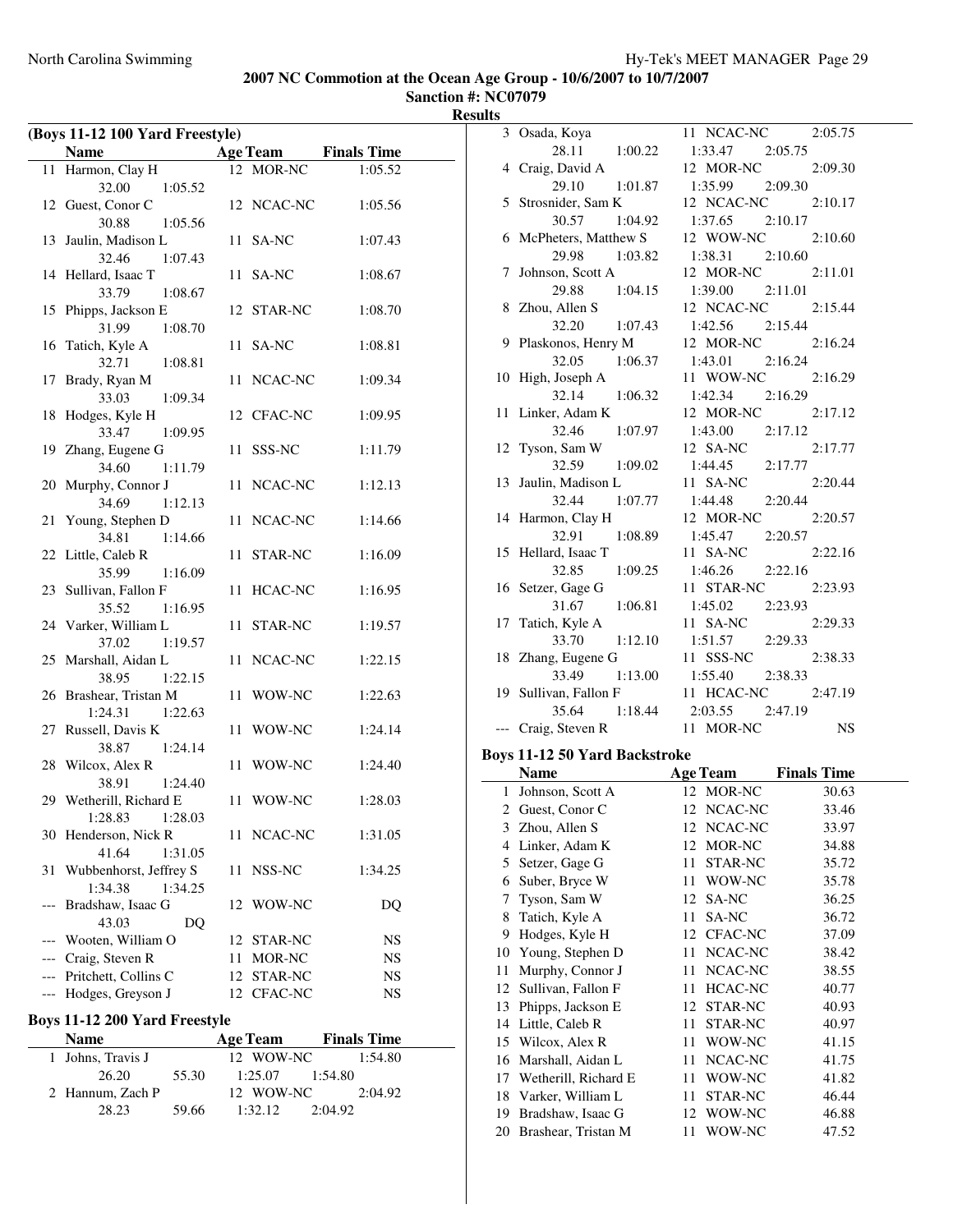**2007 NC Commotion at the Ocean Age Group - 10/6/2007 to 10/7/2007**

**Sanction #: NC07079**

**Results**

### (Boys 11-12 100 Yard Freestyle)

| | Name | Age | Team | Finals Time |
|---|---|---|---|---|
| 11 | Harmon, Clay H | 12 | MOR-NC | 1:05.52 |
| | 32.00 1:05.52 | | | |
| 12 | Guest, Conor C | 12 | NCAC-NC | 1:05.56 |
| | 30.88 1:05.56 | | | |
| 13 | Jaulin, Madison L | 11 | SA-NC | 1:07.43 |
| | 32.46 1:07.43 | | | |
| 14 | Hellard, Isaac T | 11 | SA-NC | 1:08.67 |
| | 33.79 1:08.67 | | | |
| 15 | Phipps, Jackson E | 12 | STAR-NC | 1:08.70 |
| | 31.99 1:08.70 | | | |
| 16 | Tatich, Kyle A | 11 | SA-NC | 1:08.81 |
| | 32.71 1:08.81 | | | |
| 17 | Brady, Ryan M | 11 | NCAC-NC | 1:09.34 |
| | 33.03 1:09.34 | | | |
| 18 | Hodges, Kyle H | 12 | CFAC-NC | 1:09.95 |
| | 33.47 1:09.95 | | | |
| 19 | Zhang, Eugene G | 11 | SSS-NC | 1:11.79 |
| | 34.60 1:11.79 | | | |
| 20 | Murphy, Connor J | 11 | NCAC-NC | 1:12.13 |
| | 34.69 1:12.13 | | | |
| 21 | Young, Stephen D | 11 | NCAC-NC | 1:14.66 |
| | 34.81 1:14.66 | | | |
| 22 | Little, Caleb R | 11 | STAR-NC | 1:16.09 |
| | 35.99 1:16.09 | | | |
| 23 | Sullivan, Fallon F | 11 | HCAC-NC | 1:16.95 |
| | 35.52 1:16.95 | | | |
| 24 | Varker, William L | 11 | STAR-NC | 1:19.57 |
| | 37.02 1:19.57 | | | |
| 25 | Marshall, Aidan L | 11 | NCAC-NC | 1:22.15 |
| | 38.95 1:22.15 | | | |
| 26 | Brashear, Tristan M | 11 | WOW-NC | 1:22.63 |
| | 1:24.31 1:22.63 | | | |
| 27 | Russell, Davis K | 11 | WOW-NC | 1:24.14 |
| | 38.87 1:24.14 | | | |
| 28 | Wilcox, Alex R | 11 | WOW-NC | 1:24.40 |
| | 38.91 1:24.40 | | | |
| 29 | Wetherill, Richard E | 11 | WOW-NC | 1:28.03 |
| | 1:28.83 1:28.03 | | | |
| 30 | Henderson, Nick R | 11 | NCAC-NC | 1:31.05 |
| | 41.64 1:31.05 | | | |
| 31 | Wubbenhorst, Jeffrey S | 11 | NSS-NC | 1:34.25 |
| | 1:34.38 1:34.25 | | | |
| --- | Bradshaw, Isaac G | 12 | WOW-NC | DQ |
| | 43.03 DQ | | | |
| --- | Wooten, William O | 12 | STAR-NC | NS |
| --- | Craig, Steven R | 11 | MOR-NC | NS |
| --- | Pritchett, Collins C | 12 | STAR-NC | NS |
| --- | Hodges, Greyson J | 12 | CFAC-NC | NS |

### Boys 11-12 200 Yard Freestyle

| | Name | Age | Team | Finals Time |
|---|---|---|---|---|
| 1 | Johns, Travis J | 12 | WOW-NC | 1:54.80 |
| | 26.20 55.30 1:25.07 1:54.80 | | | |
| 2 | Hannum, Zach P | 12 | WOW-NC | 2:04.92 |
| | 28.23 59.66 1:32.12 2:04.92 | | | |
| 3 | Osada, Koya | 11 | NCAC-NC | 2:05.75 |
| | 28.11 1:00.22 1:33.47 2:05.75 | | | |
| 4 | Craig, David A | 12 | MOR-NC | 2:09.30 |
| | 29.10 1:01.87 1:35.99 2:09.30 | | | |
| 5 | Strosnider, Sam K | 12 | NCAC-NC | 2:10.17 |
| | 30.57 1:04.92 1:37.65 2:10.17 | | | |
| 6 | McPheters, Matthew S | 12 | WOW-NC | 2:10.60 |
| | 29.98 1:03.82 1:38.31 2:10.60 | | | |
| 7 | Johnson, Scott A | 12 | MOR-NC | 2:11.01 |
| | 29.88 1:04.15 1:39.00 2:11.01 | | | |
| 8 | Zhou, Allen S | 12 | NCAC-NC | 2:15.44 |
| | 32.20 1:07.43 1:42.56 2:15.44 | | | |
| 9 | Plaskonos, Henry M | 12 | MOR-NC | 2:16.24 |
| | 32.05 1:06.37 1:43.01 2:16.24 | | | |
| 10 | High, Joseph A | 11 | WOW-NC | 2:16.29 |
| | 32.14 1:06.32 1:42.34 2:16.29 | | | |
| 11 | Linker, Adam K | 12 | MOR-NC | 2:17.12 |
| | 32.46 1:07.97 1:43.00 2:17.12 | | | |
| 12 | Tyson, Sam W | 12 | SA-NC | 2:17.77 |
| | 32.59 1:09.02 1:44.45 2:17.77 | | | |
| 13 | Jaulin, Madison L | 11 | SA-NC | 2:20.44 |
| | 32.44 1:07.77 1:44.48 2:20.44 | | | |
| 14 | Harmon, Clay H | 12 | MOR-NC | 2:20.57 |
| | 32.91 1:08.89 1:45.47 2:20.57 | | | |
| 15 | Hellard, Isaac T | 11 | SA-NC | 2:22.16 |
| | 32.85 1:09.25 1:46.26 2:22.16 | | | |
| 16 | Setzer, Gage G | 11 | STAR-NC | 2:23.93 |
| | 31.67 1:06.81 1:45.02 2:23.93 | | | |
| 17 | Tatich, Kyle A | 11 | SA-NC | 2:29.33 |
| | 33.70 1:12.10 1:51.57 2:29.33 | | | |
| 18 | Zhang, Eugene G | 11 | SSS-NC | 2:38.33 |
| | 33.49 1:13.00 1:55.40 2:38.33 | | | |
| 19 | Sullivan, Fallon F | 11 | HCAC-NC | 2:47.19 |
| | 35.64 1:18.44 2:03.55 2:47.19 | | | |
| --- | Craig, Steven R | 11 | MOR-NC | NS |

### Boys 11-12 50 Yard Backstroke

| | Name | Age | Team | Finals Time |
|---|---|---|---|---|
| 1 | Johnson, Scott A | 12 | MOR-NC | 30.63 |
| 2 | Guest, Conor C | 12 | NCAC-NC | 33.46 |
| 3 | Zhou, Allen S | 12 | NCAC-NC | 33.97 |
| 4 | Linker, Adam K | 12 | MOR-NC | 34.88 |
| 5 | Setzer, Gage G | 11 | STAR-NC | 35.72 |
| 6 | Suber, Bryce W | 11 | WOW-NC | 35.78 |
| 7 | Tyson, Sam W | 12 | SA-NC | 36.25 |
| 8 | Tatich, Kyle A | 11 | SA-NC | 36.72 |
| 9 | Hodges, Kyle H | 12 | CFAC-NC | 37.09 |
| 10 | Young, Stephen D | 11 | NCAC-NC | 38.42 |
| 11 | Murphy, Connor J | 11 | NCAC-NC | 38.55 |
| 12 | Sullivan, Fallon F | 11 | HCAC-NC | 40.77 |
| 13 | Phipps, Jackson E | 12 | STAR-NC | 40.93 |
| 14 | Little, Caleb R | 11 | STAR-NC | 40.97 |
| 15 | Wilcox, Alex R | 11 | WOW-NC | 41.15 |
| 16 | Marshall, Aidan L | 11 | NCAC-NC | 41.75 |
| 17 | Wetherill, Richard E | 11 | WOW-NC | 41.82 |
| 18 | Varker, William L | 11 | STAR-NC | 46.44 |
| 19 | Bradshaw, Isaac G | 12 | WOW-NC | 46.88 |
| 20 | Brashear, Tristan M | 11 | WOW-NC | 47.52 |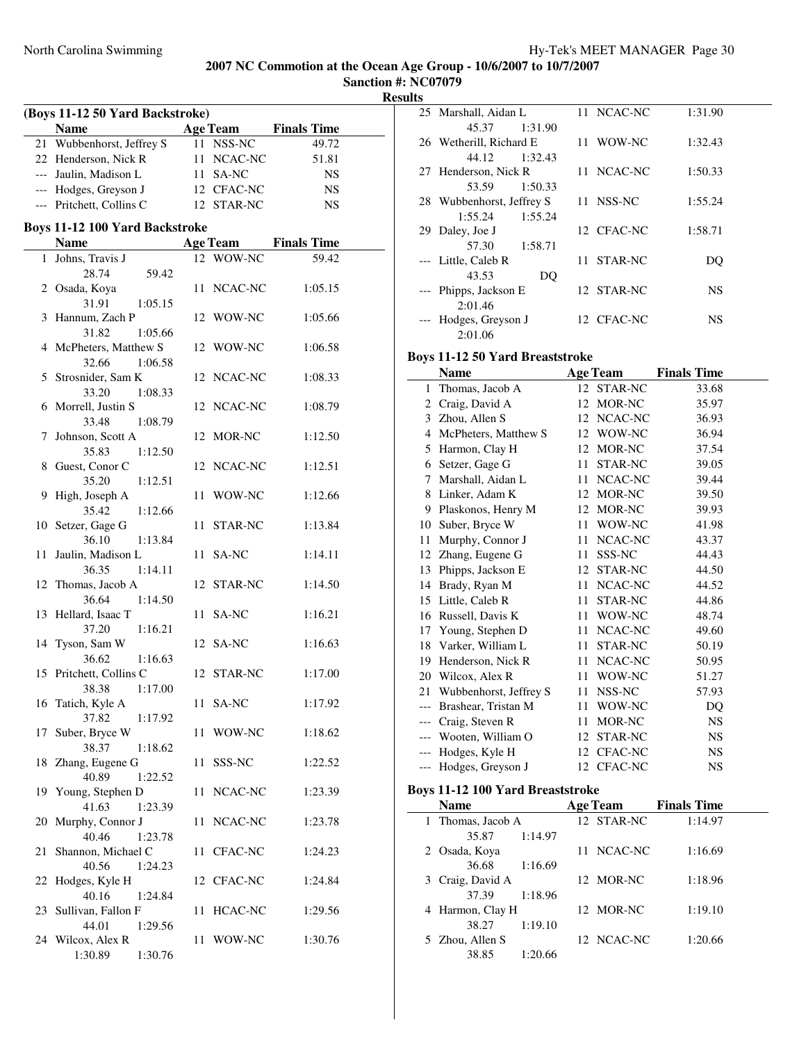**2007 NC Commotion at the Ocean Age Group - 10/6/2007 to 10/7/2007**

**Sanction #: NC07079**

**Results**

### (Boys 11-12 50 Yard Backstroke)

| | Name | Age | Team | Finals Time |
|---|---|---|---|---|
| 21 | Wubbenhorst, Jeffrey S | 11 | NSS-NC | 49.72 |
| 22 | Henderson, Nick R | 11 | NCAC-NC | 51.81 |
| --- | Jaulin, Madison L | 11 | SA-NC | NS |
| --- | Hodges, Greyson J | 12 | CFAC-NC | NS |
| --- | Pritchett, Collins C | 12 | STAR-NC | NS |

### Boys 11-12 100 Yard Backstroke

| | Name | Age | Team | Finals Time | Splits |
|---|---|---|---|---|---|
| 1 | Johns, Travis J | 12 | WOW-NC | 59.42 | 28.74 59.42 |
| 2 | Osada, Koya | 11 | NCAC-NC | 1:05.15 | 31.91 1:05.15 |
| 3 | Hannum, Zach P | 12 | WOW-NC | 1:05.66 | 31.82 1:05.66 |
| 4 | McPheters, Matthew S | 12 | WOW-NC | 1:06.58 | 32.66 1:06.58 |
| 5 | Strosnider, Sam K | 12 | NCAC-NC | 1:08.33 | 33.20 1:08.33 |
| 6 | Morrell, Justin S | 12 | NCAC-NC | 1:08.79 | 33.48 1:08.79 |
| 7 | Johnson, Scott A | 12 | MOR-NC | 1:12.50 | 35.83 1:12.50 |
| 8 | Guest, Conor C | 12 | NCAC-NC | 1:12.51 | 35.20 1:12.51 |
| 9 | High, Joseph A | 11 | WOW-NC | 1:12.66 | 35.42 1:12.66 |
| 10 | Setzer, Gage G | 11 | STAR-NC | 1:13.84 | 36.10 1:13.84 |
| 11 | Jaulin, Madison L | 11 | SA-NC | 1:14.11 | 36.35 1:14.11 |
| 12 | Thomas, Jacob A | 12 | STAR-NC | 1:14.50 | 36.64 1:14.50 |
| 13 | Hellard, Isaac T | 11 | SA-NC | 1:16.21 | 37.20 1:16.21 |
| 14 | Tyson, Sam W | 12 | SA-NC | 1:16.63 | 36.62 1:16.63 |
| 15 | Pritchett, Collins C | 12 | STAR-NC | 1:17.00 | 38.38 1:17.00 |
| 16 | Tatich, Kyle A | 11 | SA-NC | 1:17.92 | 37.82 1:17.92 |
| 17 | Suber, Bryce W | 11 | WOW-NC | 1:18.62 | 38.37 1:18.62 |
| 18 | Zhang, Eugene G | 11 | SSS-NC | 1:22.52 | 40.89 1:22.52 |
| 19 | Young, Stephen D | 11 | NCAC-NC | 1:23.39 | 41.63 1:23.39 |
| 20 | Murphy, Connor J | 11 | NCAC-NC | 1:23.78 | 40.46 1:23.78 |
| 21 | Shannon, Michael C | 11 | CFAC-NC | 1:24.23 | 40.56 1:24.23 |
| 22 | Hodges, Kyle H | 12 | CFAC-NC | 1:24.84 | 40.16 1:24.84 |
| 23 | Sullivan, Fallon F | 11 | HCAC-NC | 1:29.56 | 44.01 1:29.56 |
| 24 | Wilcox, Alex R | 11 | WOW-NC | 1:30.76 | 1:30.89 1:30.76 |
| 25 | Marshall, Aidan L | 11 | NCAC-NC | 1:31.90 | 45.37 1:31.90 |
| 26 | Wetherill, Richard E | 11 | WOW-NC | 1:32.43 | 44.12 1:32.43 |
| 27 | Henderson, Nick R | 11 | NCAC-NC | 1:50.33 | 53.59 1:50.33 |
| 28 | Wubbenhorst, Jeffrey S | 11 | NSS-NC | 1:55.24 | 1:55.24 1:55.24 |
| 29 | Daley, Joe J | 12 | CFAC-NC | 1:58.71 | 57.30 1:58.71 |
| --- | Little, Caleb R | 11 | STAR-NC | DQ | 43.53 DQ |
| --- | Phipps, Jackson E | 12 | STAR-NC | NS | 2:01.46 |
| --- | Hodges, Greyson J | 12 | CFAC-NC | NS | 2:01.06 |

### Boys 11-12 50 Yard Breaststroke

| | Name | Age | Team | Finals Time |
|---|---|---|---|---|
| 1 | Thomas, Jacob A | 12 | STAR-NC | 33.68 |
| 2 | Craig, David A | 12 | MOR-NC | 35.97 |
| 3 | Zhou, Allen S | 12 | NCAC-NC | 36.93 |
| 4 | McPheters, Matthew S | 12 | WOW-NC | 36.94 |
| 5 | Harmon, Clay H | 12 | MOR-NC | 37.54 |
| 6 | Setzer, Gage G | 11 | STAR-NC | 39.05 |
| 7 | Marshall, Aidan L | 11 | NCAC-NC | 39.44 |
| 8 | Linker, Adam K | 12 | MOR-NC | 39.50 |
| 9 | Plaskonos, Henry M | 12 | MOR-NC | 39.93 |
| 10 | Suber, Bryce W | 11 | WOW-NC | 41.98 |
| 11 | Murphy, Connor J | 11 | NCAC-NC | 43.37 |
| 12 | Zhang, Eugene G | 11 | SSS-NC | 44.43 |
| 13 | Phipps, Jackson E | 12 | STAR-NC | 44.50 |
| 14 | Brady, Ryan M | 11 | NCAC-NC | 44.52 |
| 15 | Little, Caleb R | 11 | STAR-NC | 44.86 |
| 16 | Russell, Davis K | 11 | WOW-NC | 48.74 |
| 17 | Young, Stephen D | 11 | NCAC-NC | 49.60 |
| 18 | Varker, William L | 11 | STAR-NC | 50.19 |
| 19 | Henderson, Nick R | 11 | NCAC-NC | 50.95 |
| 20 | Wilcox, Alex R | 11 | WOW-NC | 51.27 |
| 21 | Wubbenhorst, Jeffrey S | 11 | NSS-NC | 57.93 |
| --- | Brashear, Tristan M | 11 | WOW-NC | DQ |
| --- | Craig, Steven R | 11 | MOR-NC | NS |
| --- | Wooten, William O | 12 | STAR-NC | NS |
| --- | Hodges, Kyle H | 12 | CFAC-NC | NS |
| --- | Hodges, Greyson J | 12 | CFAC-NC | NS |

### Boys 11-12 100 Yard Breaststroke

| | Name | Age | Team | Finals Time | Splits |
|---|---|---|---|---|---|
| 1 | Thomas, Jacob A | 12 | STAR-NC | 1:14.97 | 35.87 1:14.97 |
| 2 | Osada, Koya | 11 | NCAC-NC | 1:16.69 | 36.68 1:16.69 |
| 3 | Craig, David A | 12 | MOR-NC | 1:18.96 | 37.39 1:18.96 |
| 4 | Harmon, Clay H | 12 | MOR-NC | 1:19.10 | 38.27 1:19.10 |
| 5 | Zhou, Allen S | 12 | NCAC-NC | 1:20.66 | 38.85 1:20.66 |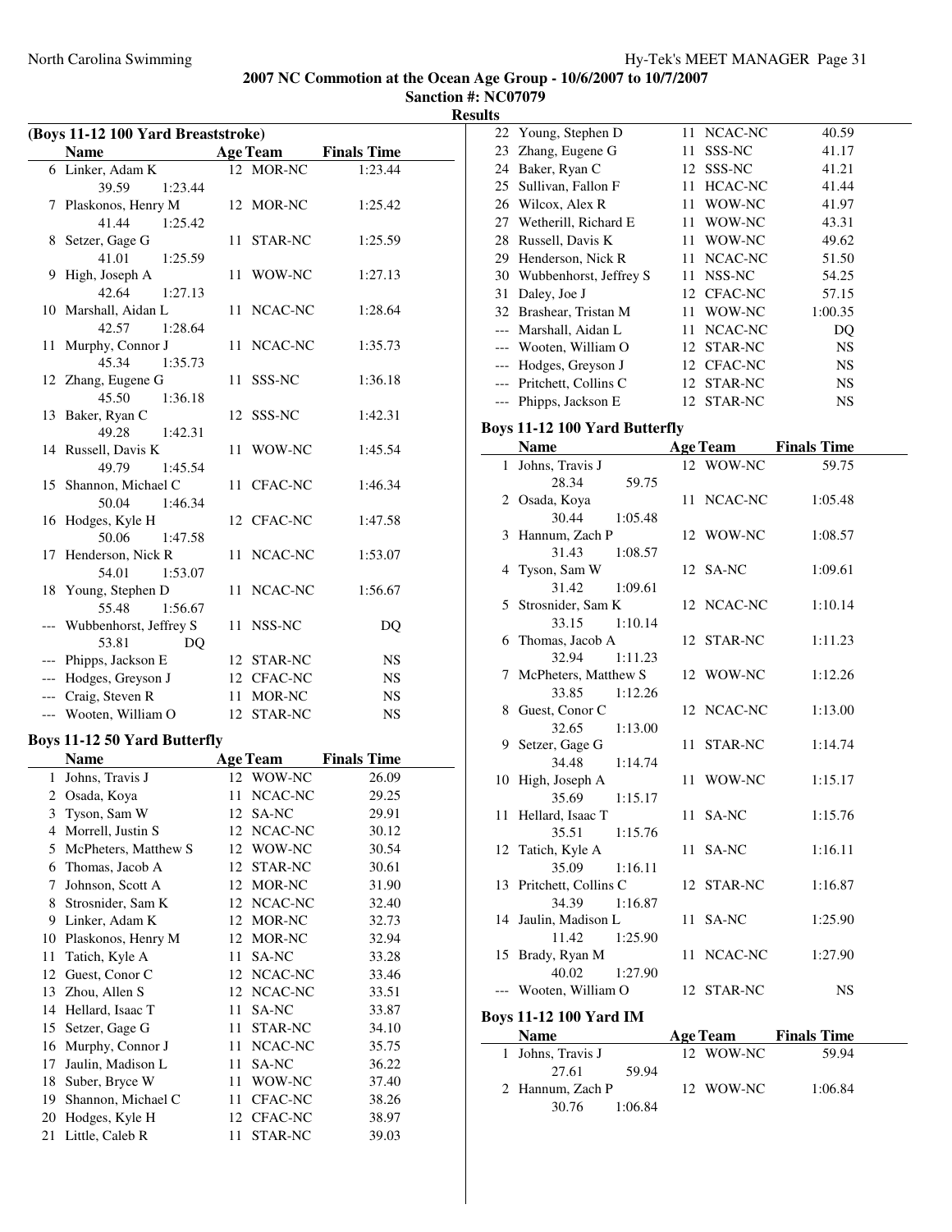**2007 NC Commotion at the Ocean Age Group - 10/6/2007 to 10/7/2007**
**Sanction #: NC07079**
**Results**

### (Boys 11-12 100 Yard Breaststroke)

| | Name | Age | Team | Finals Time |
|---|---|---|---|---|
| 6 | Linker, Adam K | 12 | MOR-NC | 1:23.44 |
| | 39.59 1:23.44 | | | |
| 7 | Plaskonos, Henry M | 12 | MOR-NC | 1:25.42 |
| | 41.44 1:25.42 | | | |
| 8 | Setzer, Gage G | 11 | STAR-NC | 1:25.59 |
| | 41.01 1:25.59 | | | |
| 9 | High, Joseph A | 11 | WOW-NC | 1:27.13 |
| | 42.64 1:27.13 | | | |
| 10 | Marshall, Aidan L | 11 | NCAC-NC | 1:28.64 |
| | 42.57 1:28.64 | | | |
| 11 | Murphy, Connor J | 11 | NCAC-NC | 1:35.73 |
| | 45.34 1:35.73 | | | |
| 12 | Zhang, Eugene G | 11 | SSS-NC | 1:36.18 |
| | 45.50 1:36.18 | | | |
| 13 | Baker, Ryan C | 12 | SSS-NC | 1:42.31 |
| | 49.28 1:42.31 | | | |
| 14 | Russell, Davis K | 11 | WOW-NC | 1:45.54 |
| | 49.79 1:45.54 | | | |
| 15 | Shannon, Michael C | 11 | CFAC-NC | 1:46.34 |
| | 50.04 1:46.34 | | | |
| 16 | Hodges, Kyle H | 12 | CFAC-NC | 1:47.58 |
| | 50.06 1:47.58 | | | |
| 17 | Henderson, Nick R | 11 | NCAC-NC | 1:53.07 |
| | 54.01 1:53.07 | | | |
| 18 | Young, Stephen D | 11 | NCAC-NC | 1:56.67 |
| | 55.48 1:56.67 | | | |
| --- | Wubbenhorst, Jeffrey S | 11 | NSS-NC | DQ |
| | 53.81 DQ | | | |
| --- | Phipps, Jackson E | 12 | STAR-NC | NS |
| --- | Hodges, Greyson J | 12 | CFAC-NC | NS |
| --- | Craig, Steven R | 11 | MOR-NC | NS |
| --- | Wooten, William O | 12 | STAR-NC | NS |

### Boys 11-12 50 Yard Butterfly

| | Name | Age | Team | Finals Time |
|---|---|---|---|---|
| 1 | Johns, Travis J | 12 | WOW-NC | 26.09 |
| 2 | Osada, Koya | 11 | NCAC-NC | 29.25 |
| 3 | Tyson, Sam W | 12 | SA-NC | 29.91 |
| 4 | Morrell, Justin S | 12 | NCAC-NC | 30.12 |
| 5 | McPheters, Matthew S | 12 | WOW-NC | 30.54 |
| 6 | Thomas, Jacob A | 12 | STAR-NC | 30.61 |
| 7 | Johnson, Scott A | 12 | MOR-NC | 31.90 |
| 8 | Strosnider, Sam K | 12 | NCAC-NC | 32.40 |
| 9 | Linker, Adam K | 12 | MOR-NC | 32.73 |
| 10 | Plaskonos, Henry M | 12 | MOR-NC | 32.94 |
| 11 | Tatich, Kyle A | 11 | SA-NC | 33.28 |
| 12 | Guest, Conor C | 12 | NCAC-NC | 33.46 |
| 13 | Zhou, Allen S | 12 | NCAC-NC | 33.51 |
| 14 | Hellard, Isaac T | 11 | SA-NC | 33.87 |
| 15 | Setzer, Gage G | 11 | STAR-NC | 34.10 |
| 16 | Murphy, Connor J | 11 | NCAC-NC | 35.75 |
| 17 | Jaulin, Madison L | 11 | SA-NC | 36.22 |
| 18 | Suber, Bryce W | 11 | WOW-NC | 37.40 |
| 19 | Shannon, Michael C | 11 | CFAC-NC | 38.26 |
| 20 | Hodges, Kyle H | 12 | CFAC-NC | 38.97 |
| 21 | Little, Caleb R | 11 | STAR-NC | 39.03 |
| 22 | Young, Stephen D | 11 | NCAC-NC | 40.59 |
| 23 | Zhang, Eugene G | 11 | SSS-NC | 41.17 |
| 24 | Baker, Ryan C | 12 | SSS-NC | 41.21 |
| 25 | Sullivan, Fallon F | 11 | HCAC-NC | 41.44 |
| 26 | Wilcox, Alex R | 11 | WOW-NC | 41.97 |
| 27 | Wetherill, Richard E | 11 | WOW-NC | 43.31 |
| 28 | Russell, Davis K | 11 | WOW-NC | 49.62 |
| 29 | Henderson, Nick R | 11 | NCAC-NC | 51.50 |
| 30 | Wubbenhorst, Jeffrey S | 11 | NSS-NC | 54.25 |
| 31 | Daley, Joe J | 12 | CFAC-NC | 57.15 |
| 32 | Brashear, Tristan M | 11 | WOW-NC | 1:00.35 |
| --- | Marshall, Aidan L | 11 | NCAC-NC | DQ |
| --- | Wooten, William O | 12 | STAR-NC | NS |
| --- | Hodges, Greyson J | 12 | CFAC-NC | NS |
| --- | Pritchett, Collins C | 12 | STAR-NC | NS |
| --- | Phipps, Jackson E | 12 | STAR-NC | NS |

### Boys 11-12 100 Yard Butterfly

| | Name | Age | Team | Finals Time |
|---|---|---|---|---|
| 1 | Johns, Travis J | 12 | WOW-NC | 59.75 |
| | 28.34 59.75 | | | |
| 2 | Osada, Koya | 11 | NCAC-NC | 1:05.48 |
| | 30.44 1:05.48 | | | |
| 3 | Hannum, Zach P | 12 | WOW-NC | 1:08.57 |
| | 31.43 1:08.57 | | | |
| 4 | Tyson, Sam W | 12 | SA-NC | 1:09.61 |
| | 31.42 1:09.61 | | | |
| 5 | Strosnider, Sam K | 12 | NCAC-NC | 1:10.14 |
| | 33.15 1:10.14 | | | |
| 6 | Thomas, Jacob A | 12 | STAR-NC | 1:11.23 |
| | 32.94 1:11.23 | | | |
| 7 | McPheters, Matthew S | 12 | WOW-NC | 1:12.26 |
| | 33.85 1:12.26 | | | |
| 8 | Guest, Conor C | 12 | NCAC-NC | 1:13.00 |
| | 32.65 1:13.00 | | | |
| 9 | Setzer, Gage G | 11 | STAR-NC | 1:14.74 |
| | 34.48 1:14.74 | | | |
| 10 | High, Joseph A | 11 | WOW-NC | 1:15.17 |
| | 35.69 1:15.17 | | | |
| 11 | Hellard, Isaac T | 11 | SA-NC | 1:15.76 |
| | 35.51 1:15.76 | | | |
| 12 | Tatich, Kyle A | 11 | SA-NC | 1:16.11 |
| | 35.09 1:16.11 | | | |
| 13 | Pritchett, Collins C | 12 | STAR-NC | 1:16.87 |
| | 34.39 1:16.87 | | | |
| 14 | Jaulin, Madison L | 11 | SA-NC | 1:25.90 |
| | 11.42 1:25.90 | | | |
| 15 | Brady, Ryan M | 11 | NCAC-NC | 1:27.90 |
| | 40.02 1:27.90 | | | |
| --- | Wooten, William O | 12 | STAR-NC | NS |

### Boys 11-12 100 Yard IM

| | Name | Age | Team | Finals Time |
|---|---|---|---|---|
| 1 | Johns, Travis J | 12 | WOW-NC | 59.94 |
| | 27.61 59.94 | | | |
| 2 | Hannum, Zach P | 12 | WOW-NC | 1:06.84 |
| | 30.76 1:06.84 | | | |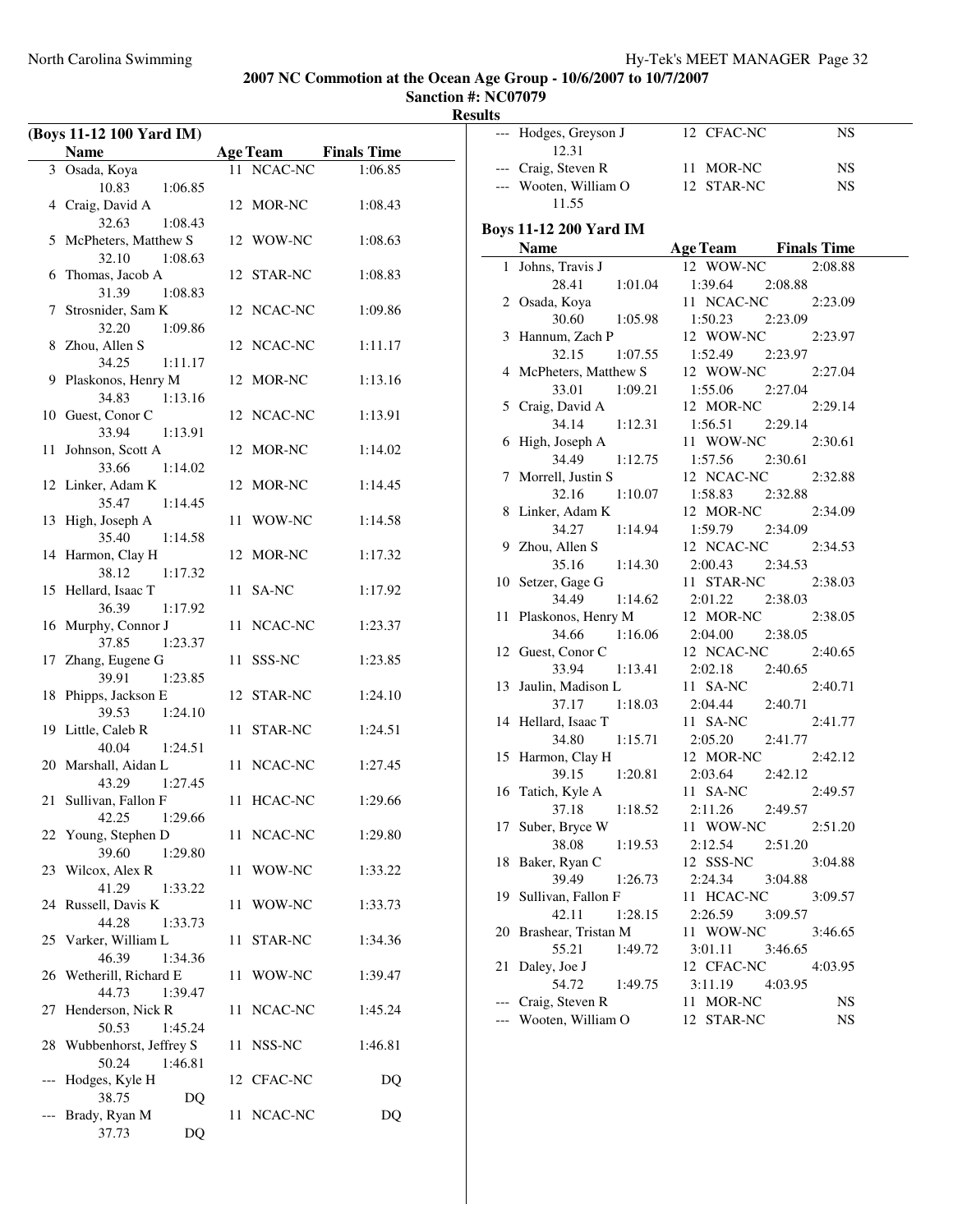**2007 NC Commotion at the Ocean Age Group - 10/6/2007 to 10/7/2007**

**Sanction #: NC07079**

**Results**

## (Boys 11-12 100 Yard IM)

| | Name | Age | Team | Finals Time |
|---|---|---|---|---|
| 3 | Osada, Koya | 11 | NCAC-NC | 1:06.85 |
| | 10.83 1:06.85 | | | |
| 4 | Craig, David A | 12 | MOR-NC | 1:08.43 |
| | 32.63 1:08.43 | | | |
| 5 | McPheters, Matthew S | 12 | WOW-NC | 1:08.63 |
| | 32.10 1:08.63 | | | |
| 6 | Thomas, Jacob A | 12 | STAR-NC | 1:08.83 |
| | 31.39 1:08.83 | | | |
| 7 | Strosnider, Sam K | 12 | NCAC-NC | 1:09.86 |
| | 32.20 1:09.86 | | | |
| 8 | Zhou, Allen S | 12 | NCAC-NC | 1:11.17 |
| | 34.25 1:11.17 | | | |
| 9 | Plaskonos, Henry M | 12 | MOR-NC | 1:13.16 |
| | 34.83 1:13.16 | | | |
| 10 | Guest, Conor C | 12 | NCAC-NC | 1:13.91 |
| | 33.94 1:13.91 | | | |
| 11 | Johnson, Scott A | 12 | MOR-NC | 1:14.02 |
| | 33.66 1:14.02 | | | |
| 12 | Linker, Adam K | 12 | MOR-NC | 1:14.45 |
| | 35.47 1:14.45 | | | |
| 13 | High, Joseph A | 11 | WOW-NC | 1:14.58 |
| | 35.40 1:14.58 | | | |
| 14 | Harmon, Clay H | 12 | MOR-NC | 1:17.32 |
| | 38.12 1:17.32 | | | |
| 15 | Hellard, Isaac T | 11 | SA-NC | 1:17.92 |
| | 36.39 1:17.92 | | | |
| 16 | Murphy, Connor J | 11 | NCAC-NC | 1:23.37 |
| | 37.85 1:23.37 | | | |
| 17 | Zhang, Eugene G | 11 | SSS-NC | 1:23.85 |
| | 39.91 1:23.85 | | | |
| 18 | Phipps, Jackson E | 12 | STAR-NC | 1:24.10 |
| | 39.53 1:24.10 | | | |
| 19 | Little, Caleb R | 11 | STAR-NC | 1:24.51 |
| | 40.04 1:24.51 | | | |
| 20 | Marshall, Aidan L | 11 | NCAC-NC | 1:27.45 |
| | 43.29 1:27.45 | | | |
| 21 | Sullivan, Fallon F | 11 | HCAC-NC | 1:29.66 |
| | 42.25 1:29.66 | | | |
| 22 | Young, Stephen D | 11 | NCAC-NC | 1:29.80 |
| | 39.60 1:29.80 | | | |
| 23 | Wilcox, Alex R | 11 | WOW-NC | 1:33.22 |
| | 41.29 1:33.22 | | | |
| 24 | Russell, Davis K | 11 | WOW-NC | 1:33.73 |
| | 44.28 1:33.73 | | | |
| 25 | Varker, William L | 11 | STAR-NC | 1:34.36 |
| | 46.39 1:34.36 | | | |
| 26 | Wetherill, Richard E | 11 | WOW-NC | 1:39.47 |
| | 44.73 1:39.47 | | | |
| 27 | Henderson, Nick R | 11 | NCAC-NC | 1:45.24 |
| | 50.53 1:45.24 | | | |
| 28 | Wubbenhorst, Jeffrey S | 11 | NSS-NC | 1:46.81 |
| | 50.24 1:46.81 | | | |
| --- | Hodges, Kyle H | 12 | CFAC-NC | DQ |
| | 38.75 DQ | | | |
| --- | Brady, Ryan M | 11 | NCAC-NC | DQ |
| | 37.73 DQ | | | |
| --- | Hodges, Greyson J | 12 | CFAC-NC | NS |
| | 12.31 | | | |
| --- | Craig, Steven R | 11 | MOR-NC | NS |
| --- | Wooten, William O | 12 | STAR-NC | NS |
| | 11.55 | | | |

## Boys 11-12 200 Yard IM

| | Name | Age | Team | Finals Time |
|---|---|---|---|---|
| 1 | Johns, Travis J | 12 | WOW-NC | 2:08.88 |
| | 28.41 1:01.04 1:39.64 2:08.88 | | | |
| 2 | Osada, Koya | 11 | NCAC-NC | 2:23.09 |
| | 30.60 1:05.98 1:50.23 2:23.09 | | | |
| 3 | Hannum, Zach P | 12 | WOW-NC | 2:23.97 |
| | 32.15 1:07.55 1:52.49 2:23.97 | | | |
| 4 | McPheters, Matthew S | 12 | WOW-NC | 2:27.04 |
| | 33.01 1:09.21 1:55.06 2:27.04 | | | |
| 5 | Craig, David A | 12 | MOR-NC | 2:29.14 |
| | 34.14 1:12.31 1:56.51 2:29.14 | | | |
| 6 | High, Joseph A | 11 | WOW-NC | 2:30.61 |
| | 34.49 1:12.75 1:57.56 2:30.61 | | | |
| 7 | Morrell, Justin S | 12 | NCAC-NC | 2:32.88 |
| | 32.16 1:10.07 1:58.83 2:32.88 | | | |
| 8 | Linker, Adam K | 12 | MOR-NC | 2:34.09 |
| | 34.27 1:14.94 1:59.79 2:34.09 | | | |
| 9 | Zhou, Allen S | 12 | NCAC-NC | 2:34.53 |
| | 35.16 1:14.30 2:00.43 2:34.53 | | | |
| 10 | Setzer, Gage G | 11 | STAR-NC | 2:38.03 |
| | 34.49 1:14.62 2:01.22 2:38.03 | | | |
| 11 | Plaskonos, Henry M | 12 | MOR-NC | 2:38.05 |
| | 34.66 1:16.06 2:04.00 2:38.05 | | | |
| 12 | Guest, Conor C | 12 | NCAC-NC | 2:40.65 |
| | 33.94 1:13.41 2:02.18 2:40.65 | | | |
| 13 | Jaulin, Madison L | 11 | SA-NC | 2:40.71 |
| | 37.17 1:18.03 2:04.44 2:40.71 | | | |
| 14 | Hellard, Isaac T | 11 | SA-NC | 2:41.77 |
| | 34.80 1:15.71 2:05.20 2:41.77 | | | |
| 15 | Harmon, Clay H | 12 | MOR-NC | 2:42.12 |
| | 39.15 1:20.81 2:03.64 2:42.12 | | | |
| 16 | Tatich, Kyle A | 11 | SA-NC | 2:49.57 |
| | 37.18 1:18.52 2:11.26 2:49.57 | | | |
| 17 | Suber, Bryce W | 11 | WOW-NC | 2:51.20 |
| | 38.08 1:19.53 2:12.54 2:51.20 | | | |
| 18 | Baker, Ryan C | 12 | SSS-NC | 3:04.88 |
| | 39.49 1:26.73 2:24.34 3:04.88 | | | |
| 19 | Sullivan, Fallon F | 11 | HCAC-NC | 3:09.57 |
| | 42.11 1:28.15 2:26.59 3:09.57 | | | |
| 20 | Brashear, Tristan M | 11 | WOW-NC | 3:46.65 |
| | 55.21 1:49.72 3:01.11 3:46.65 | | | |
| 21 | Daley, Joe J | 12 | CFAC-NC | 4:03.95 |
| | 54.72 1:49.75 3:11.19 4:03.95 | | | |
| --- | Craig, Steven R | 11 | MOR-NC | NS |
| --- | Wooten, William O | 12 | STAR-NC | NS |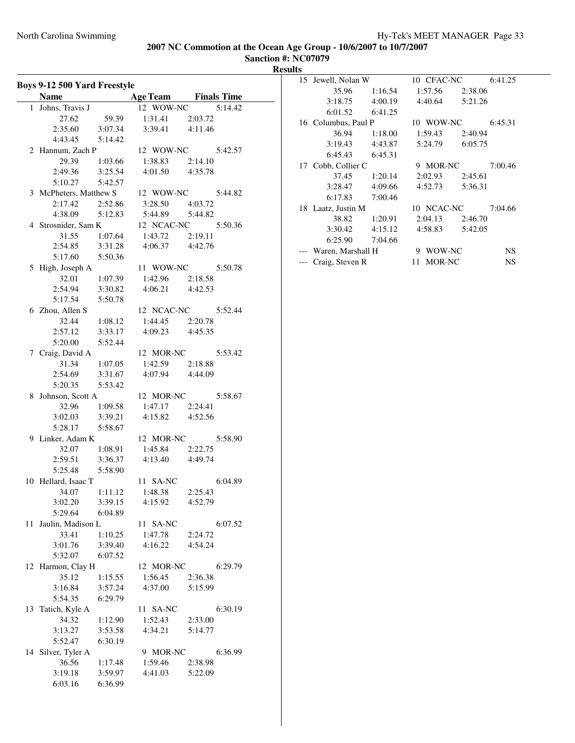**2007 NC Commotion at the Ocean Age Group - 10/6/2007 to 10/7/2007**

**Sanction #: NC07079**

**Results**

### Boys 9-12 500 Yard Freestyle

| | Name | Age | Team | Finals Time |
|---|---|---|---|---|
| 1 | Johns, Travis J | 12 | WOW-NC | 5:14.42 |
| | 27.62 59.39 1:31.41 2:03.72 2:35.60 3:07.34 3:39.41 4:11.46 4:43.45 5:14.42 | | | |
| 2 | Hannum, Zach P | 12 | WOW-NC | 5:42.57 |
| | 29.39 1:03.66 1:38.83 2:14.10 2:49.36 3:25.54 4:01.50 4:35.78 5:10.27 5:42.57 | | | |
| 3 | McPheters, Matthew S | 12 | WOW-NC | 5:44.82 |
| | 2:17.42 2:52.86 3:28.50 4:03.72 4:38.09 5:12.83 5:44.89 5:44.82 | | | |
| 4 | Strosnider, Sam K | 12 | NCAC-NC | 5:50.36 |
| | 31.55 1:07.64 1:43.72 2:19.11 2:54.85 3:31.28 4:06.37 4:42.76 5:17.60 5:50.36 | | | |
| 5 | High, Joseph A | 11 | WOW-NC | 5:50.78 |
| | 32.01 1:07.39 1:42.96 2:18.58 2:54.94 3:30.82 4:06.21 4:42.53 5:17.54 5:50.78 | | | |
| 6 | Zhou, Allen S | 12 | NCAC-NC | 5:52.44 |
| | 32.44 1:08.12 1:44.45 2:20.78 2:57.12 3:33.17 4:09.23 4:45.35 5:20.00 5:52.44 | | | |
| 7 | Craig, David A | 12 | MOR-NC | 5:53.42 |
| | 31.34 1:07.05 1:42.59 2:18.88 2:54.69 3:31.67 4:07.94 4:44.09 5:20.35 5:53.42 | | | |
| 8 | Johnson, Scott A | 12 | MOR-NC | 5:58.67 |
| | 32.96 1:09.58 1:47.17 2:24.41 3:02.03 3:39.21 4:15.82 4:52.56 5:28.17 5:58.67 | | | |
| 9 | Linker, Adam K | 12 | MOR-NC | 5:58.90 |
| | 32.07 1:08.91 1:45.84 2:22.75 2:59.51 3:36.37 4:13.40 4:49.74 5:25.48 5:58.90 | | | |
| 10 | Hellard, Isaac T | 11 | SA-NC | 6:04.89 |
| | 34.07 1:11.12 1:48.38 2:25.43 3:02.20 3:39.15 4:15.92 4:52.79 5:29.64 6:04.89 | | | |
| 11 | Jaulin, Madison L | 11 | SA-NC | 6:07.52 |
| | 33.41 1:10.25 1:47.78 2:24.72 3:01.76 3:39.40 4:16.22 4:54.24 5:32.07 6:07.52 | | | |
| 12 | Harmon, Clay H | 12 | MOR-NC | 6:29.79 |
| | 35.12 1:15.55 1:56.45 2:36.38 3:16.84 3:57.24 4:37.00 5:15.99 5:54.35 6:29.79 | | | |
| 13 | Tatich, Kyle A | 11 | SA-NC | 6:30.19 |
| | 34.32 1:12.90 1:52.43 2:33.00 3:13.27 3:53.58 4:34.21 5:14.77 5:52.47 6:30.19 | | | |
| 14 | Silver, Tyler A | 9 | MOR-NC | 6:36.99 |
| | 36.56 1:17.48 1:59.46 2:38.98 3:19.18 3:59.97 4:41.03 5:22.09 6:03.16 6:36.99 | | | |
| 15 | Jewell, Nolan W | 10 | CFAC-NC | 6:41.25 |
| | 35.96 1:16.54 1:57.56 2:38.06 3:18.75 4:00.19 4:40.64 5:21.26 6:01.52 6:41.25 | | | |
| 16 | Columbus, Paul P | 10 | WOW-NC | 6:45.31 |
| | 36.94 1:18.00 1:59.43 2:40.94 3:19.43 4:43.87 5:24.79 6:05.75 6:45.43 6:45.31 | | | |
| 17 | Cobb, Collier C | 9 | MOR-NC | 7:00.46 |
| | 37.45 1:20.14 2:02.93 2:45.61 3:28.47 4:09.66 4:52.73 5:36.31 6:17.83 7:00.46 | | | |
| 18 | Laatz, Justin M | 10 | NCAC-NC | 7:04.66 |
| | 38.82 1:20.91 2:04.13 2:46.70 3:30.42 4:15.12 4:58.83 5:42.05 6:25.90 7:04.66 | | | |
| --- | Waren, Marshall H | 9 | WOW-NC | NS |
| --- | Craig, Steven R | 11 | MOR-NC | NS |